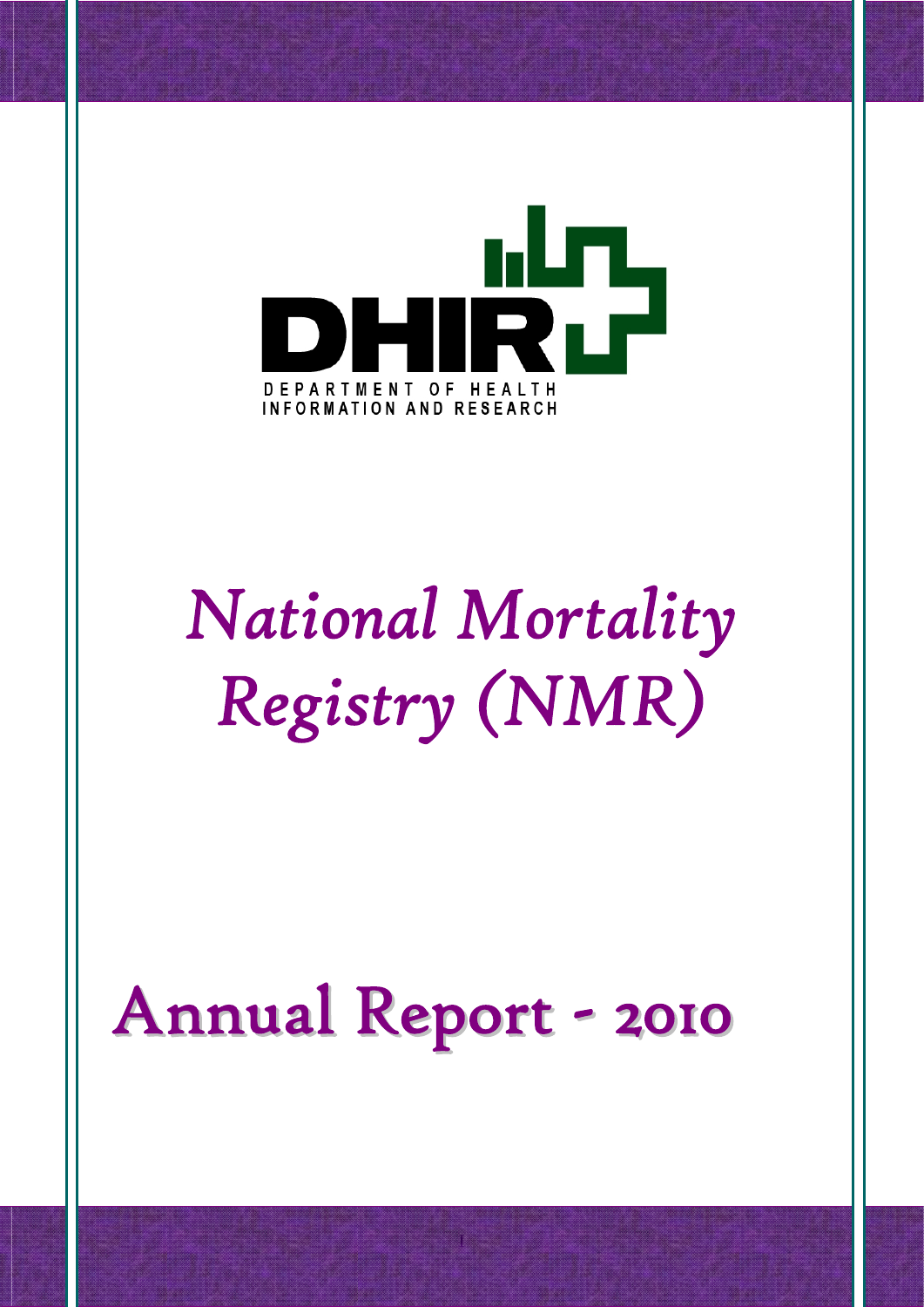DHIR

DEPARTMENT OF HEALTH INFORMATION AND RESEARCH

# *National Mortality Registry (NMR)*

# Annual Report - 2010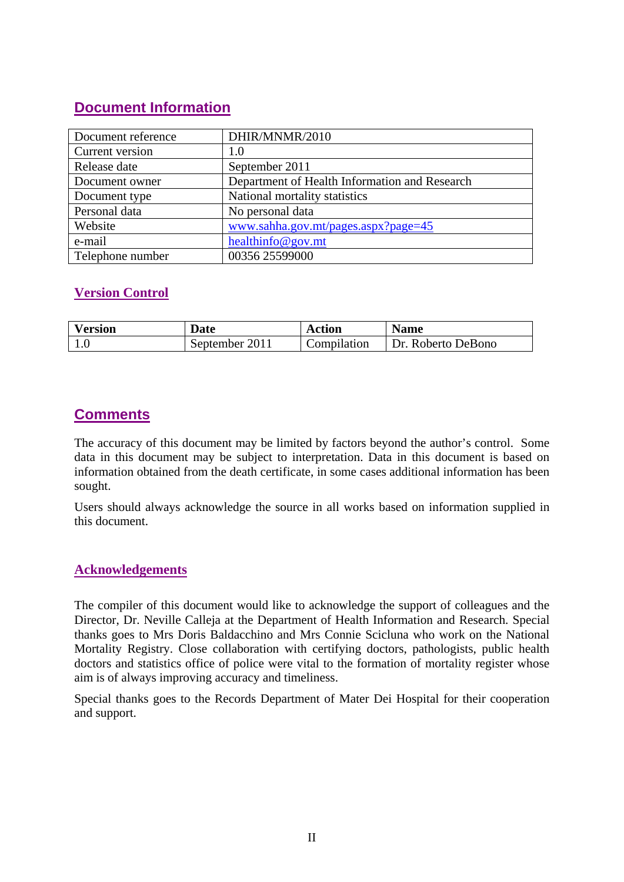## Document Information

| | |
|---|---|
| Document reference | DHIR/MNMR/2010 |
| Current version | 1.0 |
| Release date | September 2011 |
| Document owner | Department of Health Information and Research |
| Document type | National mortality statistics |
| Personal data | No personal data |
| Website | www.sahha.gov.mt/pages.aspx?page=45 |
| e-mail | healthinfo@gov.mt |
| Telephone number | 00356 25599000 |

## Version Control

| Version | Date | Action | Name |
|---|---|---|---|
| 1.0 | September 2011 | Compilation | Dr. Roberto DeBono |

## Comments

The accuracy of this document may be limited by factors beyond the author's control. Some data in this document may be subject to interpretation. Data in this document is based on information obtained from the death certificate, in some cases additional information has been sought.

Users should always acknowledge the source in all works based on information supplied in this document.

## Acknowledgements

The compiler of this document would like to acknowledge the support of colleagues and the Director, Dr. Neville Calleja at the Department of Health Information and Research. Special thanks goes to Mrs Doris Baldacchino and Mrs Connie Scicluna who work on the National Mortality Registry. Close collaboration with certifying doctors, pathologists, public health doctors and statistics office of police were vital to the formation of mortality register whose aim is of always improving accuracy and timeliness.

Special thanks goes to the Records Department of Mater Dei Hospital for their cooperation and support.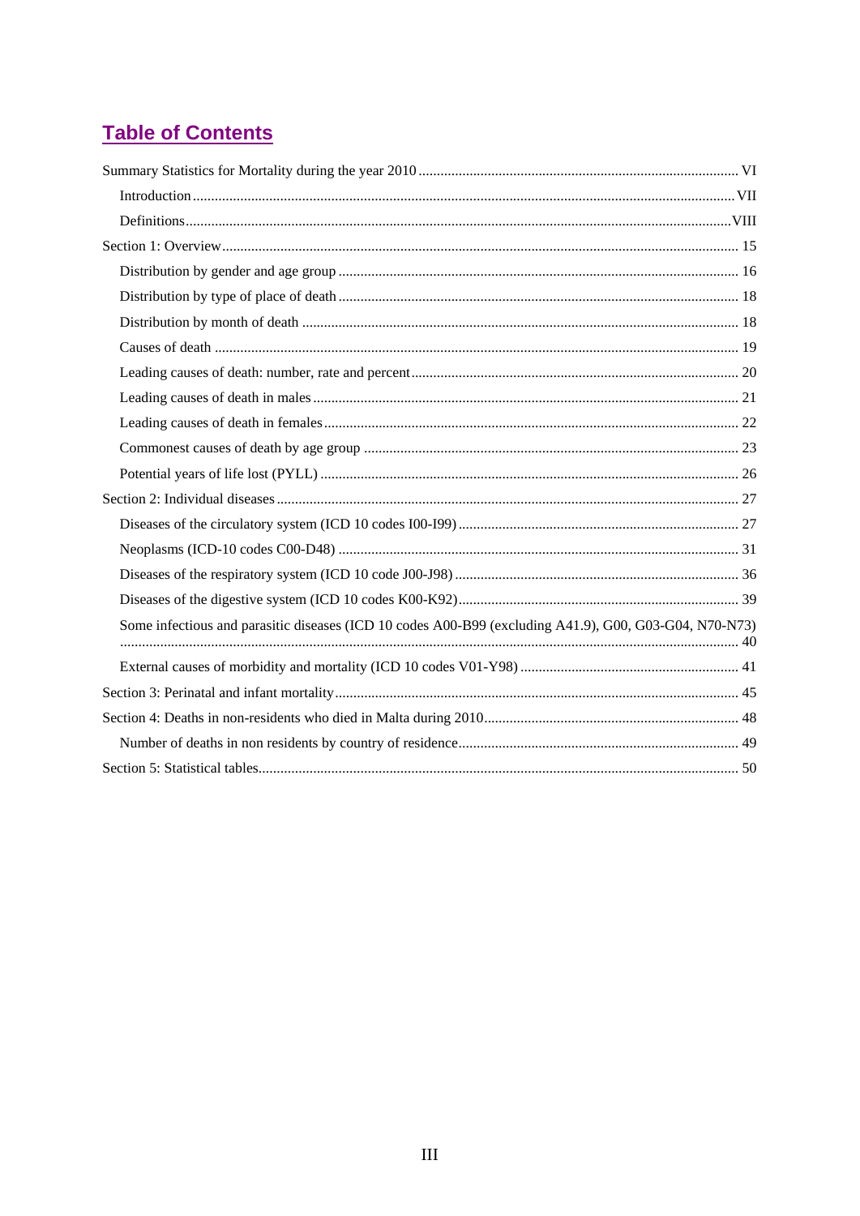## Table of Contents

- Summary Statistics for Mortality during the year 2010 ........ VI
  - Introduction ........ VII
  - Definitions ........ VIII
- Section 1: Overview ........ 15
  - Distribution by gender and age group ........ 16
  - Distribution by type of place of death ........ 18
  - Distribution by month of death ........ 18
  - Causes of death ........ 19
  - Leading causes of death: number, rate and percent ........ 20
  - Leading causes of death in males ........ 21
  - Leading causes of death in females ........ 22
  - Commonest causes of death by age group ........ 23
  - Potential years of life lost (PYLL) ........ 26
- Section 2: Individual diseases ........ 27
  - Diseases of the circulatory system (ICD 10 codes I00-I99) ........ 27
  - Neoplasms (ICD-10 codes C00-D48) ........ 31
  - Diseases of the respiratory system (ICD 10 code J00-J98) ........ 36
  - Diseases of the digestive system (ICD 10 codes K00-K92) ........ 39
  - Some infectious and parasitic diseases (ICD 10 codes A00-B99 (excluding A41.9), G00, G03-G04, N70-N73) ........ 40
  - External causes of morbidity and mortality (ICD 10 codes V01-Y98) ........ 41
- Section 3: Perinatal and infant mortality ........ 45
- Section 4: Deaths in non-residents who died in Malta during 2010 ........ 48
  - Number of deaths in non residents by country of residence ........ 49
- Section 5: Statistical tables ........ 50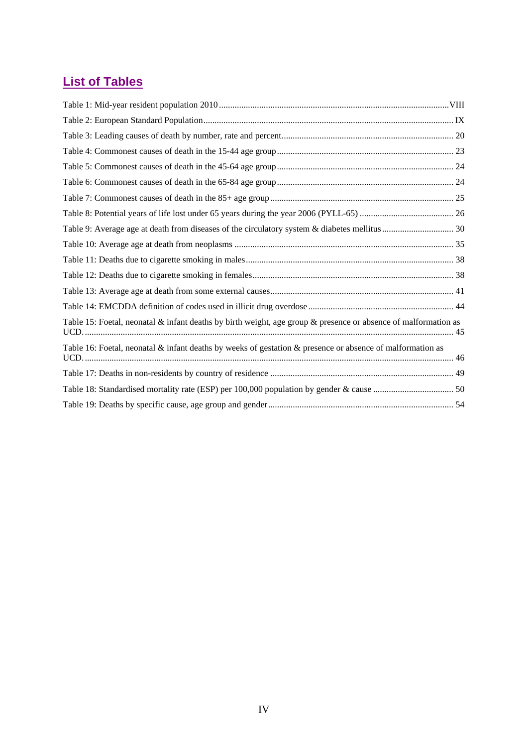## List of Tables

Table 1: Mid-year resident population 2010 ...... VIII

Table 2: European Standard Population ...... IX

Table 3: Leading causes of death by number, rate and percent ...... 20

Table 4: Commonest causes of death in the 15-44 age group ...... 23

Table 5: Commonest causes of death in the 45-64 age group ...... 24

Table 6: Commonest causes of death in the 65-84 age group ...... 24

Table 7: Commonest causes of death in the 85+ age group ...... 25

Table 8: Potential years of life lost under 65 years during the year 2006 (PYLL-65) ...... 26

Table 9: Average age at death from diseases of the circulatory system & diabetes mellitus ...... 30

Table 10: Average age at death from neoplasms ...... 35

Table 11: Deaths due to cigarette smoking in males ...... 38

Table 12: Deaths due to cigarette smoking in females ...... 38

Table 13: Average age at death from some external causes ...... 41

Table 14: EMCDDA definition of codes used in illicit drug overdose ...... 44

Table 15: Foetal, neonatal & infant deaths by birth weight, age group & presence or absence of malformation as UCD. ...... 45

Table 16: Foetal, neonatal & infant deaths by weeks of gestation & presence or absence of malformation as UCD. ...... 46

Table 17: Deaths in non-residents by country of residence ...... 49

Table 18: Standardised mortality rate (ESP) per 100,000 population by gender & cause ...... 50

Table 19: Deaths by specific cause, age group and gender ...... 54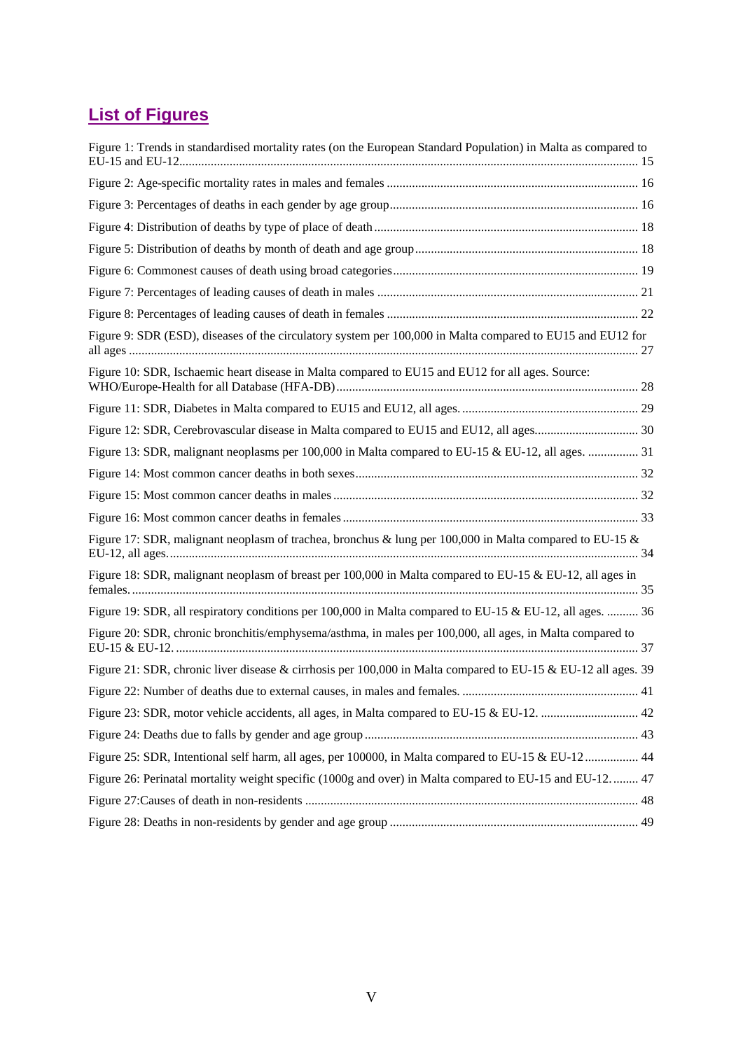## List of Figures

Figure 1: Trends in standardised mortality rates (on the European Standard Population) in Malta as compared to EU-15 and EU-12 ... 15

Figure 2: Age-specific mortality rates in males and females ... 16

Figure 3: Percentages of deaths in each gender by age group ... 16

Figure 4: Distribution of deaths by type of place of death ... 18

Figure 5: Distribution of deaths by month of death and age group ... 18

Figure 6: Commonest causes of death using broad categories ... 19

Figure 7: Percentages of leading causes of death in males ... 21

Figure 8: Percentages of leading causes of death in females ... 22

Figure 9: SDR (ESD), diseases of the circulatory system per 100,000 in Malta compared to EU15 and EU12 for all ages ... 27

Figure 10: SDR, Ischaemic heart disease in Malta compared to EU15 and EU12 for all ages. Source: WHO/Europe-Health for all Database (HFA-DB) ... 28

Figure 11: SDR, Diabetes in Malta compared to EU15 and EU12, all ages. ... 29

Figure 12: SDR, Cerebrovascular disease in Malta compared to EU15 and EU12, all ages. ... 30

Figure 13: SDR, malignant neoplasms per 100,000 in Malta compared to EU-15 & EU-12, all ages. ... 31

Figure 14: Most common cancer deaths in both sexes ... 32

Figure 15: Most common cancer deaths in males ... 32

Figure 16: Most common cancer deaths in females ... 33

Figure 17: SDR, malignant neoplasm of trachea, bronchus & lung per 100,000 in Malta compared to EU-15 & EU-12, all ages. ... 34

Figure 18: SDR, malignant neoplasm of breast per 100,000 in Malta compared to EU-15 & EU-12, all ages in females. ... 35

Figure 19: SDR, all respiratory conditions per 100,000 in Malta compared to EU-15 & EU-12, all ages. ... 36

Figure 20: SDR, chronic bronchitis/emphysema/asthma, in males per 100,000, all ages, in Malta compared to EU-15 & EU-12. ... 37

Figure 21: SDR, chronic liver disease & cirrhosis per 100,000 in Malta compared to EU-15 & EU-12 all ages. 39

Figure 22: Number of deaths due to external causes, in males and females. ... 41

Figure 23: SDR, motor vehicle accidents, all ages, in Malta compared to EU-15 & EU-12. ... 42

Figure 24: Deaths due to falls by gender and age group ... 43

Figure 25: SDR, Intentional self harm, all ages, per 100000, in Malta compared to EU-15 & EU-12 ... 44

Figure 26: Perinatal mortality weight specific (1000g and over) in Malta compared to EU-15 and EU-12. ... 47

Figure 27: Causes of death in non-residents ... 48

Figure 28: Deaths in non-residents by gender and age group ... 49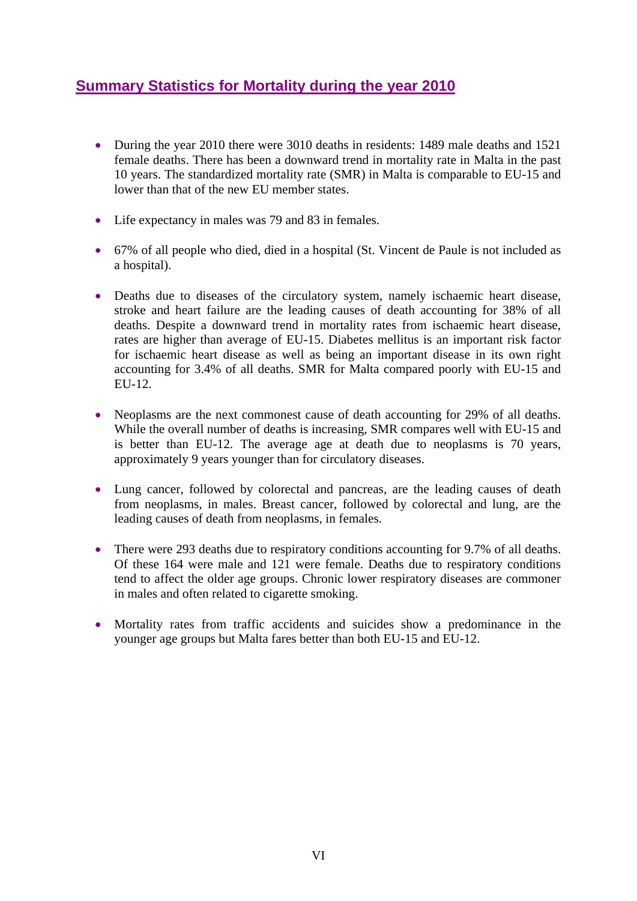## Summary Statistics for Mortality during the year 2010

- During the year 2010 there were 3010 deaths in residents: 1489 male deaths and 1521 female deaths. There has been a downward trend in mortality rate in Malta in the past 10 years. The standardized mortality rate (SMR) in Malta is comparable to EU-15 and lower than that of the new EU member states.

- Life expectancy in males was 79 and 83 in females.

- 67% of all people who died, died in a hospital (St. Vincent de Paule is not included as a hospital).

- Deaths due to diseases of the circulatory system, namely ischaemic heart disease, stroke and heart failure are the leading causes of death accounting for 38% of all deaths. Despite a downward trend in mortality rates from ischaemic heart disease, rates are higher than average of EU-15. Diabetes mellitus is an important risk factor for ischaemic heart disease as well as being an important disease in its own right accounting for 3.4% of all deaths. SMR for Malta compared poorly with EU-15 and EU-12.

- Neoplasms are the next commonest cause of death accounting for 29% of all deaths. While the overall number of deaths is increasing, SMR compares well with EU-15 and is better than EU-12. The average age at death due to neoplasms is 70 years, approximately 9 years younger than for circulatory diseases.

- Lung cancer, followed by colorectal and pancreas, are the leading causes of death from neoplasms, in males. Breast cancer, followed by colorectal and lung, are the leading causes of death from neoplasms, in females.

- There were 293 deaths due to respiratory conditions accounting for 9.7% of all deaths. Of these 164 were male and 121 were female. Deaths due to respiratory conditions tend to affect the older age groups. Chronic lower respiratory diseases are commoner in males and often related to cigarette smoking.

- Mortality rates from traffic accidents and suicides show a predominance in the younger age groups but Malta fares better than both EU-15 and EU-12.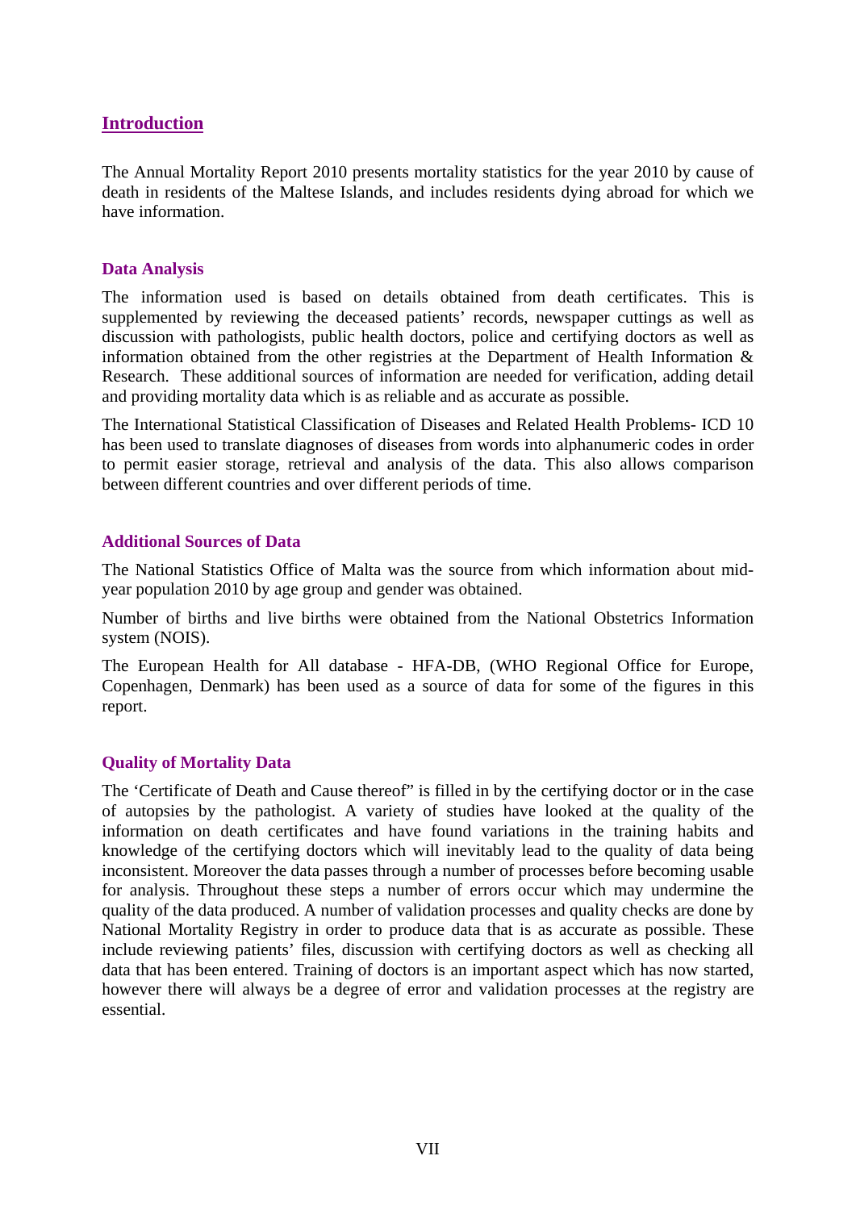# Introduction

The Annual Mortality Report 2010 presents mortality statistics for the year 2010 by cause of death in residents of the Maltese Islands, and includes residents dying abroad for which we have information.

## Data Analysis

The information used is based on details obtained from death certificates. This is supplemented by reviewing the deceased patients' records, newspaper cuttings as well as discussion with pathologists, public health doctors, police and certifying doctors as well as information obtained from the other registries at the Department of Health Information & Research. These additional sources of information are needed for verification, adding detail and providing mortality data which is as reliable and as accurate as possible.

The International Statistical Classification of Diseases and Related Health Problems- ICD 10 has been used to translate diagnoses of diseases from words into alphanumeric codes in order to permit easier storage, retrieval and analysis of the data. This also allows comparison between different countries and over different periods of time.

## Additional Sources of Data

The National Statistics Office of Malta was the source from which information about mid-year population 2010 by age group and gender was obtained.

Number of births and live births were obtained from the National Obstetrics Information system (NOIS).

The European Health for All database - HFA-DB, (WHO Regional Office for Europe, Copenhagen, Denmark) has been used as a source of data for some of the figures in this report.

## Quality of Mortality Data

The 'Certificate of Death and Cause thereof" is filled in by the certifying doctor or in the case of autopsies by the pathologist. A variety of studies have looked at the quality of the information on death certificates and have found variations in the training habits and knowledge of the certifying doctors which will inevitably lead to the quality of data being inconsistent. Moreover the data passes through a number of processes before becoming usable for analysis. Throughout these steps a number of errors occur which may undermine the quality of the data produced. A number of validation processes and quality checks are done by National Mortality Registry in order to produce data that is as accurate as possible. These include reviewing patients' files, discussion with certifying doctors as well as checking all data that has been entered. Training of doctors is an important aspect which has now started, however there will always be a degree of error and validation processes at the registry are essential.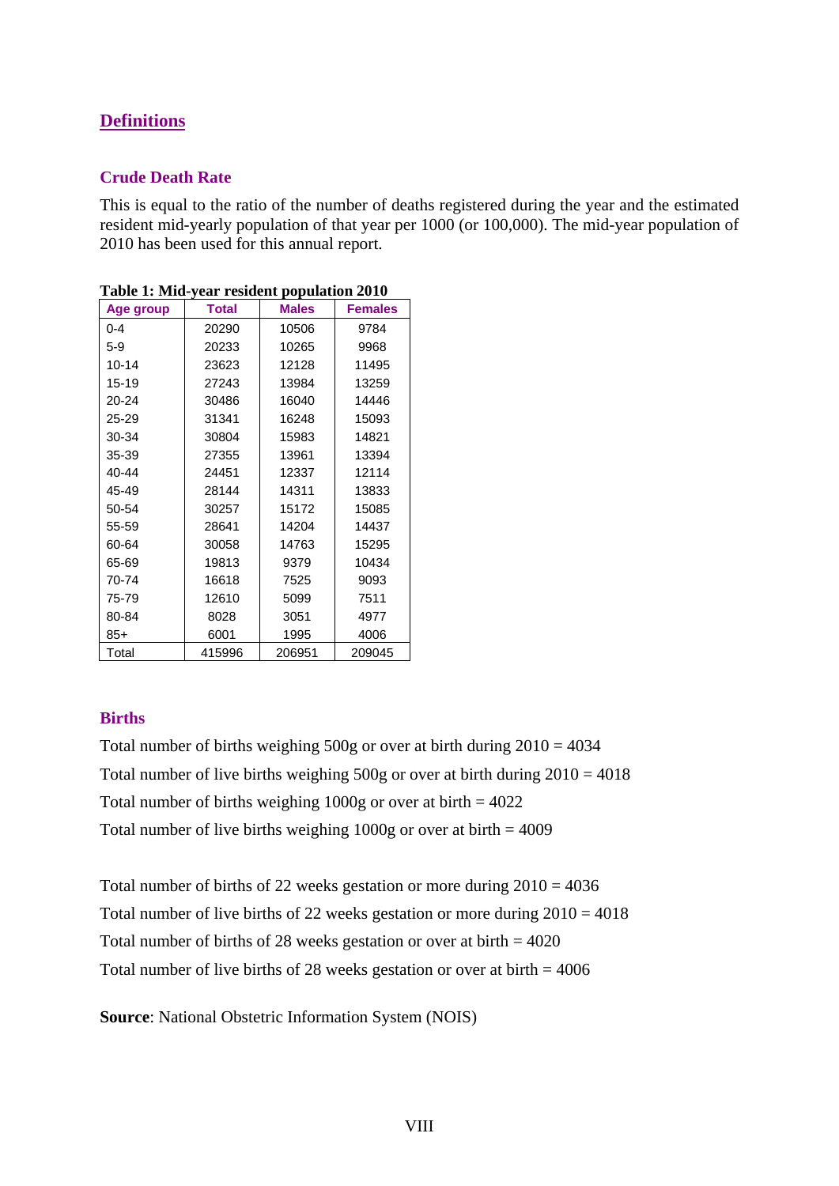# Definitions

## Crude Death Rate

This is equal to the ratio of the number of deaths registered during the year and the estimated resident mid-yearly population of that year per 1000 (or 100,000). The mid-year population of 2010 has been used for this annual report.

**Table 1: Mid-year resident population 2010**

| Age group | Total | Males | Females |
|---|---|---|---|
| 0-4 | 20290 | 10506 | 9784 |
| 5-9 | 20233 | 10265 | 9968 |
| 10-14 | 23623 | 12128 | 11495 |
| 15-19 | 27243 | 13984 | 13259 |
| 20-24 | 30486 | 16040 | 14446 |
| 25-29 | 31341 | 16248 | 15093 |
| 30-34 | 30804 | 15983 | 14821 |
| 35-39 | 27355 | 13961 | 13394 |
| 40-44 | 24451 | 12337 | 12114 |
| 45-49 | 28144 | 14311 | 13833 |
| 50-54 | 30257 | 15172 | 15085 |
| 55-59 | 28641 | 14204 | 14437 |
| 60-64 | 30058 | 14763 | 15295 |
| 65-69 | 19813 | 9379 | 10434 |
| 70-74 | 16618 | 7525 | 9093 |
| 75-79 | 12610 | 5099 | 7511 |
| 80-84 | 8028 | 3051 | 4977 |
| 85+ | 6001 | 1995 | 4006 |
| Total | 415996 | 206951 | 209045 |

## Births

Total number of births weighing 500g or over at birth during 2010 = 4034

Total number of live births weighing 500g or over at birth during 2010 = 4018

Total number of births weighing 1000g or over at birth = 4022

Total number of live births weighing 1000g or over at birth = 4009

Total number of births of 22 weeks gestation or more during 2010 = 4036

Total number of live births of 22 weeks gestation or more during 2010 = 4018

Total number of births of 28 weeks gestation or over at birth = 4020

Total number of live births of 28 weeks gestation or over at birth = 4006

**Source**: National Obstetric Information System (NOIS)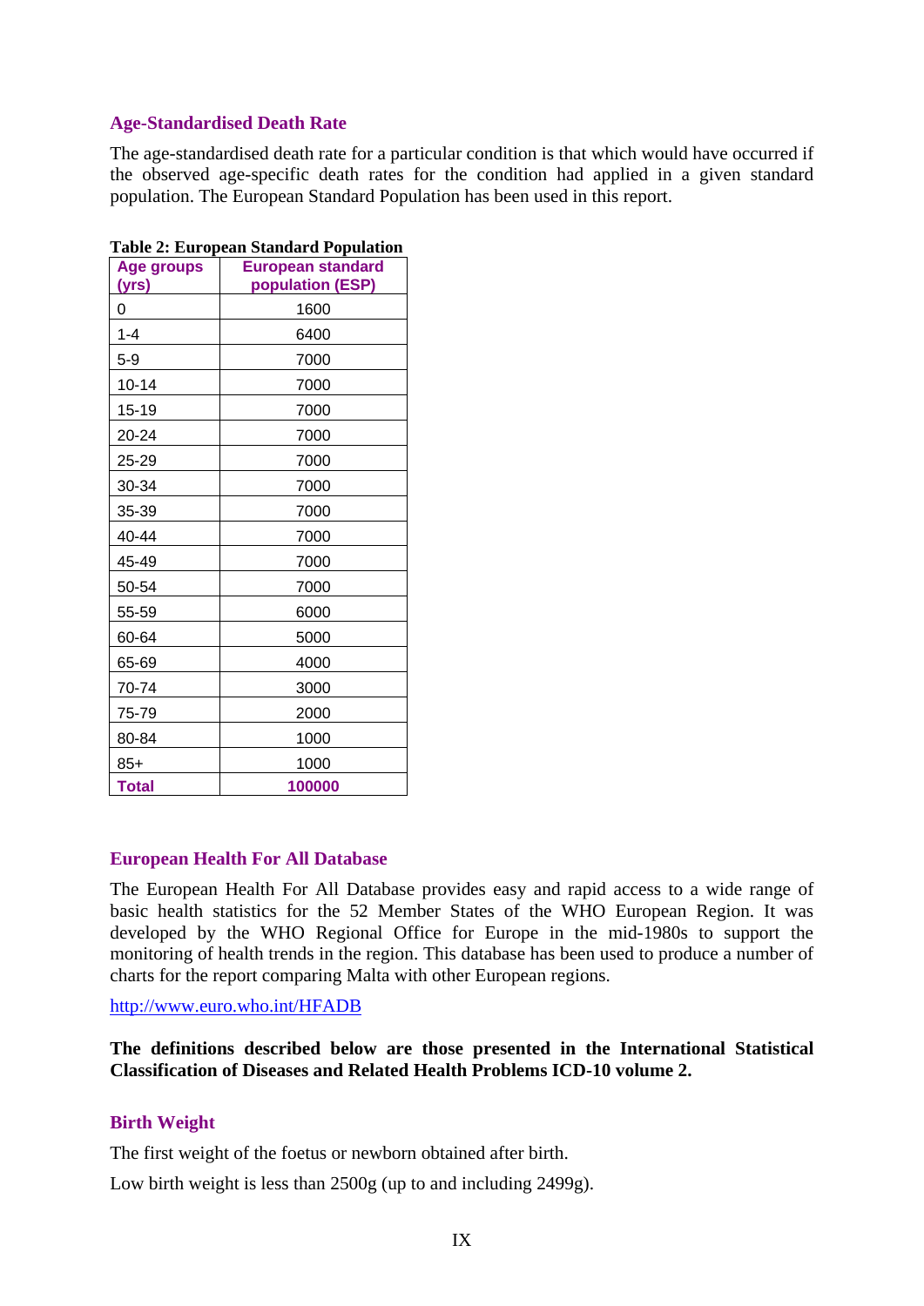## Age-Standardised Death Rate

The age-standardised death rate for a particular condition is that which would have occurred if the observed age-specific death rates for the condition had applied in a given standard population. The European Standard Population has been used in this report.

**Table 2: European Standard Population**

| Age groups (yrs) | European standard population (ESP) |
|---|---|
| 0 | 1600 |
| 1-4 | 6400 |
| 5-9 | 7000 |
| 10-14 | 7000 |
| 15-19 | 7000 |
| 20-24 | 7000 |
| 25-29 | 7000 |
| 30-34 | 7000 |
| 35-39 | 7000 |
| 40-44 | 7000 |
| 45-49 | 7000 |
| 50-54 | 7000 |
| 55-59 | 6000 |
| 60-64 | 5000 |
| 65-69 | 4000 |
| 70-74 | 3000 |
| 75-79 | 2000 |
| 80-84 | 1000 |
| 85+ | 1000 |
| **Total** | **100000** |

## European Health For All Database

The European Health For All Database provides easy and rapid access to a wide range of basic health statistics for the 52 Member States of the WHO European Region. It was developed by the WHO Regional Office for Europe in the mid-1980s to support the monitoring of health trends in the region. This database has been used to produce a number of charts for the report comparing Malta with other European regions.

http://www.euro.who.int/HFADB

**The definitions described below are those presented in the International Statistical Classification of Diseases and Related Health Problems ICD-10 volume 2.**

## Birth Weight

The first weight of the foetus or newborn obtained after birth.

Low birth weight is less than 2500g (up to and including 2499g).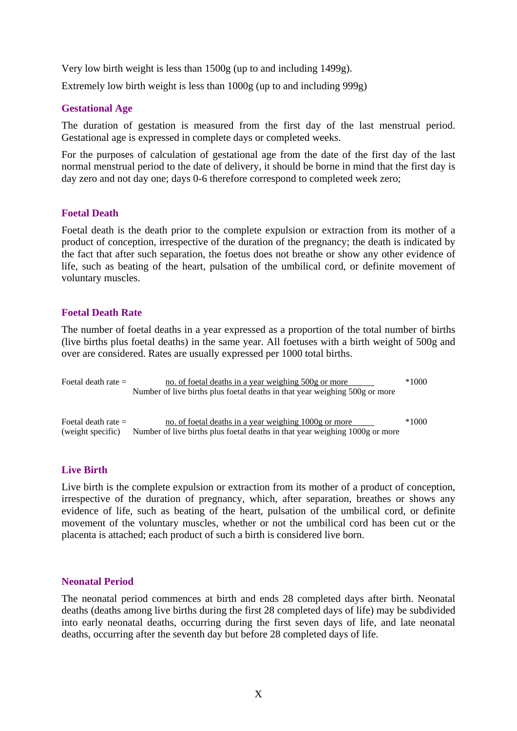Very low birth weight is less than 1500g (up to and including 1499g).

Extremely low birth weight is less than 1000g (up to and including 999g)

### Gestational Age

The duration of gestation is measured from the first day of the last menstrual period. Gestational age is expressed in complete days or completed weeks.

For the purposes of calculation of gestational age from the date of the first day of the last normal menstrual period to the date of delivery, it should be borne in mind that the first day is day zero and not day one; days 0-6 therefore correspond to completed week zero;

### Foetal Death

Foetal death is the death prior to the complete expulsion or extraction from its mother of a product of conception, irrespective of the duration of the pregnancy; the death is indicated by the fact that after such separation, the foetus does not breathe or show any other evidence of life, such as beating of the heart, pulsation of the umbilical cord, or definite movement of voluntary muscles.

### Foetal Death Rate

The number of foetal deaths in a year expressed as a proportion of the total number of births (live births plus foetal deaths) in the same year. All foetuses with a birth weight of 500g and over are considered. Rates are usually expressed per 1000 total births.

$$\text{Foetal death rate} = \frac{\text{no. of foetal deaths in a year weighing 500g or more}}{\text{Number of live births plus foetal deaths in that year weighing 500g or more}} * 1000$$

$$\text{Foetal death rate (weight specific)} = \frac{\text{no. of foetal deaths in a year weighing 1000g or more}}{\text{Number of live births plus foetal deaths in that year weighing 1000g or more}} * 1000$$

### Live Birth

Live birth is the complete expulsion or extraction from its mother of a product of conception, irrespective of the duration of pregnancy, which, after separation, breathes or shows any evidence of life, such as beating of the heart, pulsation of the umbilical cord, or definite movement of the voluntary muscles, whether or not the umbilical cord has been cut or the placenta is attached; each product of such a birth is considered live born.

### Neonatal Period

The neonatal period commences at birth and ends 28 completed days after birth. Neonatal deaths (deaths among live births during the first 28 completed days of life) may be subdivided into early neonatal deaths, occurring during the first seven days of life, and late neonatal deaths, occurring after the seventh day but before 28 completed days of life.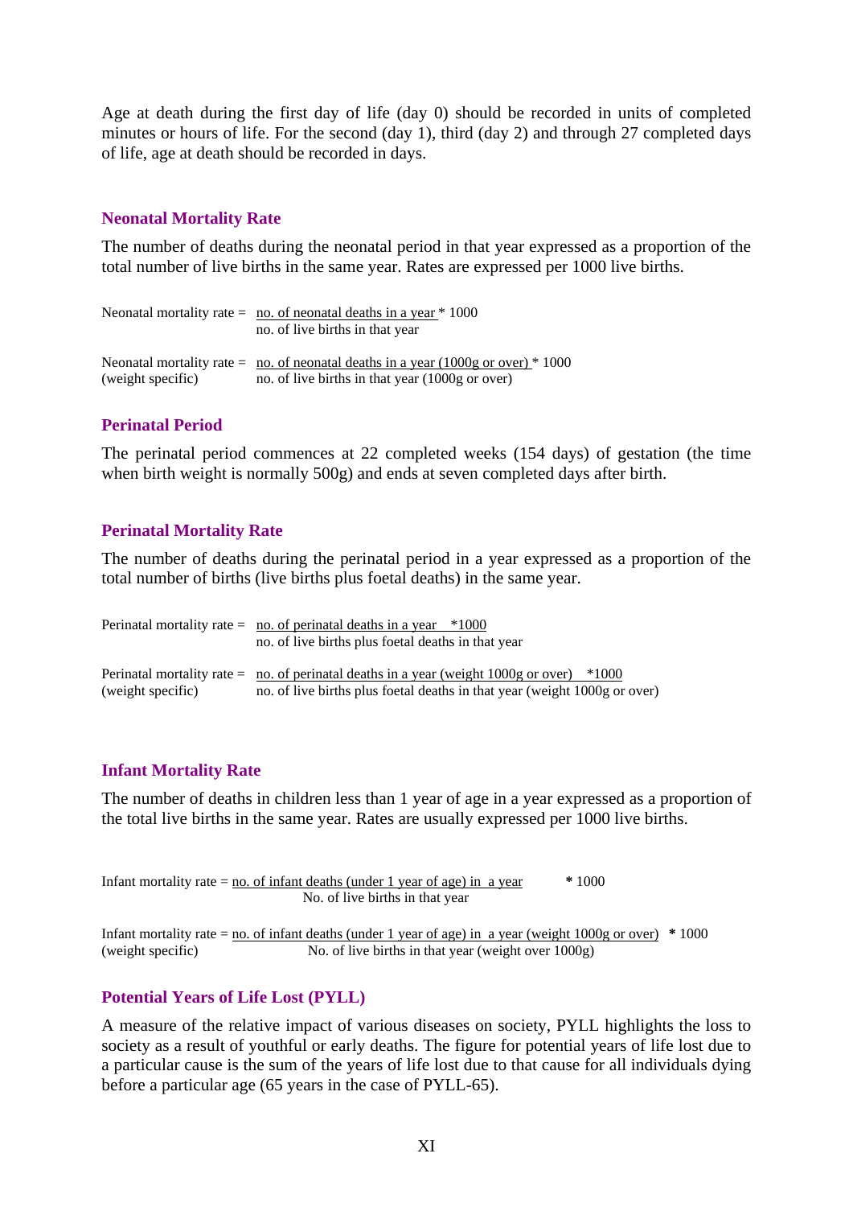Age at death during the first day of life (day 0) should be recorded in units of completed minutes or hours of life. For the second (day 1), third (day 2) and through 27 completed days of life, age at death should be recorded in days.

### Neonatal Mortality Rate

The number of deaths during the neonatal period in that year expressed as a proportion of the total number of live births in the same year. Rates are expressed per 1000 live births.

$$\text{Neonatal mortality rate} = \frac{\text{no. of neonatal deaths in a year}}{\text{no. of live births in that year}} * 1000$$

$$\text{Neonatal mortality rate (weight specific)} = \frac{\text{no. of neonatal deaths in a year (1000g or over)}}{\text{no. of live births in that year (1000g or over)}} * 1000$$

### Perinatal Period

The perinatal period commences at 22 completed weeks (154 days) of gestation (the time when birth weight is normally 500g) and ends at seven completed days after birth.

### Perinatal Mortality Rate

The number of deaths during the perinatal period in a year expressed as a proportion of the total number of births (live births plus foetal deaths) in the same year.

$$\text{Perinatal mortality rate} = \frac{\text{no. of perinatal deaths in a year}}{\text{no. of live births plus foetal deaths in that year}} * 1000$$

$$\text{Perinatal mortality rate (weight specific)} = \frac{\text{no. of perinatal deaths in a year (weight 1000g or over)}}{\text{no. of live births plus foetal deaths in that year (weight 1000g or over)}} * 1000$$

### Infant Mortality Rate

The number of deaths in children less than 1 year of age in a year expressed as a proportion of the total live births in the same year. Rates are usually expressed per 1000 live births.

$$\text{Infant mortality rate} = \frac{\text{no. of infant deaths (under 1 year of age) in a year}}{\text{No. of live births in that year}} * 1000$$

$$\text{Infant mortality rate (weight specific)} = \frac{\text{no. of infant deaths (under 1 year of age) in a year (weight 1000g or over)}}{\text{No. of live births in that year (weight over 1000g)}} * 1000$$

### Potential Years of Life Lost (PYLL)

A measure of the relative impact of various diseases on society, PYLL highlights the loss to society as a result of youthful or early deaths. The figure for potential years of life lost due to a particular cause is the sum of the years of life lost due to that cause for all individuals dying before a particular age (65 years in the case of PYLL-65).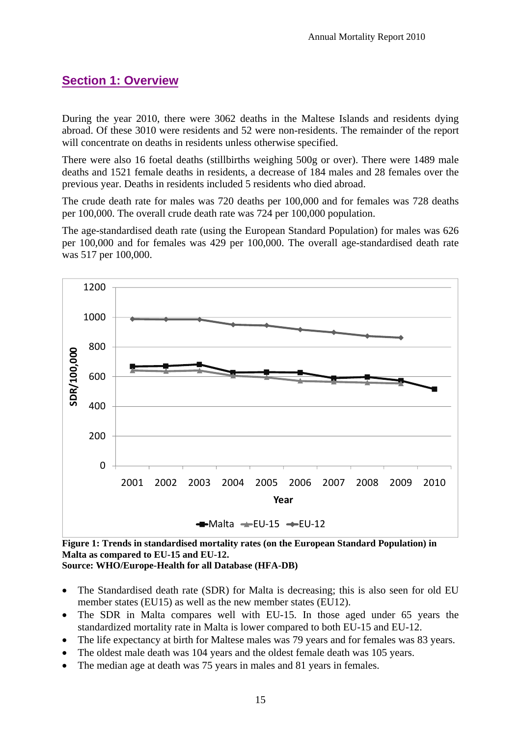## Section 1: Overview

During the year 2010, there were 3062 deaths in the Maltese Islands and residents dying abroad. Of these 3010 were residents and 52 were non-residents. The remainder of the report will concentrate on deaths in residents unless otherwise specified.

There were also 16 foetal deaths (stillbirths weighing 500g or over). There were 1489 male deaths and 1521 female deaths in residents, a decrease of 184 males and 28 females over the previous year. Deaths in residents included 5 residents who died abroad.

The crude death rate for males was 720 deaths per 100,000 and for females was 728 deaths per 100,000. The overall crude death rate was 724 per 100,000 population.

The age-standardised death rate (using the European Standard Population) for males was 626 per 100,000 and for females was 429 per 100,000. The overall age-standardised death rate was 517 per 100,000.

SDR/100,000

1200
1000
800
600
400
200
0

2001 2002 2003 2004 2005 2006 2007 2008 2009 2010

Year

Malta EU-15 EU-12

**Figure 1: Trends in standardised mortality rates (on the European Standard Population) in Malta as compared to EU-15 and EU-12.**
**Source: WHO/Europe-Health for all Database (HFA-DB)**

- The Standardised death rate (SDR) for Malta is decreasing; this is also seen for old EU member states (EU15) as well as the new member states (EU12).
- The SDR in Malta compares well with EU-15. In those aged under 65 years the standardized mortality rate in Malta is lower compared to both EU-15 and EU-12.
- The life expectancy at birth for Maltese males was 79 years and for females was 83 years.
- The oldest male death was 104 years and the oldest female death was 105 years.
- The median age at death was 75 years in males and 81 years in females.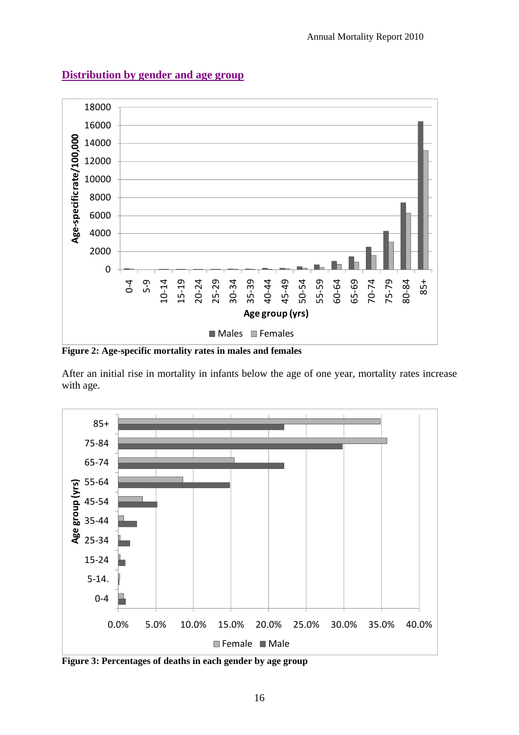## Distribution by gender and age group

**Figure 2: Age-specific mortality rates in males and females**

After an initial rise in mortality in infants below the age of one year, mortality rates increase with age.

**Figure 3: Percentages of deaths in each gender by age group**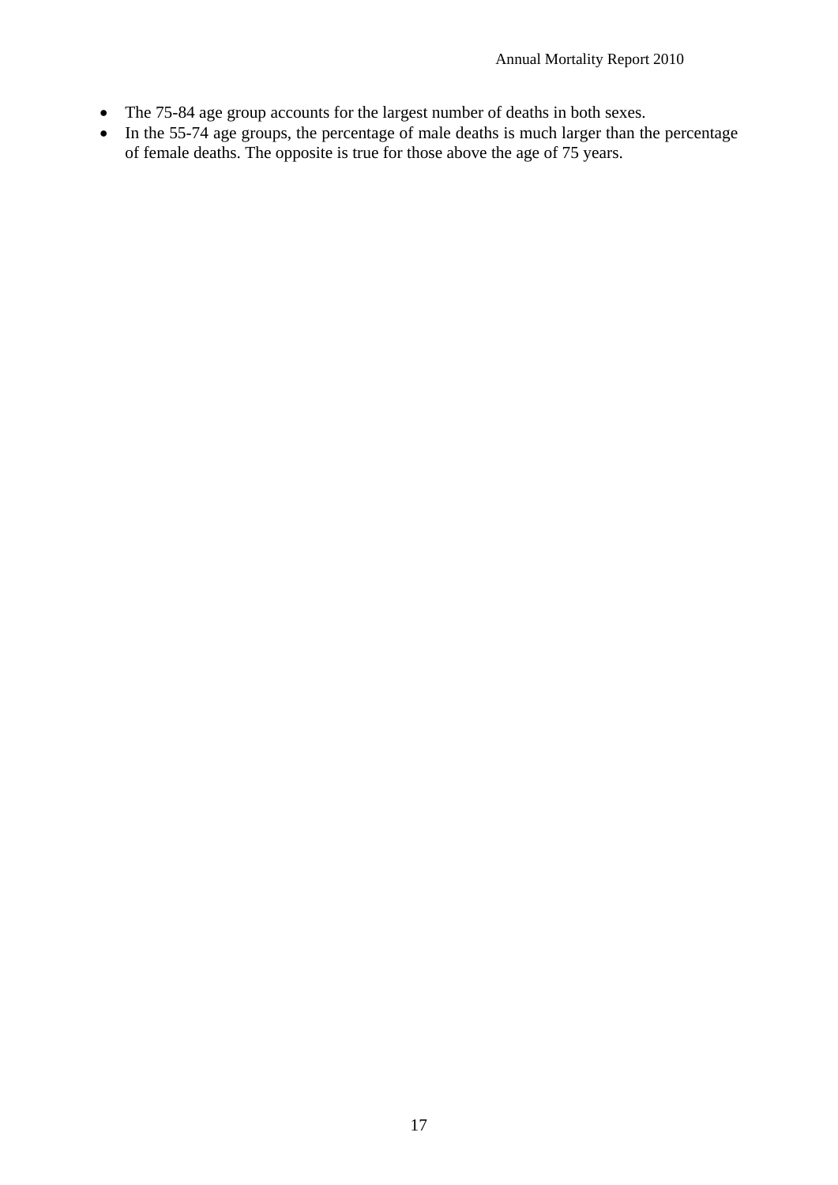- The 75-84 age group accounts for the largest number of deaths in both sexes.
- In the 55-74 age groups, the percentage of male deaths is much larger than the percentage of female deaths. The opposite is true for those above the age of 75 years.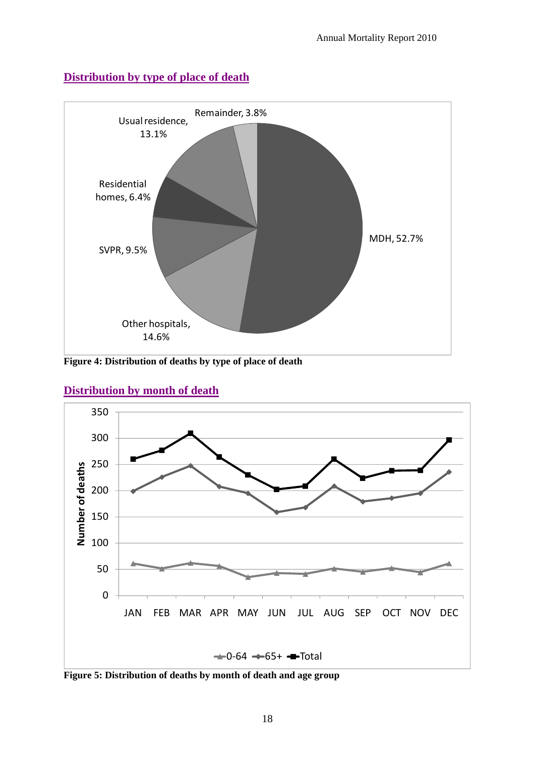## Distribution by type of place of death

Remainder, 3.8%
Usual residence, 13.1%
Residential homes, 6.4%
SVPR, 9.5%
Other hospitals, 14.6%
MDH, 52.7%

**Figure 4: Distribution of deaths by type of place of death**

## Distribution by month of death

Number of deaths
350
300
250
200
150
100
50
0
JAN FEB MAR APR MAY JUN JUL AUG SEP OCT NOV DEC
0-64 65+ Total

**Figure 5: Distribution of deaths by month of death and age group**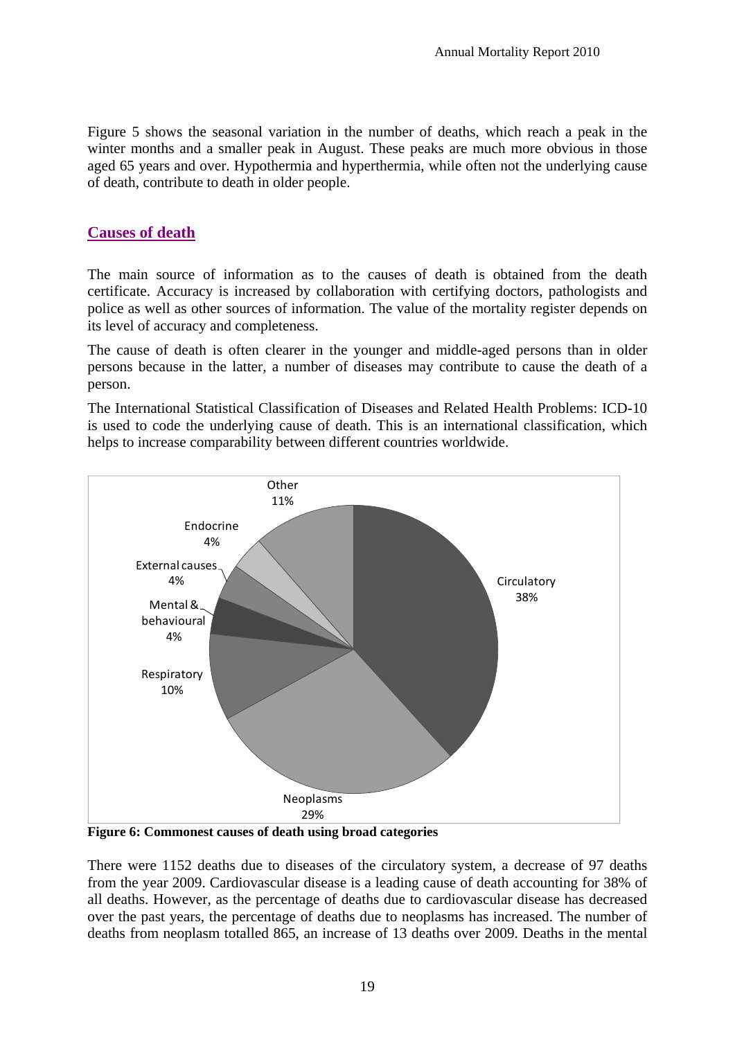Figure 5 shows the seasonal variation in the number of deaths, which reach a peak in the winter months and a smaller peak in August. These peaks are much more obvious in those aged 65 years and over. Hypothermia and hyperthermia, while often not the underlying cause of death, contribute to death in older people.

## Causes of death

The main source of information as to the causes of death is obtained from the death certificate. Accuracy is increased by collaboration with certifying doctors, pathologists and police as well as other sources of information. The value of the mortality register depends on its level of accuracy and completeness.

The cause of death is often clearer in the younger and middle-aged persons than in older persons because in the latter, a number of diseases may contribute to cause the death of a person.

The International Statistical Classification of Diseases and Related Health Problems: ICD-10 is used to code the underlying cause of death. This is an international classification, which helps to increase comparability between different countries worldwide.

Other
11%
Endocrine
4%
External causes
4%
Mental & behavioural
4%
Respiratory
10%
Neoplasms
29%
Circulatory
38%

**Figure 6: Commonest causes of death using broad categories**

There were 1152 deaths due to diseases of the circulatory system, a decrease of 97 deaths from the year 2009. Cardiovascular disease is a leading cause of death accounting for 38% of all deaths. However, as the percentage of deaths due to cardiovascular disease has decreased over the past years, the percentage of deaths due to neoplasms has increased. The number of deaths from neoplasm totalled 865, an increase of 13 deaths over 2009. Deaths in the mental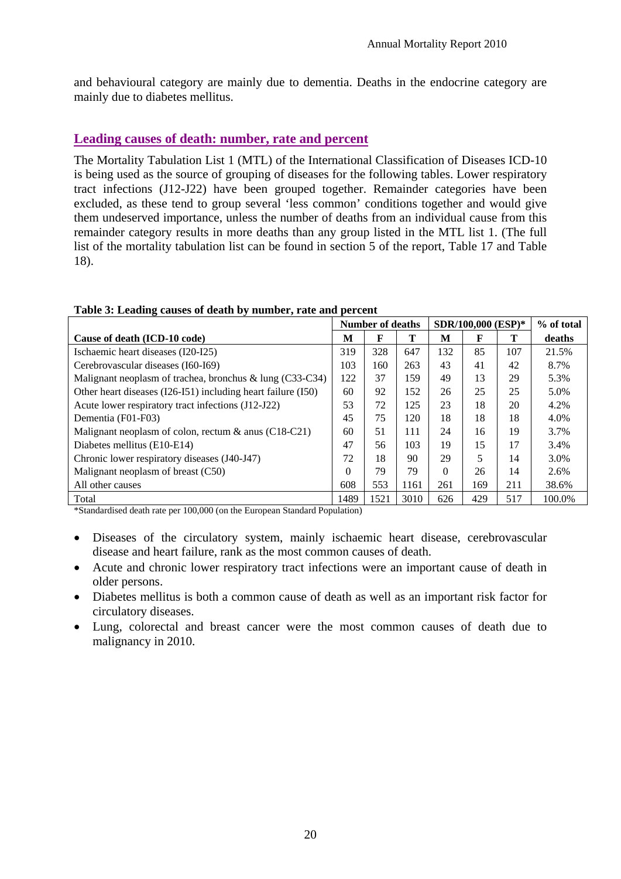and behavioural category are mainly due to dementia. Deaths in the endocrine category are mainly due to diabetes mellitus.

## Leading causes of death: number, rate and percent

The Mortality Tabulation List 1 (MTL) of the International Classification of Diseases ICD-10 is being used as the source of grouping of diseases for the following tables. Lower respiratory tract infections (J12-J22) have been grouped together. Remainder categories have been excluded, as these tend to group several 'less common' conditions together and would give them undeserved importance, unless the number of deaths from an individual cause from this remainder category results in more deaths than any group listed in the MTL list 1. (The full list of the mortality tabulation list can be found in section 5 of the report, Table 17 and Table 18).

**Table 3: Leading causes of death by number, rate and percent**

| | Number of deaths | | | SDR/100,000 (ESP)* | | | % of total |
|---|---|---|---|---|---|---|---|
| **Cause of death (ICD-10 code)** | **M** | **F** | **T** | **M** | **F** | **T** | **deaths** |
| Ischaemic heart diseases (I20-I25) | 319 | 328 | 647 | 132 | 85 | 107 | 21.5% |
| Cerebrovascular diseases (I60-I69) | 103 | 160 | 263 | 43 | 41 | 42 | 8.7% |
| Malignant neoplasm of trachea, bronchus & lung (C33-C34) | 122 | 37 | 159 | 49 | 13 | 29 | 5.3% |
| Other heart diseases (I26-I51) including heart failure (I50) | 60 | 92 | 152 | 26 | 25 | 25 | 5.0% |
| Acute lower respiratory tract infections (J12-J22) | 53 | 72 | 125 | 23 | 18 | 20 | 4.2% |
| Dementia (F01-F03) | 45 | 75 | 120 | 18 | 18 | 18 | 4.0% |
| Malignant neoplasm of colon, rectum & anus (C18-C21) | 60 | 51 | 111 | 24 | 16 | 19 | 3.7% |
| Diabetes mellitus (E10-E14) | 47 | 56 | 103 | 19 | 15 | 17 | 3.4% |
| Chronic lower respiratory diseases (J40-J47) | 72 | 18 | 90 | 29 | 5 | 14 | 3.0% |
| Malignant neoplasm of breast (C50) | 0 | 79 | 79 | 0 | 26 | 14 | 2.6% |
| All other causes | 608 | 553 | 1161 | 261 | 169 | 211 | 38.6% |
| Total | 1489 | 1521 | 3010 | 626 | 429 | 517 | 100.0% |

*Standardised death rate per 100,000 (on the European Standard Population)

- Diseases of the circulatory system, mainly ischaemic heart disease, cerebrovascular disease and heart failure, rank as the most common causes of death.
- Acute and chronic lower respiratory tract infections were an important cause of death in older persons.
- Diabetes mellitus is both a common cause of death as well as an important risk factor for circulatory diseases.
- Lung, colorectal and breast cancer were the most common causes of death due to malignancy in 2010.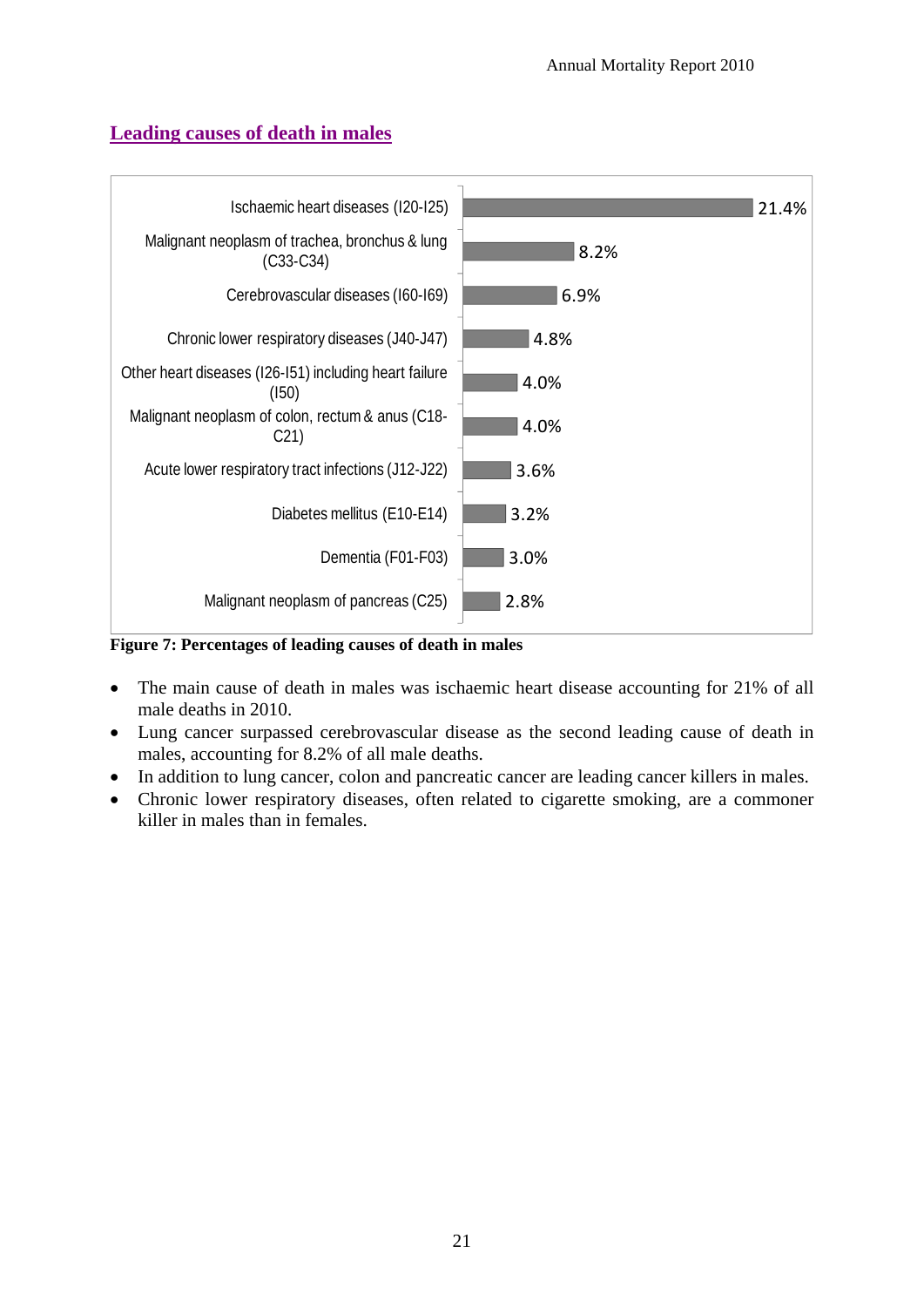## Leading causes of death in males

Ischaemic heart diseases (I20-I25) 21.4%

Malignant neoplasm of trachea, bronchus & lung (C33-C34) 8.2%

Cerebrovascular diseases (I60-I69) 6.9%

Chronic lower respiratory diseases (J40-J47) 4.8%

Other heart diseases (I26-I51) including heart failure (I50) 4.0%

Malignant neoplasm of colon, rectum & anus (C18-C21) 4.0%

Acute lower respiratory tract infections (J12-J22) 3.6%

Diabetes mellitus (E10-E14) 3.2%

Dementia (F01-F03) 3.0%

Malignant neoplasm of pancreas (C25) 2.8%

**Figure 7: Percentages of leading causes of death in males**

- The main cause of death in males was ischaemic heart disease accounting for 21% of all male deaths in 2010.
- Lung cancer surpassed cerebrovascular disease as the second leading cause of death in males, accounting for 8.2% of all male deaths.
- In addition to lung cancer, colon and pancreatic cancer are leading cancer killers in males.
- Chronic lower respiratory diseases, often related to cigarette smoking, are a commoner killer in males than in females.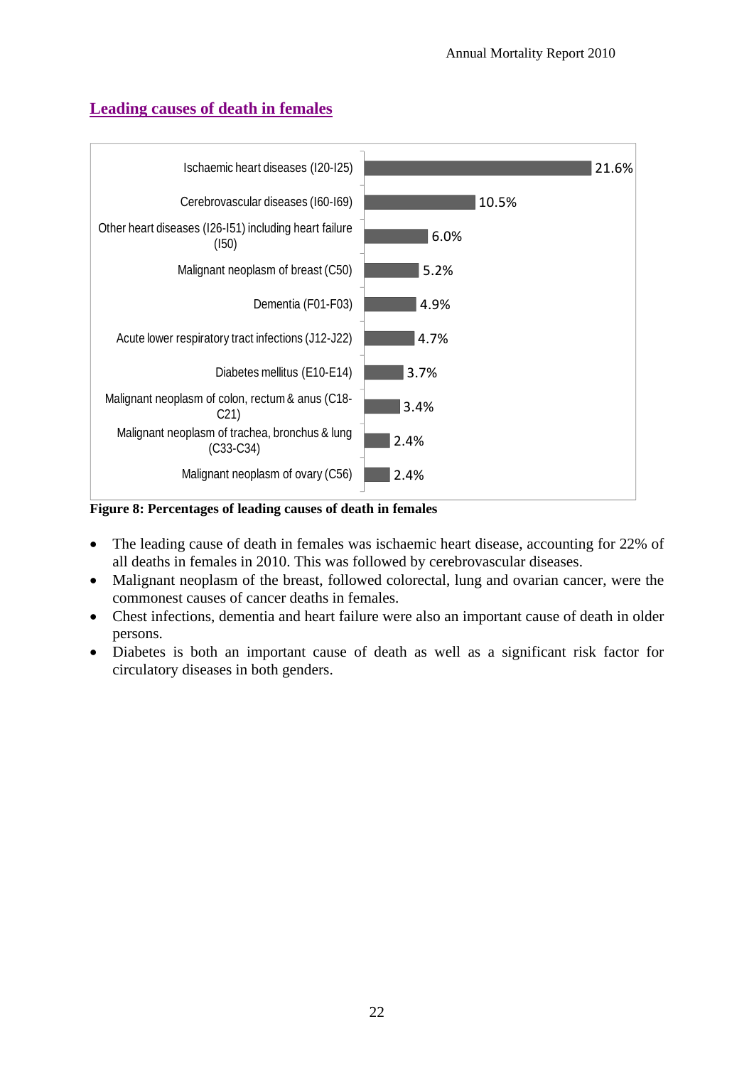## Leading causes of death in females

Ischaemic heart diseases (I20-I25) 21.6%

Cerebrovascular diseases (I60-I69) 10.5%

Other heart diseases (I26-I51) including heart failure (I50) 6.0%

Malignant neoplasm of breast (C50) 5.2%

Dementia (F01-F03) 4.9%

Acute lower respiratory tract infections (J12-J22) 4.7%

Diabetes mellitus (E10-E14) 3.7%

Malignant neoplasm of colon, rectum & anus (C18-C21) 3.4%

Malignant neoplasm of trachea, bronchus & lung (C33-C34) 2.4%

Malignant neoplasm of ovary (C56) 2.4%

**Figure 8: Percentages of leading causes of death in females**

- The leading cause of death in females was ischaemic heart disease, accounting for 22% of all deaths in females in 2010. This was followed by cerebrovascular diseases.
- Malignant neoplasm of the breast, followed colorectal, lung and ovarian cancer, were the commonest causes of cancer deaths in females.
- Chest infections, dementia and heart failure were also an important cause of death in older persons.
- Diabetes is both an important cause of death as well as a significant risk factor for circulatory diseases in both genders.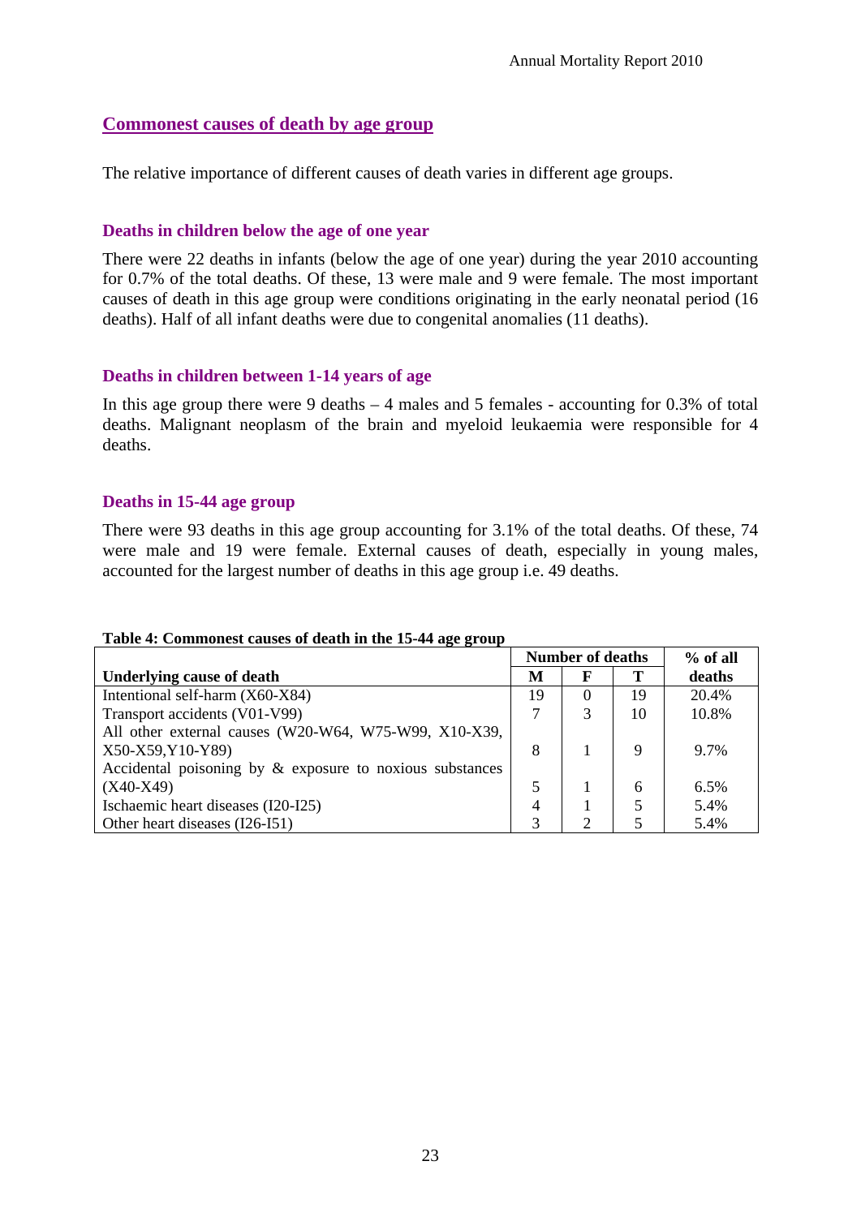## Commonest causes of death by age group

The relative importance of different causes of death varies in different age groups.

### Deaths in children below the age of one year

There were 22 deaths in infants (below the age of one year) during the year 2010 accounting for 0.7% of the total deaths. Of these, 13 were male and 9 were female. The most important causes of death in this age group were conditions originating in the early neonatal period (16 deaths). Half of all infant deaths were due to congenital anomalies (11 deaths).

### Deaths in children between 1-14 years of age

In this age group there were 9 deaths – 4 males and 5 females - accounting for 0.3% of total deaths. Malignant neoplasm of the brain and myeloid leukaemia were responsible for 4 deaths.

### Deaths in 15-44 age group

There were 93 deaths in this age group accounting for 3.1% of the total deaths. Of these, 74 were male and 19 were female. External causes of death, especially in young males, accounted for the largest number of deaths in this age group i.e. 49 deaths.

**Table 4: Commonest causes of death in the 15-44 age group**

| | Number of deaths | | | % of all |
|---|---|---|---|---|
| **Underlying cause of death** | **M** | **F** | **T** | **deaths** |
| Intentional self-harm (X60-X84) | 19 | 0 | 19 | 20.4% |
| Transport accidents (V01-V99) | 7 | 3 | 10 | 10.8% |
| All other external causes (W20-W64, W75-W99, X10-X39, X50-X59,Y10-Y89) | 8 | 1 | 9 | 9.7% |
| Accidental poisoning by & exposure to noxious substances (X40-X49) | 5 | 1 | 6 | 6.5% |
| Ischaemic heart diseases (I20-I25) | 4 | 1 | 5 | 5.4% |
| Other heart diseases (I26-I51) | 3 | 2 | 5 | 5.4% |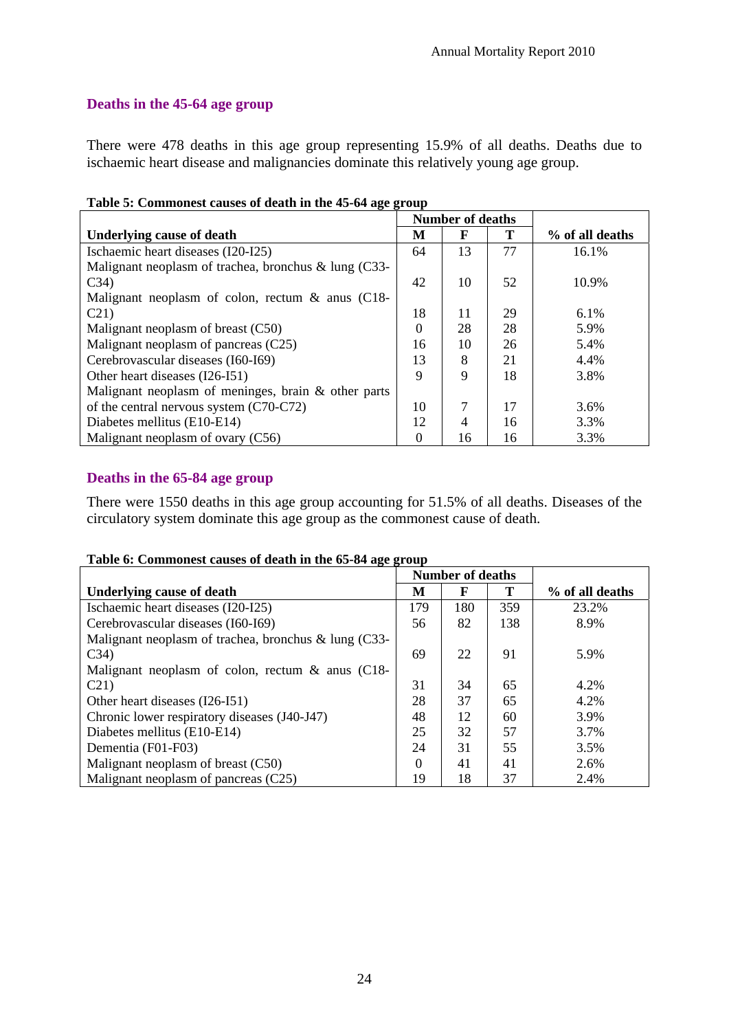## Deaths in the 45-64 age group

There were 478 deaths in this age group representing 15.9% of all deaths. Deaths due to ischaemic heart disease and malignancies dominate this relatively young age group.

**Table 5: Commonest causes of death in the 45-64 age group**

| | Number of deaths | | | |
|---|---|---|---|---|
| **Underlying cause of death** | **M** | **F** | **T** | **% of all deaths** |
| Ischaemic heart diseases (I20-I25) | 64 | 13 | 77 | 16.1% |
| Malignant neoplasm of trachea, bronchus & lung (C33-C34) | 42 | 10 | 52 | 10.9% |
| Malignant neoplasm of colon, rectum & anus (C18-C21) | 18 | 11 | 29 | 6.1% |
| Malignant neoplasm of breast (C50) | 0 | 28 | 28 | 5.9% |
| Malignant neoplasm of pancreas (C25) | 16 | 10 | 26 | 5.4% |
| Cerebrovascular diseases (I60-I69) | 13 | 8 | 21 | 4.4% |
| Other heart diseases (I26-I51) | 9 | 9 | 18 | 3.8% |
| Malignant neoplasm of meninges, brain & other parts of the central nervous system (C70-C72) | 10 | 7 | 17 | 3.6% |
| Diabetes mellitus (E10-E14) | 12 | 4 | 16 | 3.3% |
| Malignant neoplasm of ovary (C56) | 0 | 16 | 16 | 3.3% |

## Deaths in the 65-84 age group

There were 1550 deaths in this age group accounting for 51.5% of all deaths. Diseases of the circulatory system dominate this age group as the commonest cause of death.

**Table 6: Commonest causes of death in the 65-84 age group**

| | Number of deaths | | | |
|---|---|---|---|---|
| **Underlying cause of death** | **M** | **F** | **T** | **% of all deaths** |
| Ischaemic heart diseases (I20-I25) | 179 | 180 | 359 | 23.2% |
| Cerebrovascular diseases (I60-I69) | 56 | 82 | 138 | 8.9% |
| Malignant neoplasm of trachea, bronchus & lung (C33-C34) | 69 | 22 | 91 | 5.9% |
| Malignant neoplasm of colon, rectum & anus (C18-C21) | 31 | 34 | 65 | 4.2% |
| Other heart diseases (I26-I51) | 28 | 37 | 65 | 4.2% |
| Chronic lower respiratory diseases (J40-J47) | 48 | 12 | 60 | 3.9% |
| Diabetes mellitus (E10-E14) | 25 | 32 | 57 | 3.7% |
| Dementia (F01-F03) | 24 | 31 | 55 | 3.5% |
| Malignant neoplasm of breast (C50) | 0 | 41 | 41 | 2.6% |
| Malignant neoplasm of pancreas (C25) | 19 | 18 | 37 | 2.4% |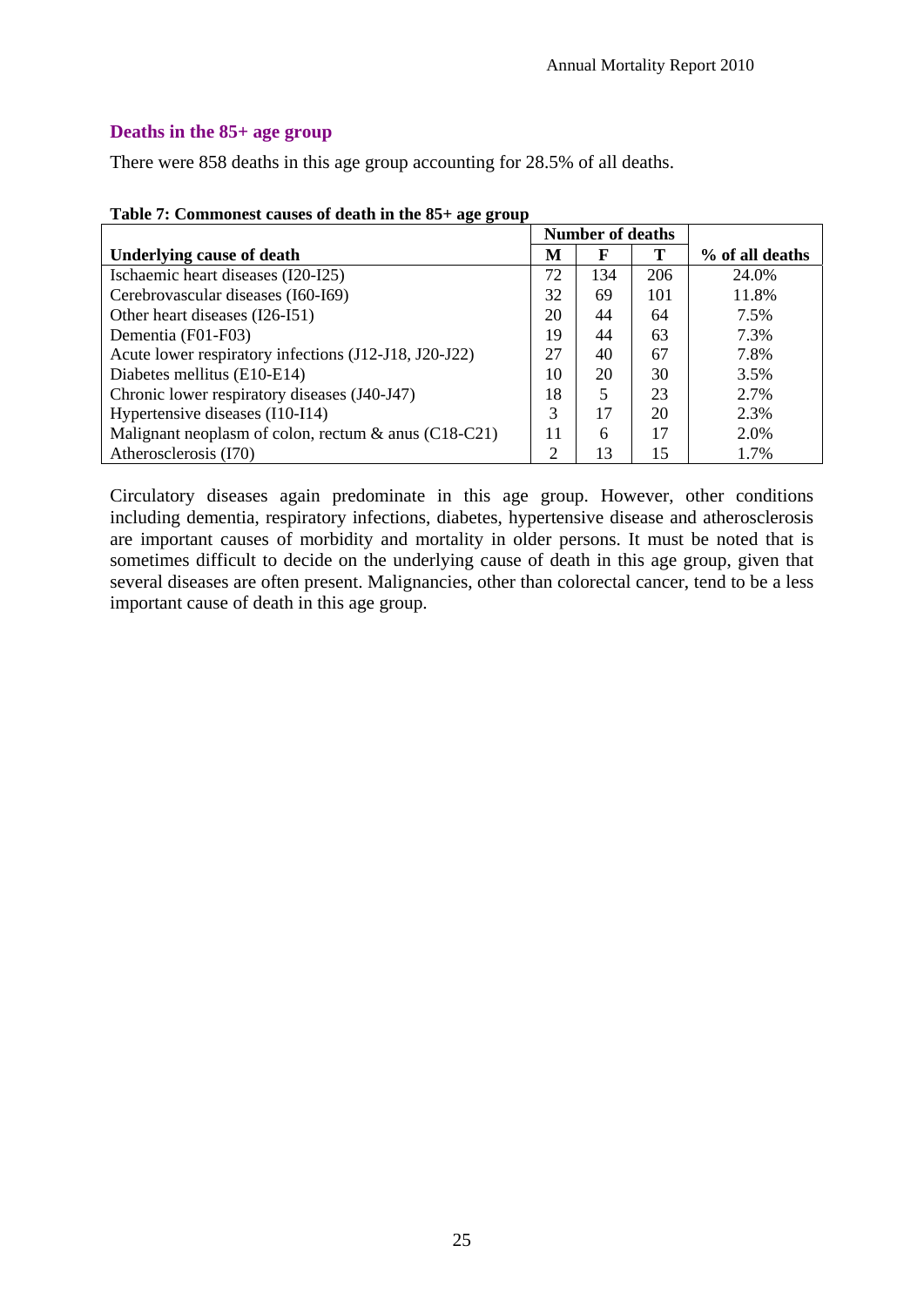## Deaths in the 85+ age group

There were 858 deaths in this age group accounting for 28.5% of all deaths.

**Table 7: Commonest causes of death in the 85+ age group**

| | Number of deaths | | | |
|---|---|---|---|---|
| **Underlying cause of death** | **M** | **F** | **T** | **% of all deaths** |
| Ischaemic heart diseases (I20-I25) | 72 | 134 | 206 | 24.0% |
| Cerebrovascular diseases (I60-I69) | 32 | 69 | 101 | 11.8% |
| Other heart diseases (I26-I51) | 20 | 44 | 64 | 7.5% |
| Dementia (F01-F03) | 19 | 44 | 63 | 7.3% |
| Acute lower respiratory infections (J12-J18, J20-J22) | 27 | 40 | 67 | 7.8% |
| Diabetes mellitus (E10-E14) | 10 | 20 | 30 | 3.5% |
| Chronic lower respiratory diseases (J40-J47) | 18 | 5 | 23 | 2.7% |
| Hypertensive diseases (I10-I14) | 3 | 17 | 20 | 2.3% |
| Malignant neoplasm of colon, rectum & anus (C18-C21) | 11 | 6 | 17 | 2.0% |
| Atherosclerosis (I70) | 2 | 13 | 15 | 1.7% |

Circulatory diseases again predominate in this age group. However, other conditions including dementia, respiratory infections, diabetes, hypertensive disease and atherosclerosis are important causes of morbidity and mortality in older persons. It must be noted that is sometimes difficult to decide on the underlying cause of death in this age group, given that several diseases are often present. Malignancies, other than colorectal cancer, tend to be a less important cause of death in this age group.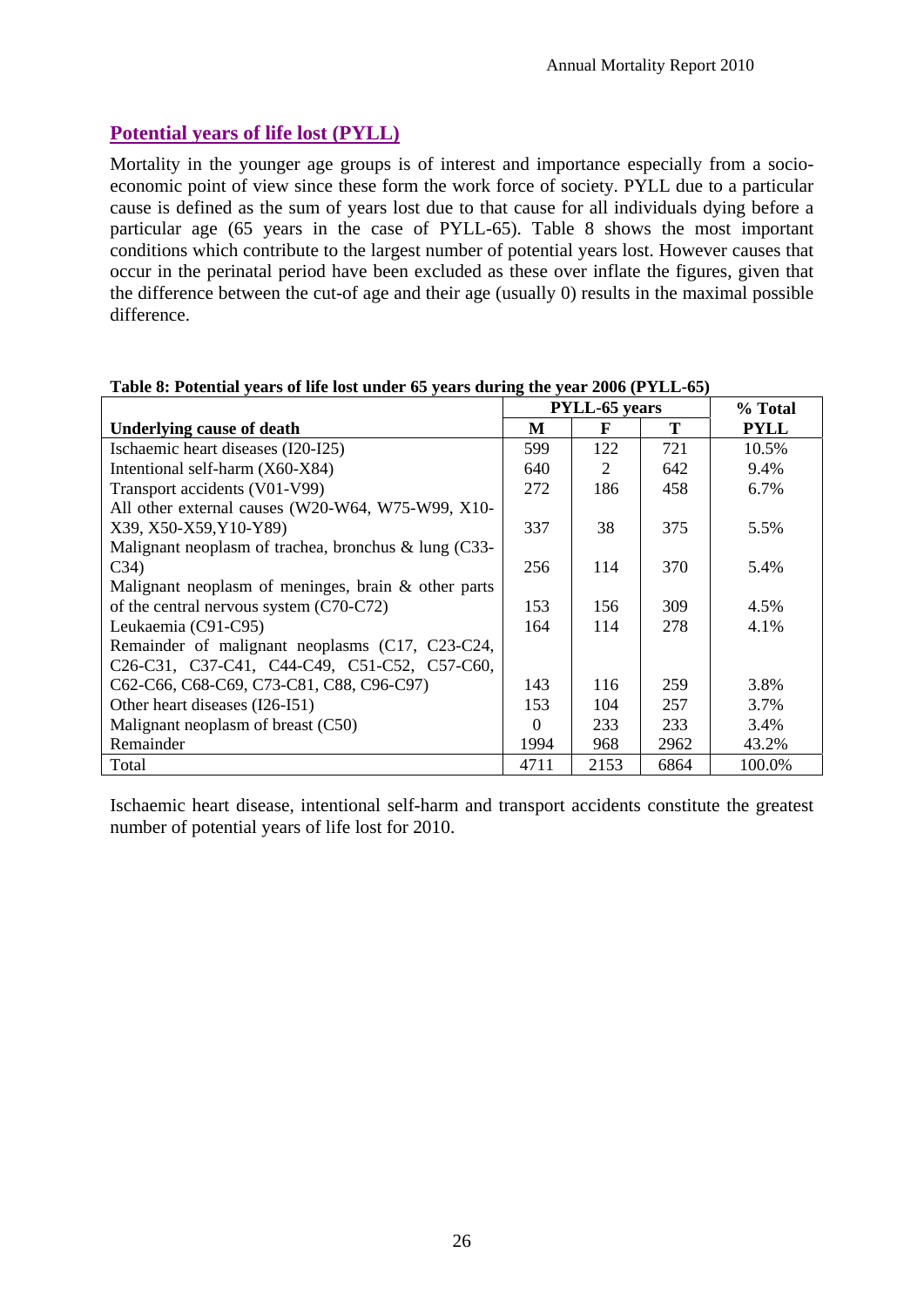## Potential years of life lost (PYLL)

Mortality in the younger age groups is of interest and importance especially from a socio-economic point of view since these form the work force of society. PYLL due to a particular cause is defined as the sum of years lost due to that cause for all individuals dying before a particular age (65 years in the case of PYLL-65). Table 8 shows the most important conditions which contribute to the largest number of potential years lost. However causes that occur in the perinatal period have been excluded as these over inflate the figures, given that the difference between the cut-of age and their age (usually 0) results in the maximal possible difference.

**Table 8: Potential years of life lost under 65 years during the year 2006 (PYLL-65)**

| | PYLL-65 years | | | % Total |
|---|---|---|---|---|
| **Underlying cause of death** | **M** | **F** | **T** | **PYLL** |
| Ischaemic heart diseases (I20-I25) | 599 | 122 | 721 | 10.5% |
| Intentional self-harm (X60-X84) | 640 | 2 | 642 | 9.4% |
| Transport accidents (V01-V99) | 272 | 186 | 458 | 6.7% |
| All other external causes (W20-W64, W75-W99, X10-X39, X50-X59,Y10-Y89) | 337 | 38 | 375 | 5.5% |
| Malignant neoplasm of trachea, bronchus & lung (C33-C34) | 256 | 114 | 370 | 5.4% |
| Malignant neoplasm of meninges, brain & other parts of the central nervous system (C70-C72) | 153 | 156 | 309 | 4.5% |
| Leukaemia (C91-C95) | 164 | 114 | 278 | 4.1% |
| Remainder of malignant neoplasms (C17, C23-C24, C26-C31, C37-C41, C44-C49, C51-C52, C57-C60, C62-C66, C68-C69, C73-C81, C88, C96-C97) | 143 | 116 | 259 | 3.8% |
| Other heart diseases (I26-I51) | 153 | 104 | 257 | 3.7% |
| Malignant neoplasm of breast (C50) | 0 | 233 | 233 | 3.4% |
| Remainder | 1994 | 968 | 2962 | 43.2% |
| Total | 4711 | 2153 | 6864 | 100.0% |

Ischaemic heart disease, intentional self-harm and transport accidents constitute the greatest number of potential years of life lost for 2010.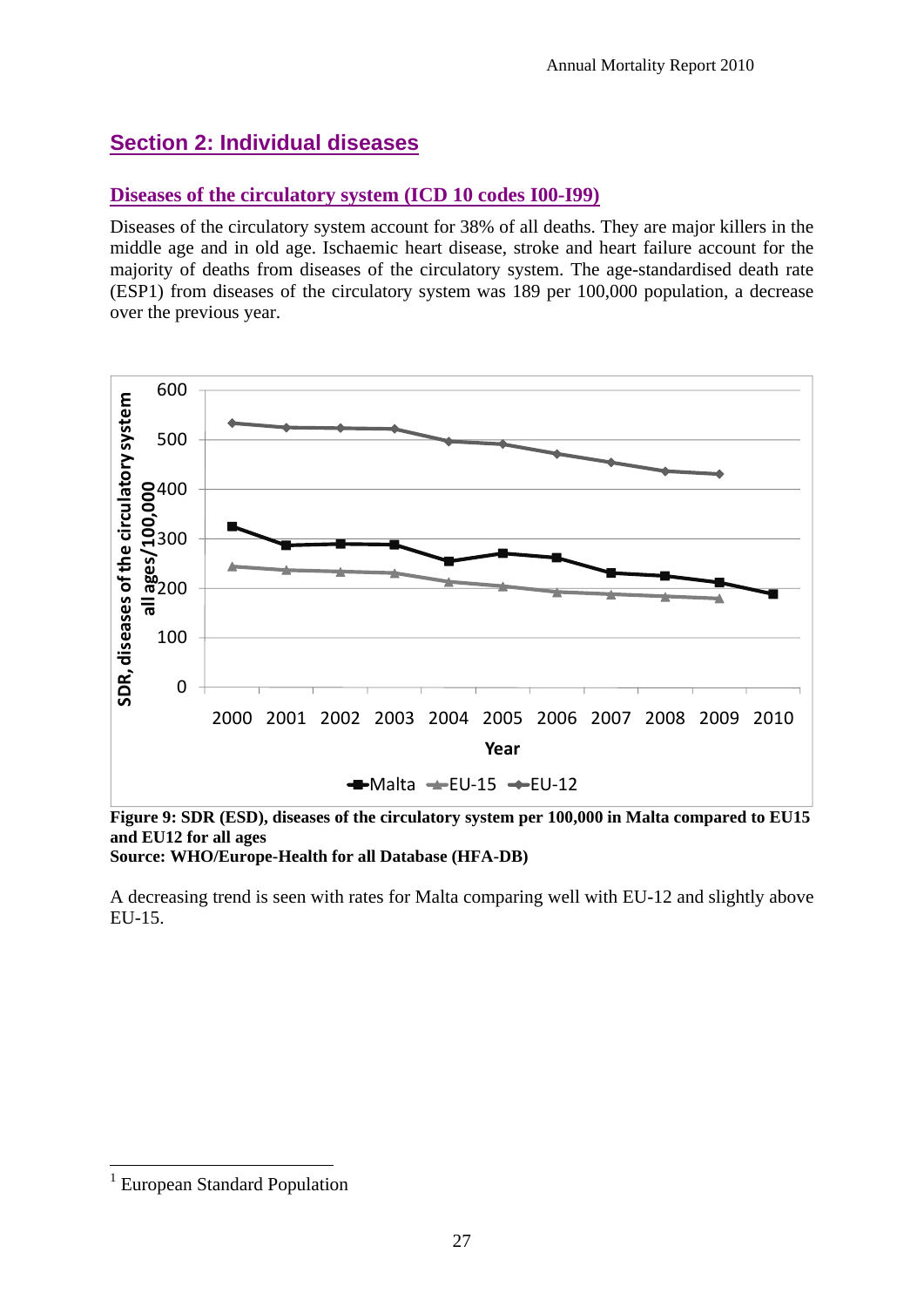## Section 2: Individual diseases

### Diseases of the circulatory system (ICD 10 codes I00-I99)

Diseases of the circulatory system account for 38% of all deaths. They are major killers in the middle age and in old age. Ischaemic heart disease, stroke and heart failure account for the majority of deaths from diseases of the circulatory system. The age-standardised death rate (ESP[1]) from diseases of the circulatory system was 189 per 100,000 population, a decrease over the previous year.

SDR, diseases of the circulatory system all ages/100,000

600
500
400
300
200
100
0

2000 2001 2002 2003 2004 2005 2006 2007 2008 2009 2010

Year

Malta EU-15 EU-12

**Figure 9: SDR (ESD), diseases of the circulatory system per 100,000 in Malta compared to EU15 and EU12 for all ages**
**Source: WHO/Europe-Health for all Database (HFA-DB)**

A decreasing trend is seen with rates for Malta comparing well with EU-12 and slightly above EU-15.

[1] European Standard Population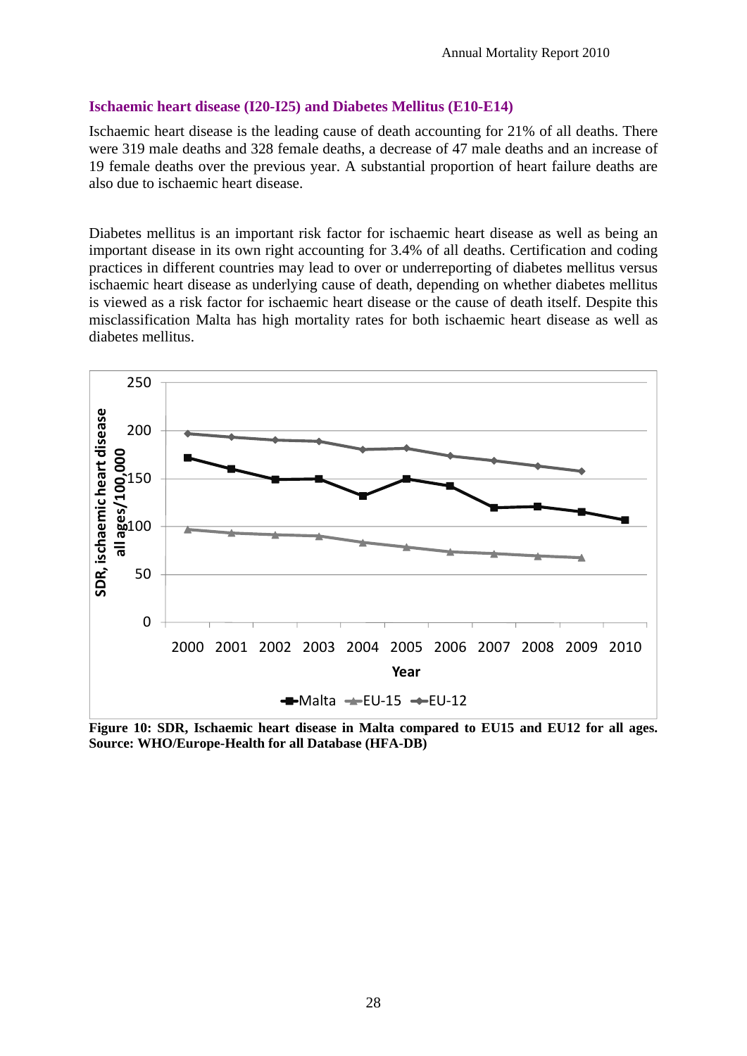### Ischaemic heart disease (I20-I25) and Diabetes Mellitus (E10-E14)

Ischaemic heart disease is the leading cause of death accounting for 21% of all deaths. There were 319 male deaths and 328 female deaths, a decrease of 47 male deaths and an increase of 19 female deaths over the previous year. A substantial proportion of heart failure deaths are also due to ischaemic heart disease.

Diabetes mellitus is an important risk factor for ischaemic heart disease as well as being an important disease in its own right accounting for 3.4% of all deaths. Certification and coding practices in different countries may lead to over or underreporting of diabetes mellitus versus ischaemic heart disease as underlying cause of death, depending on whether diabetes mellitus is viewed as a risk factor for ischaemic heart disease or the cause of death itself. Despite this misclassification Malta has high mortality rates for both ischaemic heart disease as well as diabetes mellitus.

SDR, ischaemic heart disease all ages/100,000

250
200
150
100
50
0

2000 2001 2002 2003 2004 2005 2006 2007 2008 2009 2010

Year

Malta EU-15 EU-12

**Figure 10: SDR, Ischaemic heart disease in Malta compared to EU15 and EU12 for all ages. Source: WHO/Europe-Health for all Database (HFA-DB)**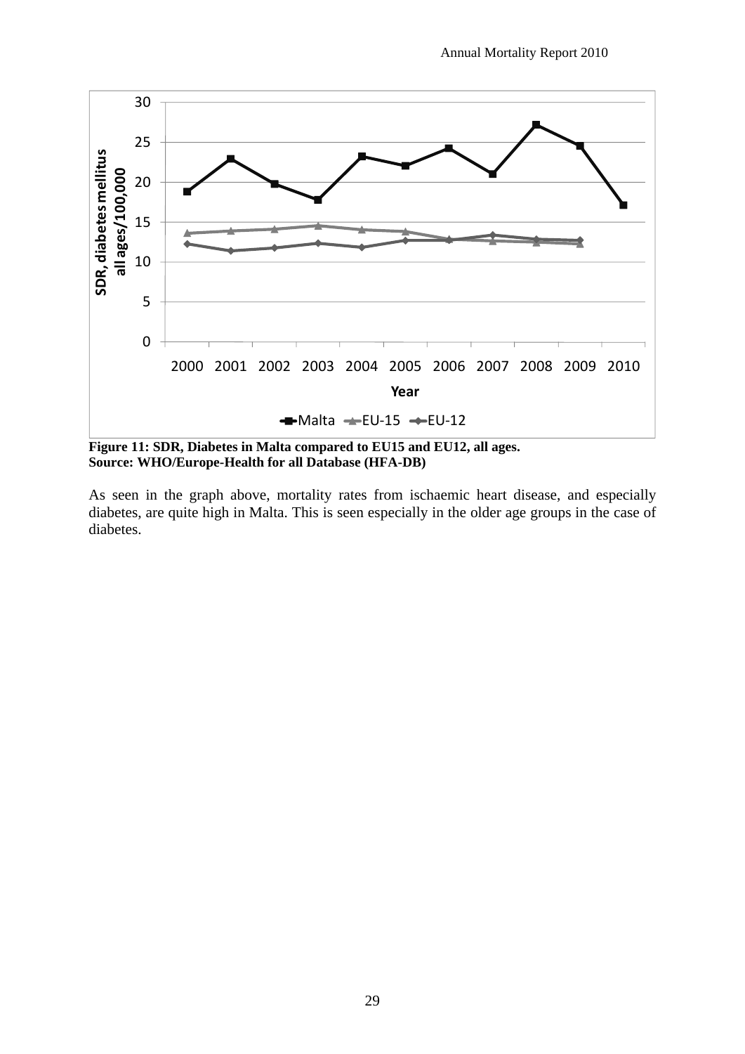30

25

20

15

10

5

0

SDR, diabetes mellitus all ages/100,000

2000 2001 2002 2003 2004 2005 2006 2007 2008 2009 2010

Year

Malta EU-15 EU-12

**Figure 11: SDR, Diabetes in Malta compared to EU15 and EU12, all ages.**
**Source: WHO/Europe-Health for all Database (HFA-DB)**

As seen in the graph above, mortality rates from ischaemic heart disease, and especially diabetes, are quite high in Malta. This is seen especially in the older age groups in the case of diabetes.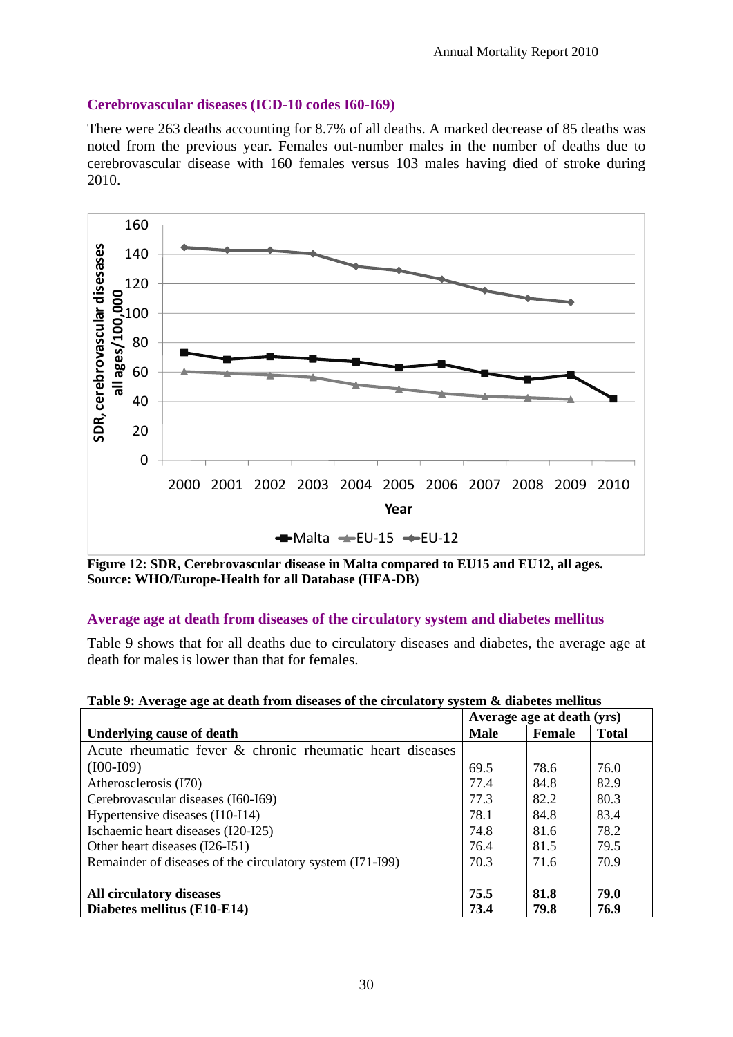### Cerebrovascular diseases (ICD-10 codes I60-I69)

There were 263 deaths accounting for 8.7% of all deaths. A marked decrease of 85 deaths was noted from the previous year. Females out-number males in the number of deaths due to cerebrovascular disease with 160 females versus 103 males having died of stroke during 2010.

SDR, cerebrovascular diseases all ages/100,000

160
140
120
100
80
60
40
20
0

2000 2001 2002 2003 2004 2005 2006 2007 2008 2009 2010

Year

Malta EU-15 EU-12

**Figure 12: SDR, Cerebrovascular disease in Malta compared to EU15 and EU12, all ages. Source: WHO/Europe-Health for all Database (HFA-DB)**

### Average age at death from diseases of the circulatory system and diabetes mellitus

Table 9 shows that for all deaths due to circulatory diseases and diabetes, the average age at death for males is lower than that for females.

**Table 9: Average age at death from diseases of the circulatory system & diabetes mellitus**

| | Average age at death (yrs) | | |
|---|---|---|---|
| **Underlying cause of death** | **Male** | **Female** | **Total** |
| Acute rheumatic fever & chronic rheumatic heart diseases (I00-I09) | 69.5 | 78.6 | 76.0 |
| Atherosclerosis (I70) | 77.4 | 84.8 | 82.9 |
| Cerebrovascular diseases (I60-I69) | 77.3 | 82.2 | 80.3 |
| Hypertensive diseases (I10-I14) | 78.1 | 84.8 | 83.4 |
| Ischaemic heart diseases (I20-I25) | 74.8 | 81.6 | 78.2 |
| Other heart diseases (I26-I51) | 76.4 | 81.5 | 79.5 |
| Remainder of diseases of the circulatory system (I71-I99) | 70.3 | 71.6 | 70.9 |
| **All circulatory diseases** | **75.5** | **81.8** | **79.0** |
| **Diabetes mellitus (E10-E14)** | **73.4** | **79.8** | **76.9** |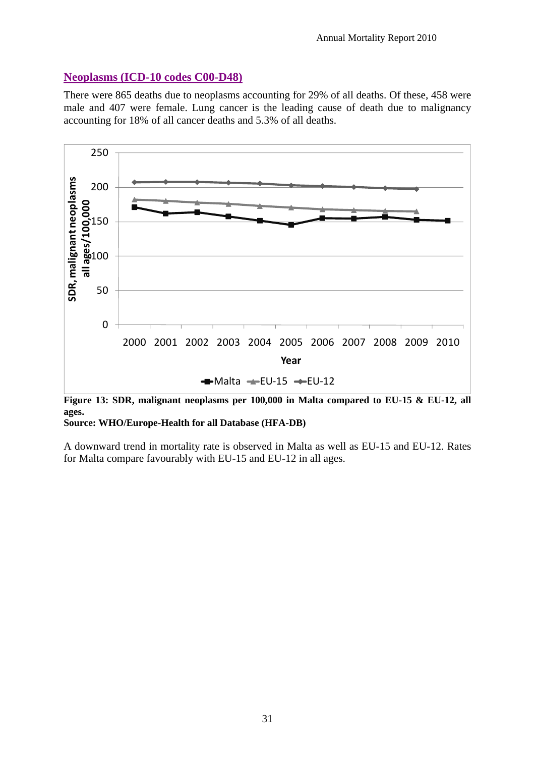## Neoplasms (ICD-10 codes C00-D48)

There were 865 deaths due to neoplasms accounting for 29% of all deaths. Of these, 458 were male and 407 were female. Lung cancer is the leading cause of death due to malignancy accounting for 18% of all cancer deaths and 5.3% of all deaths.

SDR, malignant neoplasms all ages/100,000

250
200
150
100
50
0

2000 2001 2002 2003 2004 2005 2006 2007 2008 2009 2010

Year

Malta EU-15 EU-12

**Figure 13: SDR, malignant neoplasms per 100,000 in Malta compared to EU-15 & EU-12, all ages.**
**Source: WHO/Europe-Health for all Database (HFA-DB)**

A downward trend in mortality rate is observed in Malta as well as EU-15 and EU-12. Rates for Malta compare favourably with EU-15 and EU-12 in all ages.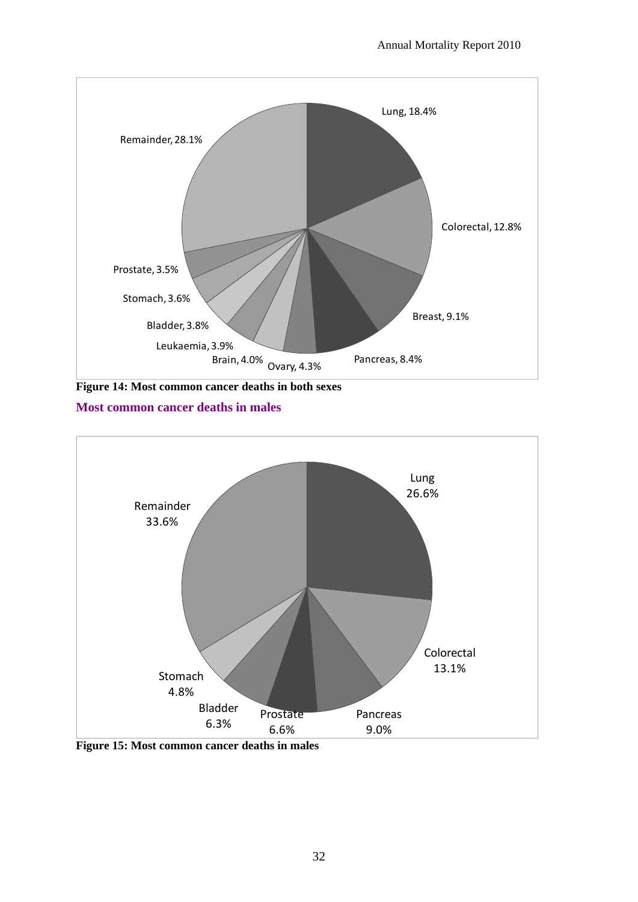Lung, 18.4%
Colorectal, 12.8%
Breast, 9.1%
Pancreas, 8.4%
Ovary, 4.3%
Brain, 4.0%
Leukaemia, 3.9%
Bladder, 3.8%
Stomach, 3.6%
Prostate, 3.5%
Remainder, 28.1%

**Figure 14: Most common cancer deaths in both sexes**

## Most common cancer deaths in males

Lung
26.6%
Colorectal
13.1%
Pancreas
9.0%
Prostate
6.6%
Bladder
6.3%
Stomach
4.8%
Remainder
33.6%

**Figure 15: Most common cancer deaths in males**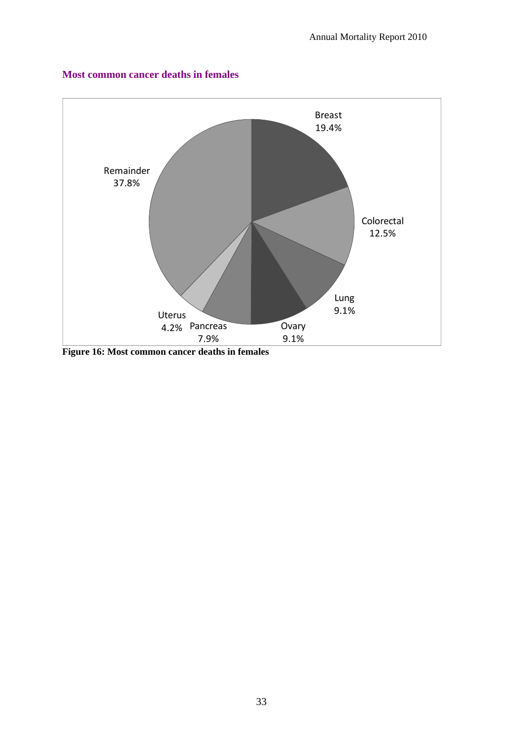### Most common cancer deaths in females

Breast
19.4%

Colorectal
12.5%

Lung
9.1%

Ovary
9.1%

Pancreas
7.9%

Uterus
4.2%

Remainder
37.8%

**Figure 16: Most common cancer deaths in females**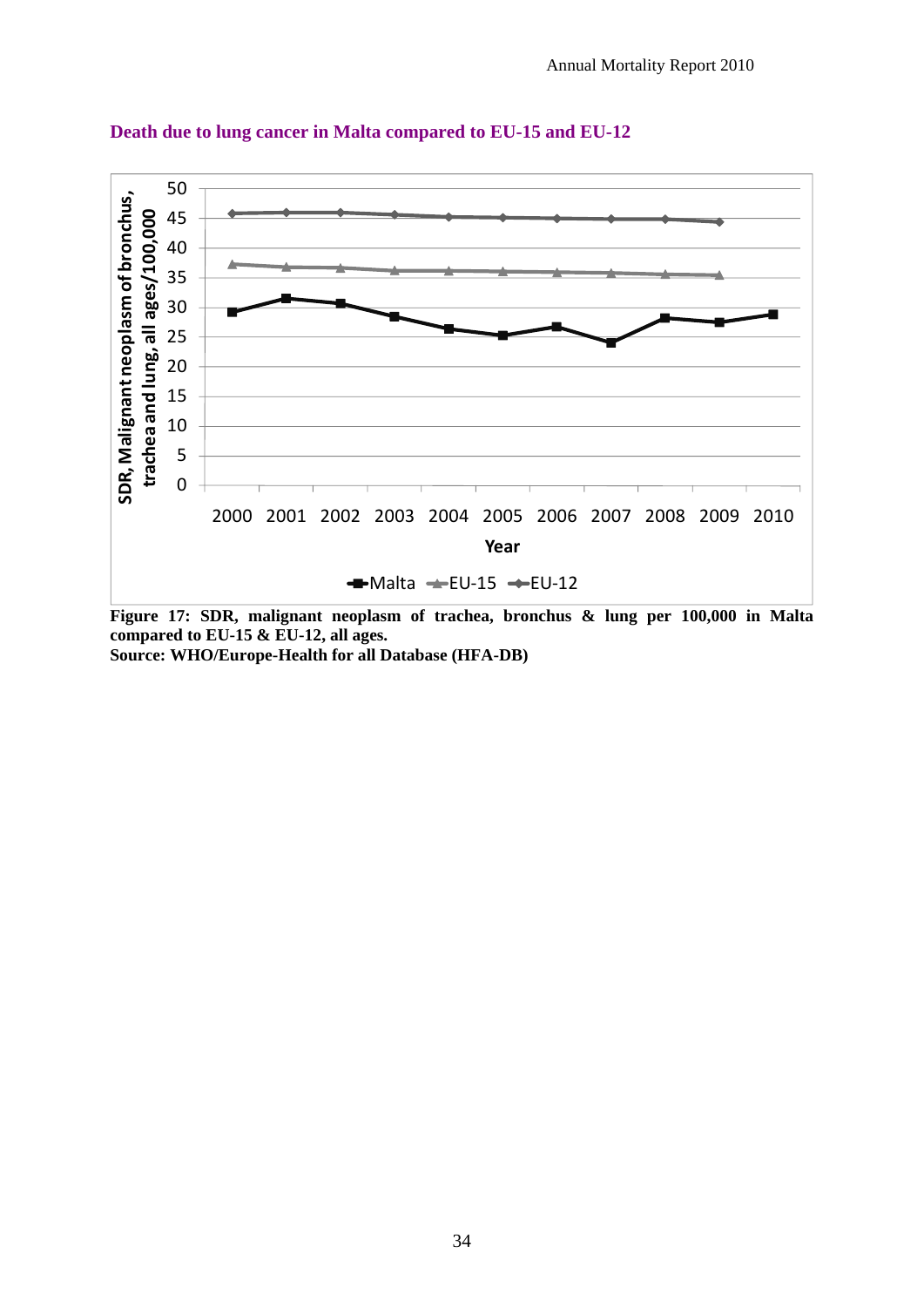## Death due to lung cancer in Malta compared to EU-15 and EU-12

SDR, Malignant neoplasm of bronchus, trachea and lung, all ages/100,000

50
45
40
35
30
25
20
15
10
5
0

2000 2001 2002 2003 2004 2005 2006 2007 2008 2009 2010

Year

Malta EU-15 EU-12

**Figure 17: SDR, malignant neoplasm of trachea, bronchus & lung per 100,000 in Malta compared to EU-15 & EU-12, all ages.**
**Source: WHO/Europe-Health for all Database (HFA-DB)**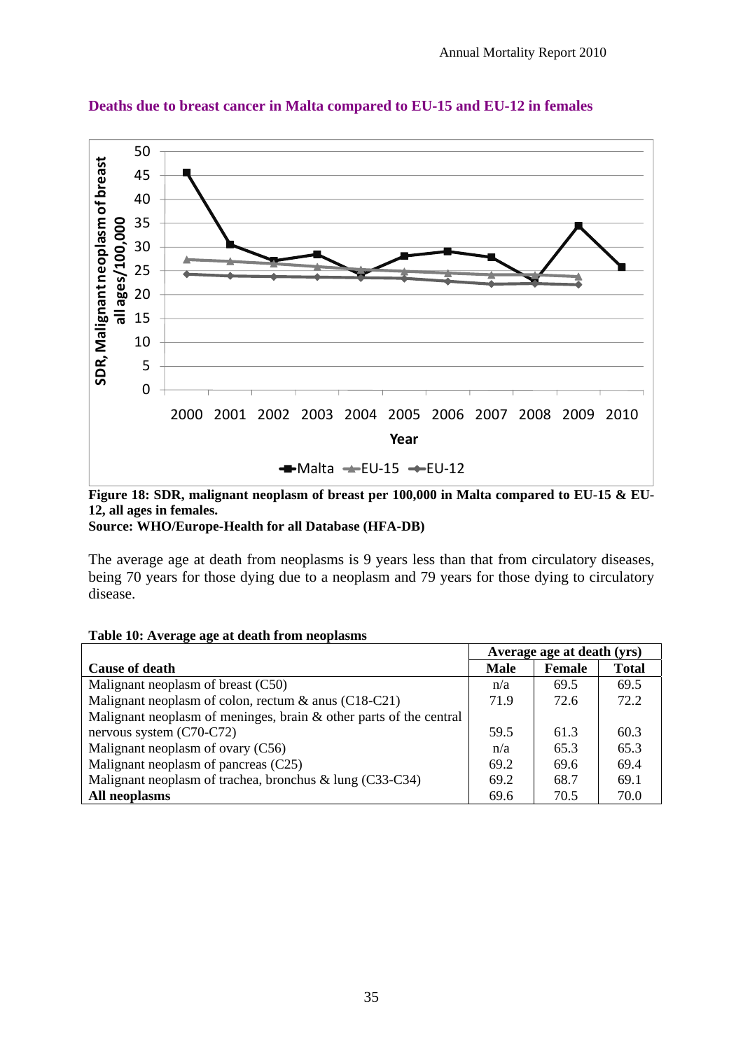## Deaths due to breast cancer in Malta compared to EU-15 and EU-12 in females

SDR, Malignant neoplasm of breast all ages/100,000

50
45
40
35
30
25
20
15
10
5
0

2000 2001 2002 2003 2004 2005 2006 2007 2008 2009 2010

Year

Malta EU-15 EU-12

**Figure 18: SDR, malignant neoplasm of breast per 100,000 in Malta compared to EU-15 & EU-12, all ages in females.**
**Source: WHO/Europe-Health for all Database (HFA-DB)**

The average age at death from neoplasms is 9 years less than that from circulatory diseases, being 70 years for those dying due to a neoplasm and 79 years for those dying to circulatory disease.

**Table 10: Average age at death from neoplasms**

| | Average age at death (yrs) | | |
|---|---|---|---|
| **Cause of death** | **Male** | **Female** | **Total** |
| Malignant neoplasm of breast (C50) | n/a | 69.5 | 69.5 |
| Malignant neoplasm of colon, rectum & anus (C18-C21) | 71.9 | 72.6 | 72.2 |
| Malignant neoplasm of meninges, brain & other parts of the central nervous system (C70-C72) | 59.5 | 61.3 | 60.3 |
| Malignant neoplasm of ovary (C56) | n/a | 65.3 | 65.3 |
| Malignant neoplasm of pancreas (C25) | 69.2 | 69.6 | 69.4 |
| Malignant neoplasm of trachea, bronchus & lung (C33-C34) | 69.2 | 68.7 | 69.1 |
| **All neoplasms** | 69.6 | 70.5 | 70.0 |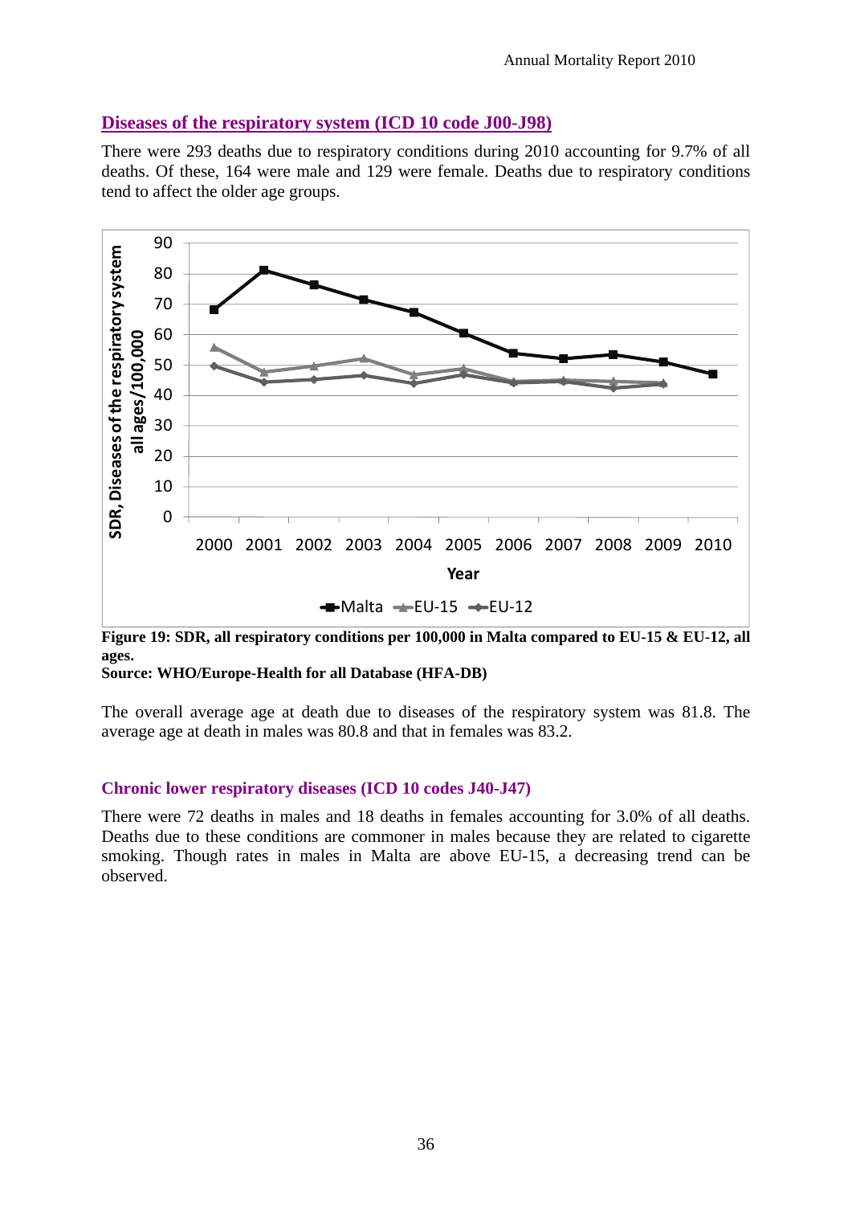## Diseases of the respiratory system (ICD 10 code J00-J98)

There were 293 deaths due to respiratory conditions during 2010 accounting for 9.7% of all deaths. Of these, 164 were male and 129 were female. Deaths due to respiratory conditions tend to affect the older age groups.

SDR, Diseases of the respiratory system all ages/100,000

90
80
70
60
50
40
30
20
10
0

2000 2001 2002 2003 2004 2005 2006 2007 2008 2009 2010

Year

Malta EU-15 EU-12

**Figure 19: SDR, all respiratory conditions per 100,000 in Malta compared to EU-15 & EU-12, all ages.**
**Source: WHO/Europe-Health for all Database (HFA-DB)**

The overall average age at death due to diseases of the respiratory system was 81.8. The average age at death in males was 80.8 and that in females was 83.2.

### Chronic lower respiratory diseases (ICD 10 codes J40-J47)

There were 72 deaths in males and 18 deaths in females accounting for 3.0% of all deaths. Deaths due to these conditions are commoner in males because they are related to cigarette smoking. Though rates in males in Malta are above EU-15, a decreasing trend can be observed.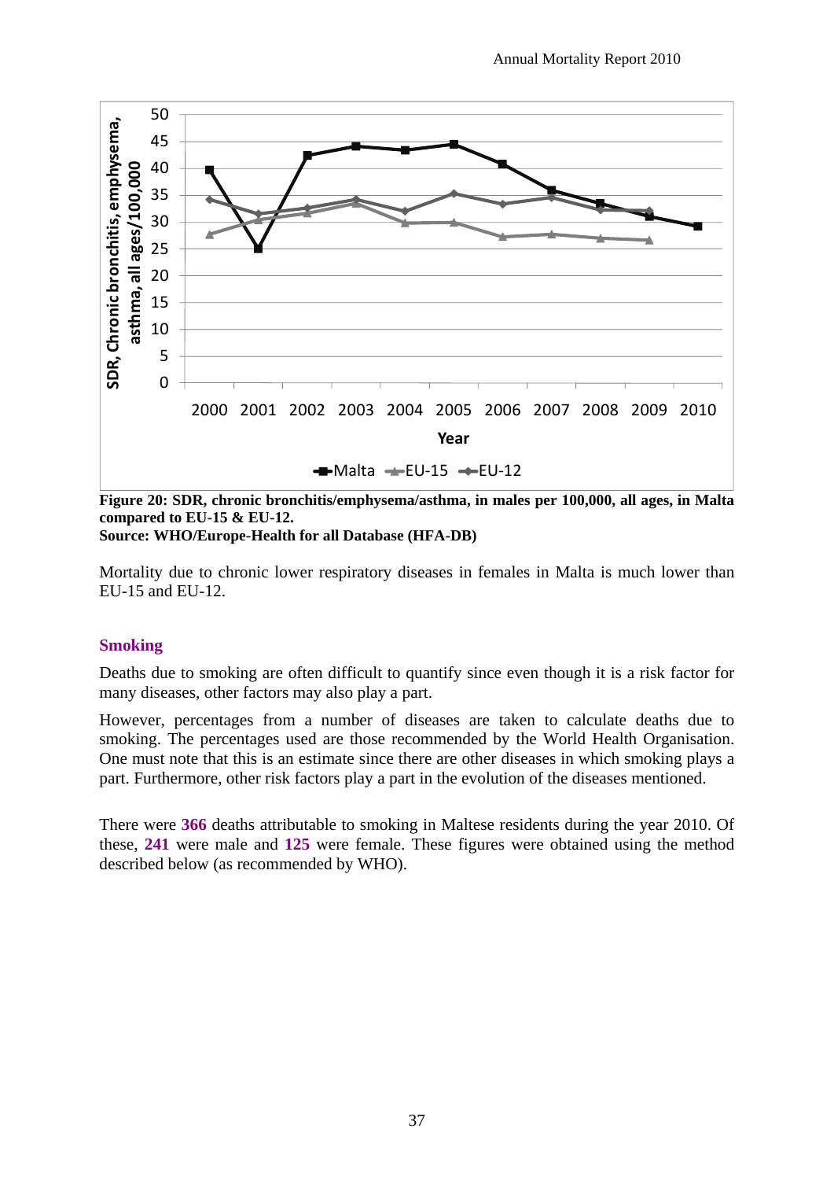SDR, Chronic bronchitis, emphysema, asthma, all ages/100,000

50
45
40
35
30
25
20
15
10
5
0

2000 2001 2002 2003 2004 2005 2006 2007 2008 2009 2010

Year

Malta EU-15 EU-12

**Figure 20: SDR, chronic bronchitis/emphysema/asthma, in males per 100,000, all ages, in Malta compared to EU-15 & EU-12.**
**Source: WHO/Europe-Health for all Database (HFA-DB)**

Mortality due to chronic lower respiratory diseases in females in Malta is much lower than EU-15 and EU-12.

## Smoking

Deaths due to smoking are often difficult to quantify since even though it is a risk factor for many diseases, other factors may also play a part.

However, percentages from a number of diseases are taken to calculate deaths due to smoking. The percentages used are those recommended by the World Health Organisation. One must note that this is an estimate since there are other diseases in which smoking plays a part. Furthermore, other risk factors play a part in the evolution of the diseases mentioned.

There were **366** deaths attributable to smoking in Maltese residents during the year 2010. Of these, **241** were male and **125** were female. These figures were obtained using the method described below (as recommended by WHO).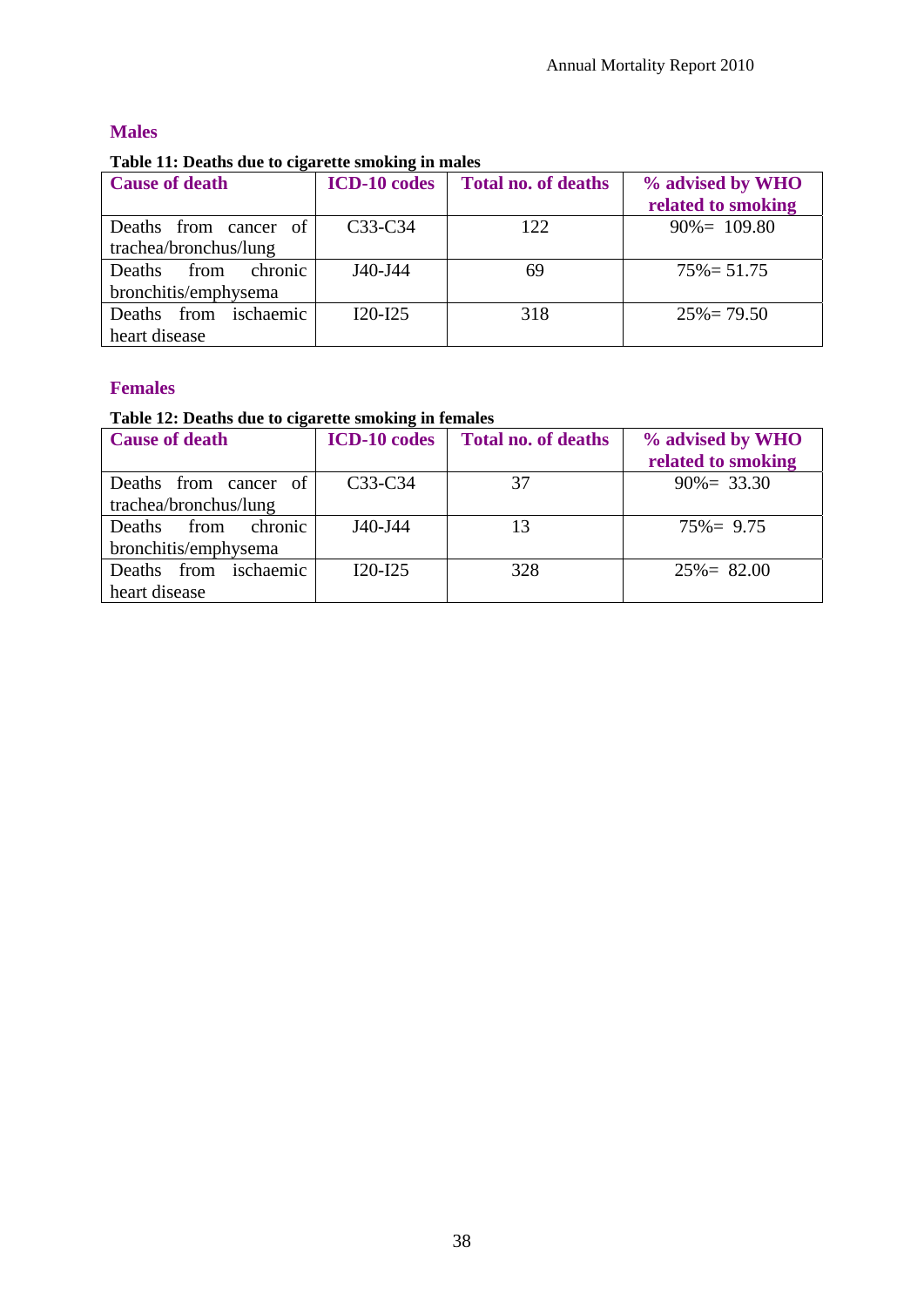### Males

**Table 11: Deaths due to cigarette smoking in males**

| Cause of death | ICD-10 codes | Total no. of deaths | % advised by WHO related to smoking |
|---|---|---|---|
| Deaths from cancer of trachea/bronchus/lung | C33-C34 | 122 | 90%= 109.80 |
| Deaths from chronic bronchitis/emphysema | J40-J44 | 69 | 75%= 51.75 |
| Deaths from ischaemic heart disease | I20-I25 | 318 | 25%= 79.50 |

### Females

**Table 12: Deaths due to cigarette smoking in females**

| Cause of death | ICD-10 codes | Total no. of deaths | % advised by WHO related to smoking |
|---|---|---|---|
| Deaths from cancer of trachea/bronchus/lung | C33-C34 | 37 | 90%= 33.30 |
| Deaths from chronic bronchitis/emphysema | J40-J44 | 13 | 75%= 9.75 |
| Deaths from ischaemic heart disease | I20-I25 | 328 | 25%= 82.00 |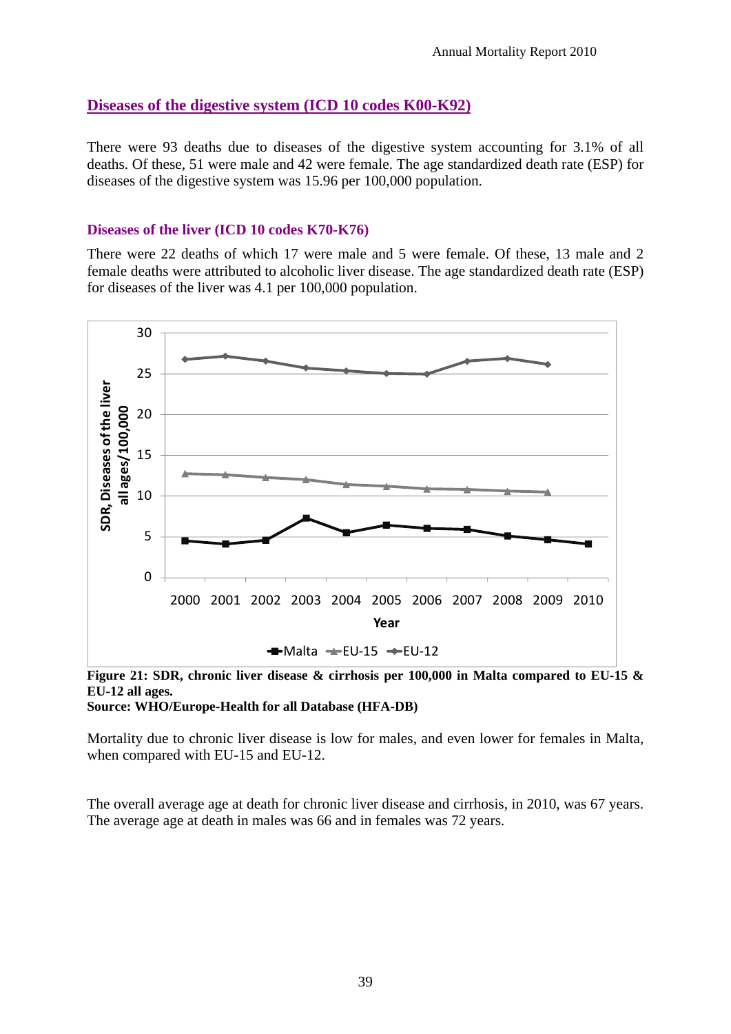## Diseases of the digestive system (ICD 10 codes K00-K92)

There were 93 deaths due to diseases of the digestive system accounting for 3.1% of all deaths. Of these, 51 were male and 42 were female. The age standardized death rate (ESP) for diseases of the digestive system was 15.96 per 100,000 population.

### Diseases of the liver (ICD 10 codes K70-K76)

There were 22 deaths of which 17 were male and 5 were female. Of these, 13 male and 2 female deaths were attributed to alcoholic liver disease. The age standardized death rate (ESP) for diseases of the liver was 4.1 per 100,000 population.

SDR, Diseases of the liver all ages/100,000

30
25
20
15
10
5
0

2000 2001 2002 2003 2004 2005 2006 2007 2008 2009 2010

Year

Malta EU-15 EU-12

**Figure 21: SDR, chronic liver disease & cirrhosis per 100,000 in Malta compared to EU-15 & EU-12 all ages.**
**Source: WHO/Europe-Health for all Database (HFA-DB)**

Mortality due to chronic liver disease is low for males, and even lower for females in Malta, when compared with EU-15 and EU-12.

The overall average age at death for chronic liver disease and cirrhosis, in 2010, was 67 years. The average age at death in males was 66 and in females was 72 years.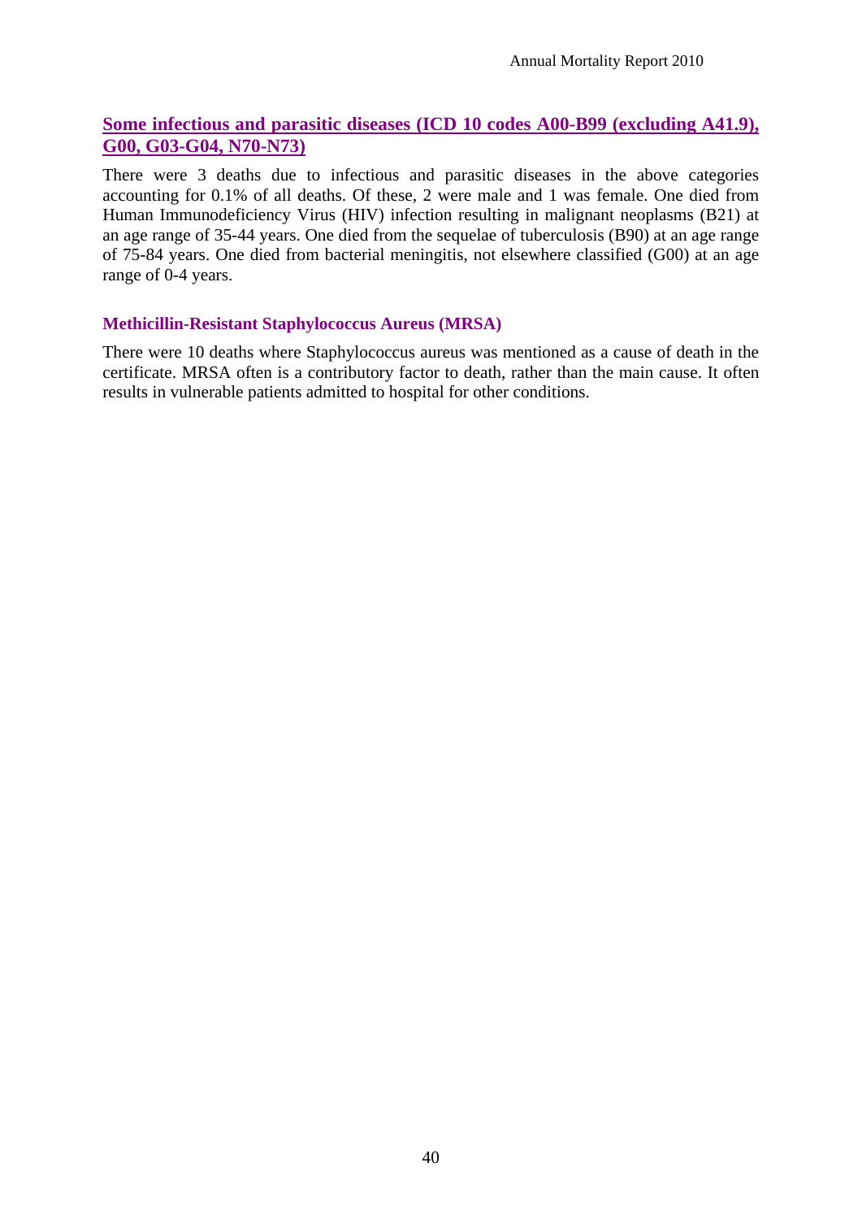## Some infectious and parasitic diseases (ICD 10 codes A00-B99 (excluding A41.9), G00, G03-G04, N70-N73)

There were 3 deaths due to infectious and parasitic diseases in the above categories accounting for 0.1% of all deaths. Of these, 2 were male and 1 was female. One died from Human Immunodeficiency Virus (HIV) infection resulting in malignant neoplasms (B21) at an age range of 35-44 years. One died from the sequelae of tuberculosis (B90) at an age range of 75-84 years. One died from bacterial meningitis, not elsewhere classified (G00) at an age range of 0-4 years.

### Methicillin-Resistant Staphylococcus Aureus (MRSA)

There were 10 deaths where Staphylococcus aureus was mentioned as a cause of death in the certificate. MRSA often is a contributory factor to death, rather than the main cause. It often results in vulnerable patients admitted to hospital for other conditions.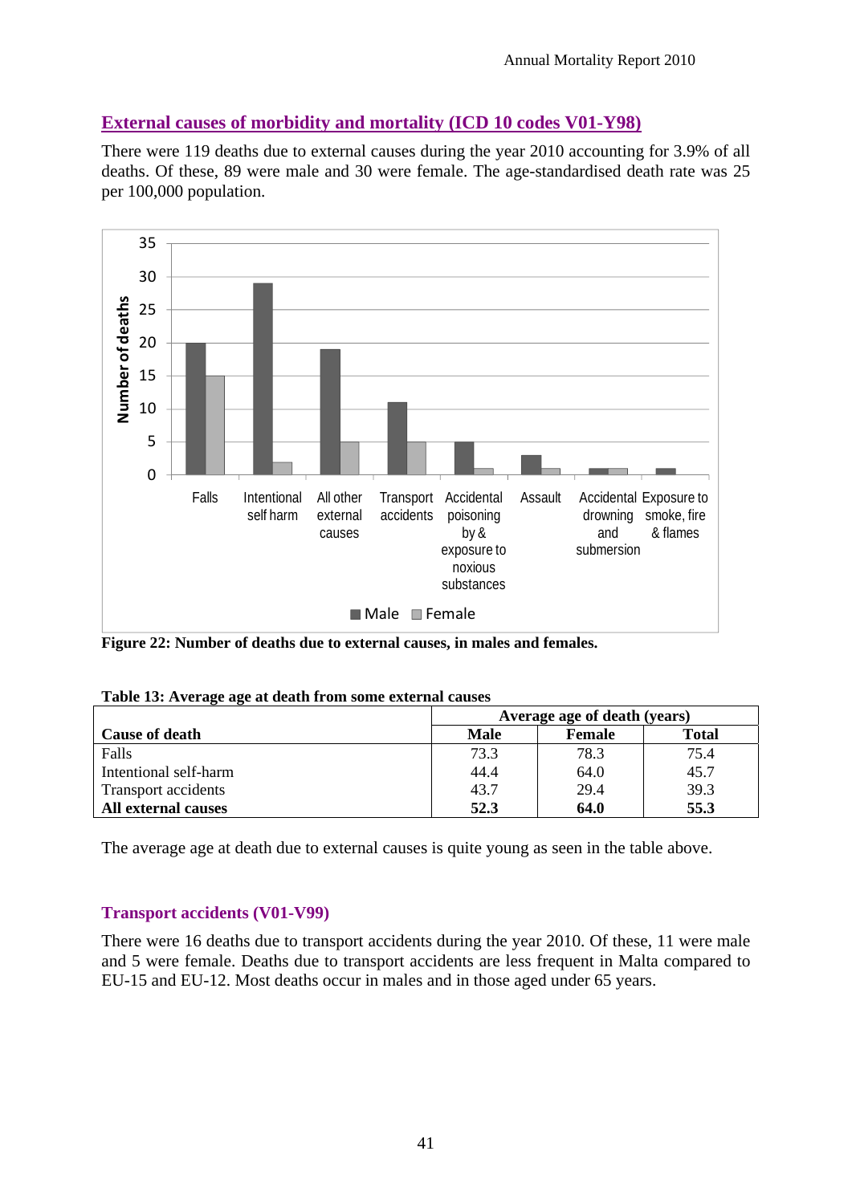## External causes of morbidity and mortality (ICD 10 codes V01-Y98)

There were 119 deaths due to external causes during the year 2010 accounting for 3.9% of all deaths. Of these, 89 were male and 30 were female. The age-standardised death rate was 25 per 100,000 population.

Number of deaths

35
30
25
20
15
10
5
0

Falls
Intentional self harm
All other external causes
Transport accidents
Accidental poisoning by & exposure to noxious substances
Assault
Accidental drowning and submersion
Exposure to smoke, fire & flames

Male
Female

**Figure 22: Number of deaths due to external causes, in males and females.**

**Table 13: Average age at death from some external causes**

| Cause of death | Average age of death (years) | | |
|---|---|---|---|
| | **Male** | **Female** | **Total** |
| Falls | 73.3 | 78.3 | 75.4 |
| Intentional self-harm | 44.4 | 64.0 | 45.7 |
| Transport accidents | 43.7 | 29.4 | 39.3 |
| **All external causes** | **52.3** | **64.0** | **55.3** |

The average age at death due to external causes is quite young as seen in the table above.

### Transport accidents (V01-V99)

There were 16 deaths due to transport accidents during the year 2010. Of these, 11 were male and 5 were female. Deaths due to transport accidents are less frequent in Malta compared to EU-15 and EU-12. Most deaths occur in males and in those aged under 65 years.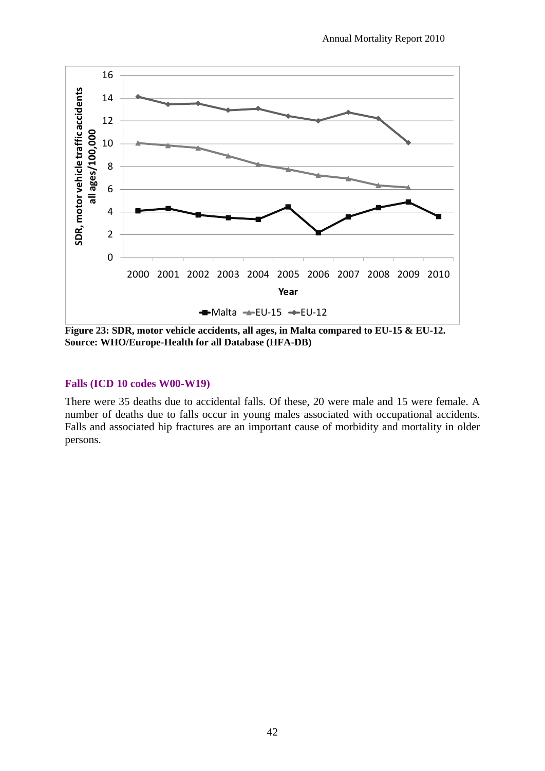SDR, motor vehicle traffic accidents all ages/100,000

16
14
12
10
8
6
4
2
0

2000 2001 2002 2003 2004 2005 2006 2007 2008 2009 2010

Year

Malta EU-15 EU-12

**Figure 23: SDR, motor vehicle accidents, all ages, in Malta compared to EU-15 & EU-12. Source: WHO/Europe-Health for all Database (HFA-DB)**

### Falls (ICD 10 codes W00-W19)

There were 35 deaths due to accidental falls. Of these, 20 were male and 15 were female. A number of deaths due to falls occur in young males associated with occupational accidents. Falls and associated hip fractures are an important cause of morbidity and mortality in older persons.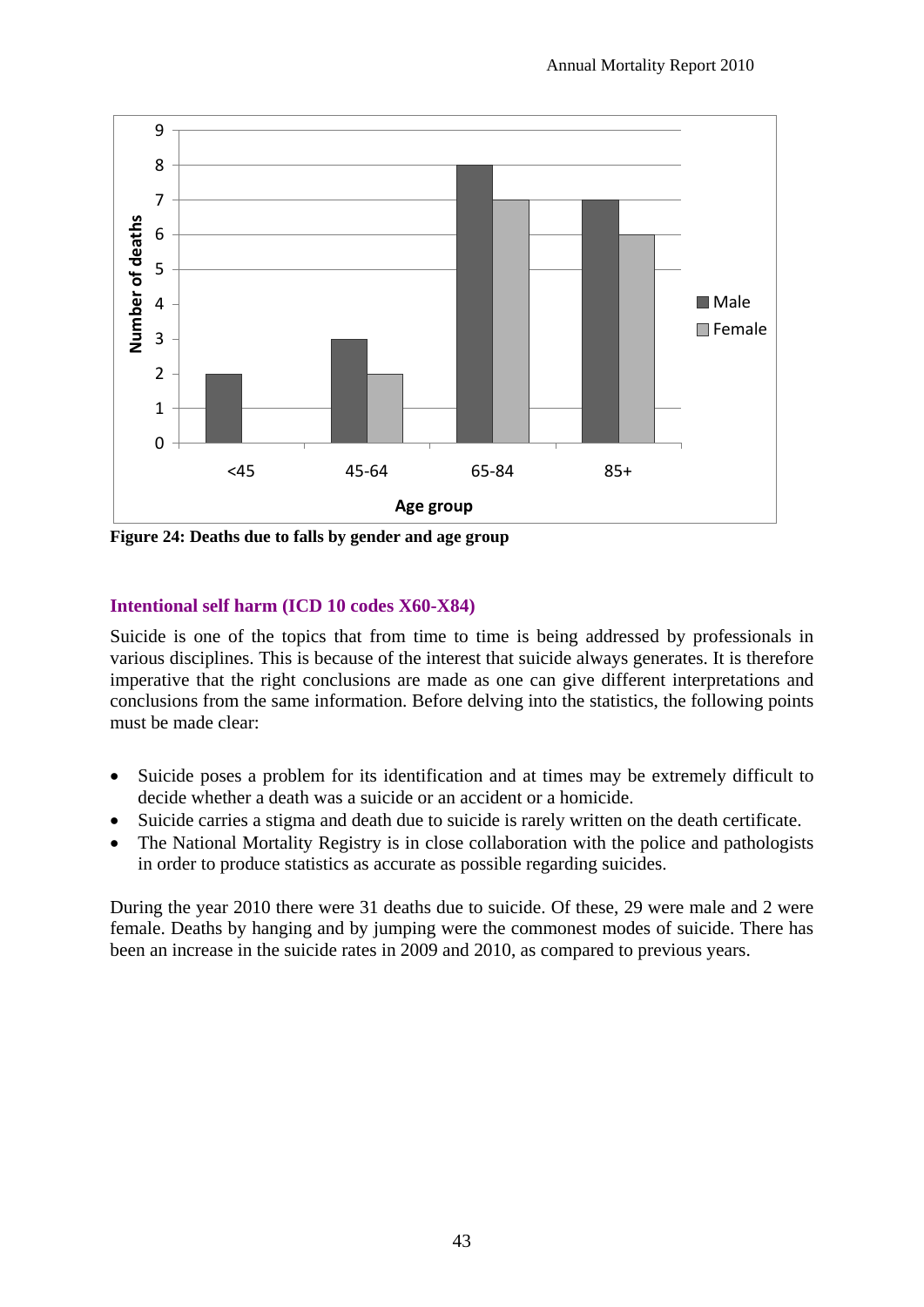9
8
7
6
5
4
3
2
1
0

Number of deaths

<45
45-64
65-84
85+

Age group

Male
Female

**Figure 24: Deaths due to falls by gender and age group**

### Intentional self harm (ICD 10 codes X60-X84)

Suicide is one of the topics that from time to time is being addressed by professionals in various disciplines. This is because of the interest that suicide always generates. It is therefore imperative that the right conclusions are made as one can give different interpretations and conclusions from the same information. Before delving into the statistics, the following points must be made clear:

- Suicide poses a problem for its identification and at times may be extremely difficult to decide whether a death was a suicide or an accident or a homicide.
- Suicide carries a stigma and death due to suicide is rarely written on the death certificate.
- The National Mortality Registry is in close collaboration with the police and pathologists in order to produce statistics as accurate as possible regarding suicides.

During the year 2010 there were 31 deaths due to suicide. Of these, 29 were male and 2 were female. Deaths by hanging and by jumping were the commonest modes of suicide. There has been an increase in the suicide rates in 2009 and 2010, as compared to previous years.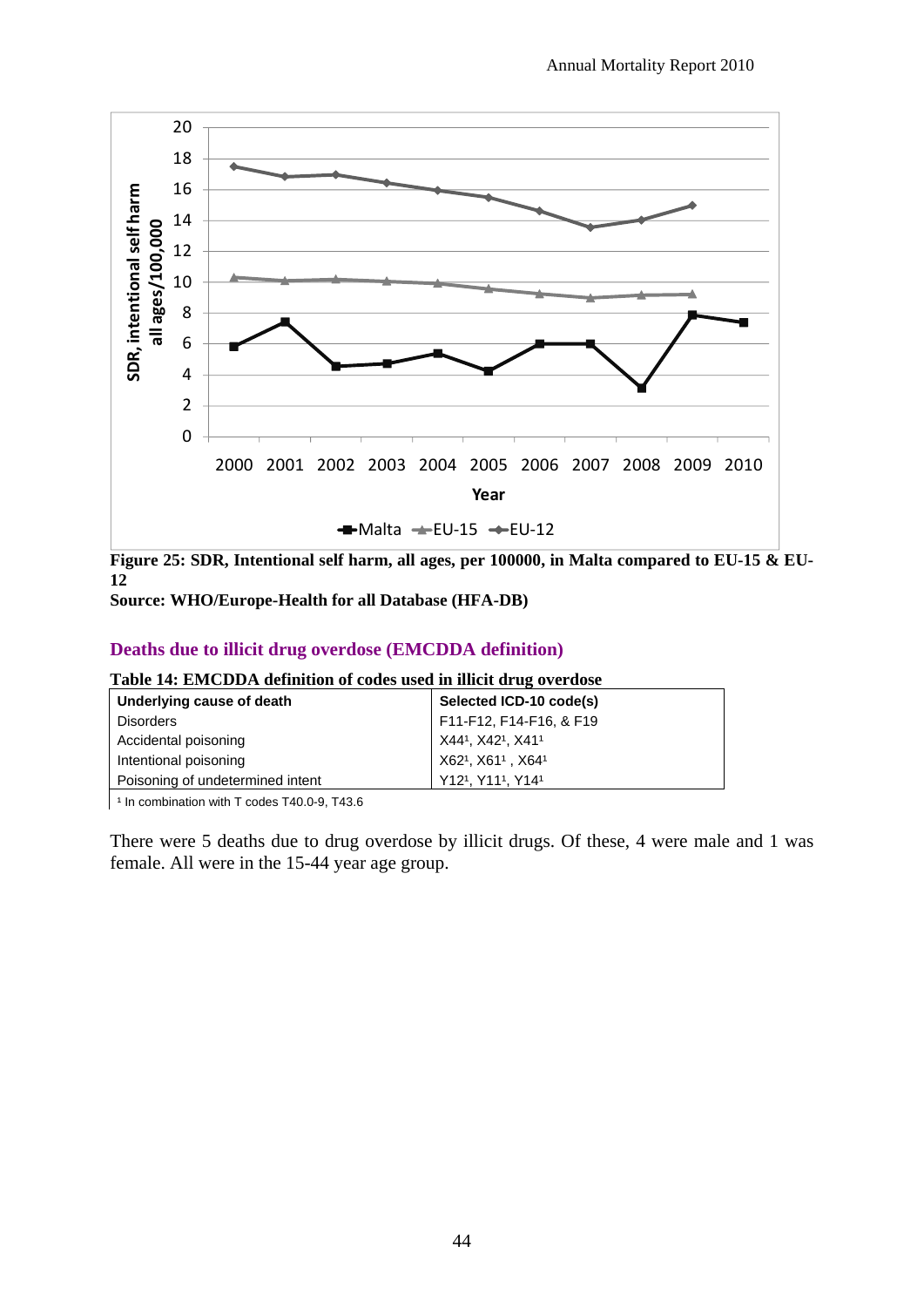20
18
16
14
12
10
8
6
4
2
0

SDR, intentional self harm all ages/100,000

2000 2001 2002 2003 2004 2005 2006 2007 2008 2009 2010

Year

Malta EU-15 EU-12

**Figure 25: SDR, Intentional self harm, all ages, per 100000, in Malta compared to EU-15 & EU-12**

**Source: WHO/Europe-Health for all Database (HFA-DB)**

## Deaths due to illicit drug overdose (EMCDDA definition)

**Table 14: EMCDDA definition of codes used in illicit drug overdose**

| Underlying cause of death | Selected ICD-10 code(s) |
|---|---|
| Disorders | F11-F12, F14-F16, & F19 |
| Accidental poisoning | X44[1], X42[1], X41[1] |
| Intentional poisoning | X62[1], X61[1] , X64[1] |
| Poisoning of undetermined intent | Y12[1], Y11[1], Y14[1] |

[1] In combination with T codes T40.0-9, T43.6

There were 5 deaths due to drug overdose by illicit drugs. Of these, 4 were male and 1 was female. All were in the 15-44 year age group.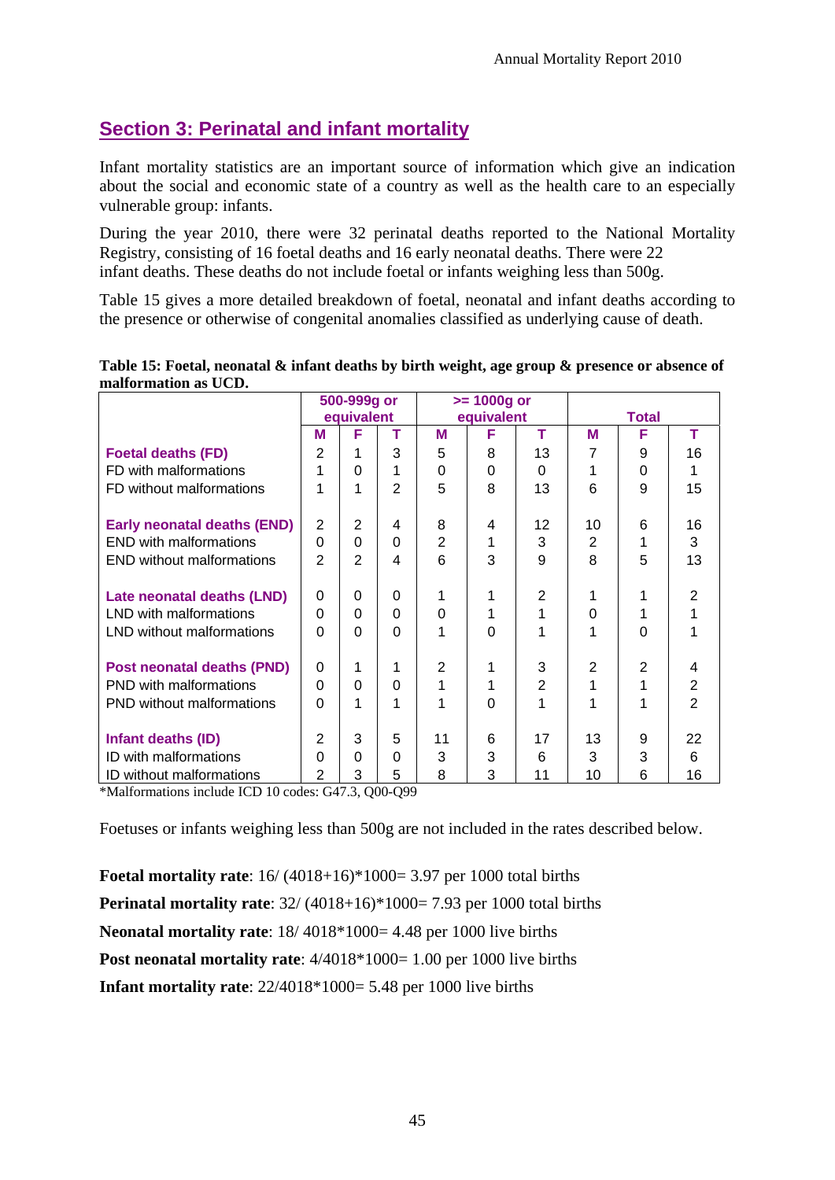## Section 3: Perinatal and infant mortality

Infant mortality statistics are an important source of information which give an indication about the social and economic state of a country as well as the health care to an especially vulnerable group: infants.

During the year 2010, there were 32 perinatal deaths reported to the National Mortality Registry, consisting of 16 foetal deaths and 16 early neonatal deaths. There were 22 infant deaths. These deaths do not include foetal or infants weighing less than 500g.

Table 15 gives a more detailed breakdown of foetal, neonatal and infant deaths according to the presence or otherwise of congenital anomalies classified as underlying cause of death.

**Table 15: Foetal, neonatal & infant deaths by birth weight, age group & presence or absence of malformation as UCD.**

| | 500-999g or equivalent | | | >= 1000g or equivalent | | | Total | | |
|---|---|---|---|---|---|---|---|---|---|
| | M | F | T | M | F | T | M | F | T |
| **Foetal deaths (FD)** | 2 | 1 | 3 | 5 | 8 | 13 | 7 | 9 | 16 |
| FD with malformations | 1 | 0 | 1 | 0 | 0 | 0 | 1 | 0 | 1 |
| FD without malformations | 1 | 1 | 2 | 5 | 8 | 13 | 6 | 9 | 15 |
| **Early neonatal deaths (END)** | 2 | 2 | 4 | 8 | 4 | 12 | 10 | 6 | 16 |
| END with malformations | 0 | 0 | 0 | 2 | 1 | 3 | 2 | 1 | 3 |
| END without malformations | 2 | 2 | 4 | 6 | 3 | 9 | 8 | 5 | 13 |
| **Late neonatal deaths (LND)** | 0 | 0 | 0 | 1 | 1 | 2 | 1 | 1 | 2 |
| LND with malformations | 0 | 0 | 0 | 0 | 1 | 1 | 0 | 1 | 1 |
| LND without malformations | 0 | 0 | 0 | 1 | 0 | 1 | 1 | 0 | 1 |
| **Post neonatal deaths (PND)** | 0 | 1 | 1 | 2 | 1 | 3 | 2 | 2 | 4 |
| PND with malformations | 0 | 0 | 0 | 1 | 1 | 2 | 1 | 1 | 2 |
| PND without malformations | 0 | 1 | 1 | 1 | 0 | 1 | 1 | 1 | 2 |
| **Infant deaths (ID)** | 2 | 3 | 5 | 11 | 6 | 17 | 13 | 9 | 22 |
| ID with malformations | 0 | 0 | 0 | 3 | 3 | 6 | 3 | 3 | 6 |
| ID without malformations | 2 | 3 | 5 | 8 | 3 | 11 | 10 | 6 | 16 |

*Malformations include ICD 10 codes: G47.3, Q00-Q99

Foetuses or infants weighing less than 500g are not included in the rates described below.

**Foetal mortality rate**: 16/ (4018+16)*1000= 3.97 per 1000 total births

**Perinatal mortality rate**: 32/ (4018+16)*1000= 7.93 per 1000 total births

**Neonatal mortality rate**: 18/ 4018*1000= 4.48 per 1000 live births

**Post neonatal mortality rate**: 4/4018*1000= 1.00 per 1000 live births

**Infant mortality rate**: 22/4018*1000= 5.48 per 1000 live births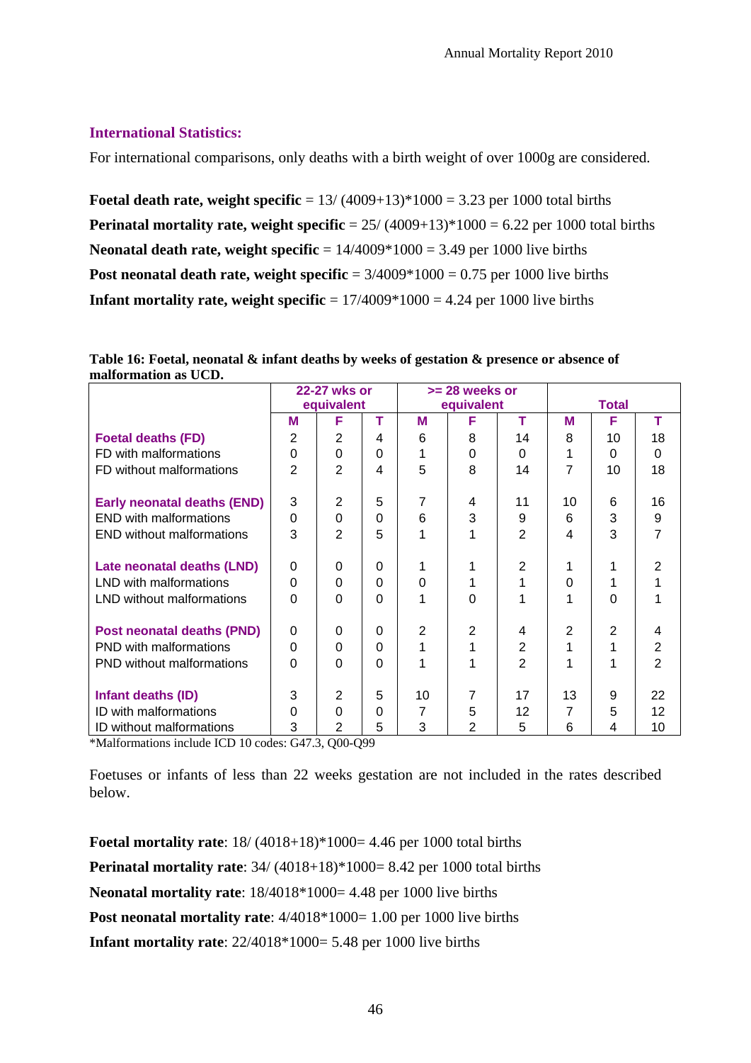### International Statistics:

For international comparisons, only deaths with a birth weight of over 1000g are considered.

**Foetal death rate, weight specific** = 13/ (4009+13)*1000 = 3.23 per 1000 total births

**Perinatal mortality rate, weight specific** = 25/ (4009+13)*1000 = 6.22 per 1000 total births

**Neonatal death rate, weight specific** = 14/4009*1000 = 3.49 per 1000 live births

**Post neonatal death rate, weight specific** = 3/4009*1000 = 0.75 per 1000 live births

**Infant mortality rate, weight specific** = 17/4009*1000 = 4.24 per 1000 live births

**Table 16: Foetal, neonatal & infant deaths by weeks of gestation & presence or absence of malformation as UCD.**

| | 22-27 wks or equivalent | | | >= 28 weeks or equivalent | | | Total | | |
|---|---|---|---|---|---|---|---|---|---|
| | M | F | T | M | F | T | M | F | T |
| **Foetal deaths (FD)** | 2 | 2 | 4 | 6 | 8 | 14 | 8 | 10 | 18 |
| FD with malformations | 0 | 0 | 0 | 1 | 0 | 0 | 1 | 0 | 0 |
| FD without malformations | 2 | 2 | 4 | 5 | 8 | 14 | 7 | 10 | 18 |
| **Early neonatal deaths (END)** | 3 | 2 | 5 | 7 | 4 | 11 | 10 | 6 | 16 |
| END with malformations | 0 | 0 | 0 | 6 | 3 | 9 | 6 | 3 | 9 |
| END without malformations | 3 | 2 | 5 | 1 | 1 | 2 | 4 | 3 | 7 |
| **Late neonatal deaths (LND)** | 0 | 0 | 0 | 1 | 1 | 2 | 1 | 1 | 2 |
| LND with malformations | 0 | 0 | 0 | 0 | 1 | 1 | 0 | 1 | 1 |
| LND without malformations | 0 | 0 | 0 | 1 | 0 | 1 | 1 | 0 | 1 |
| **Post neonatal deaths (PND)** | 0 | 0 | 0 | 2 | 2 | 4 | 2 | 2 | 4 |
| PND with malformations | 0 | 0 | 0 | 1 | 1 | 2 | 1 | 1 | 2 |
| PND without malformations | 0 | 0 | 0 | 1 | 1 | 2 | 1 | 1 | 2 |
| **Infant deaths (ID)** | 3 | 2 | 5 | 10 | 7 | 17 | 13 | 9 | 22 |
| ID with malformations | 0 | 0 | 0 | 7 | 5 | 12 | 7 | 5 | 12 |
| ID without malformations | 3 | 2 | 5 | 3 | 2 | 5 | 6 | 4 | 10 |

*Malformations include ICD 10 codes: G47.3, Q00-Q99

Foetuses or infants of less than 22 weeks gestation are not included in the rates described below.

**Foetal mortality rate**: 18/ (4018+18)*1000= 4.46 per 1000 total births

**Perinatal mortality rate**: 34/ (4018+18)*1000= 8.42 per 1000 total births

**Neonatal mortality rate**: 18/4018*1000= 4.48 per 1000 live births

**Post neonatal mortality rate**: 4/4018*1000= 1.00 per 1000 live births

**Infant mortality rate**: 22/4018*1000= 5.48 per 1000 live births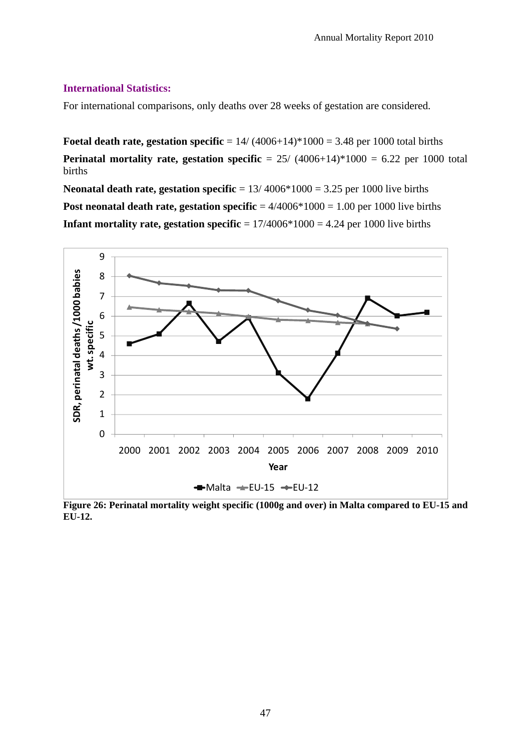### International Statistics:

For international comparisons, only deaths over 28 weeks of gestation are considered.

**Foetal death rate, gestation specific** = 14/ (4006+14)*1000 = 3.48 per 1000 total births

**Perinatal mortality rate, gestation specific** = 25/ (4006+14)*1000 = 6.22 per 1000 total births

**Neonatal death rate, gestation specific** = 13/ 4006*1000 = 3.25 per 1000 live births

**Post neonatal death rate, gestation specific** = 4/4006*1000 = 1.00 per 1000 live births

**Infant mortality rate, gestation specific** = 17/4006*1000 = 4.24 per 1000 live births

**Figure 26: Perinatal mortality weight specific (1000g and over) in Malta compared to EU-15 and EU-12.**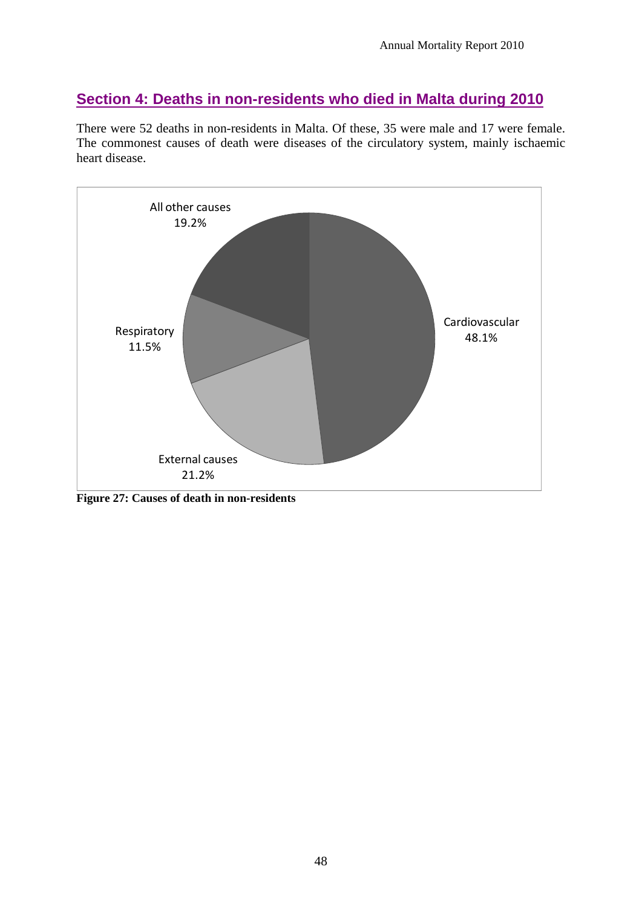## Section 4: Deaths in non-residents who died in Malta during 2010

There were 52 deaths in non-residents in Malta. Of these, 35 were male and 17 were female. The commonest causes of death were diseases of the circulatory system, mainly ischaemic heart disease.

All other causes
19.2%

Cardiovascular
48.1%

Respiratory
11.5%

External causes
21.2%

**Figure 27: Causes of death in non-residents**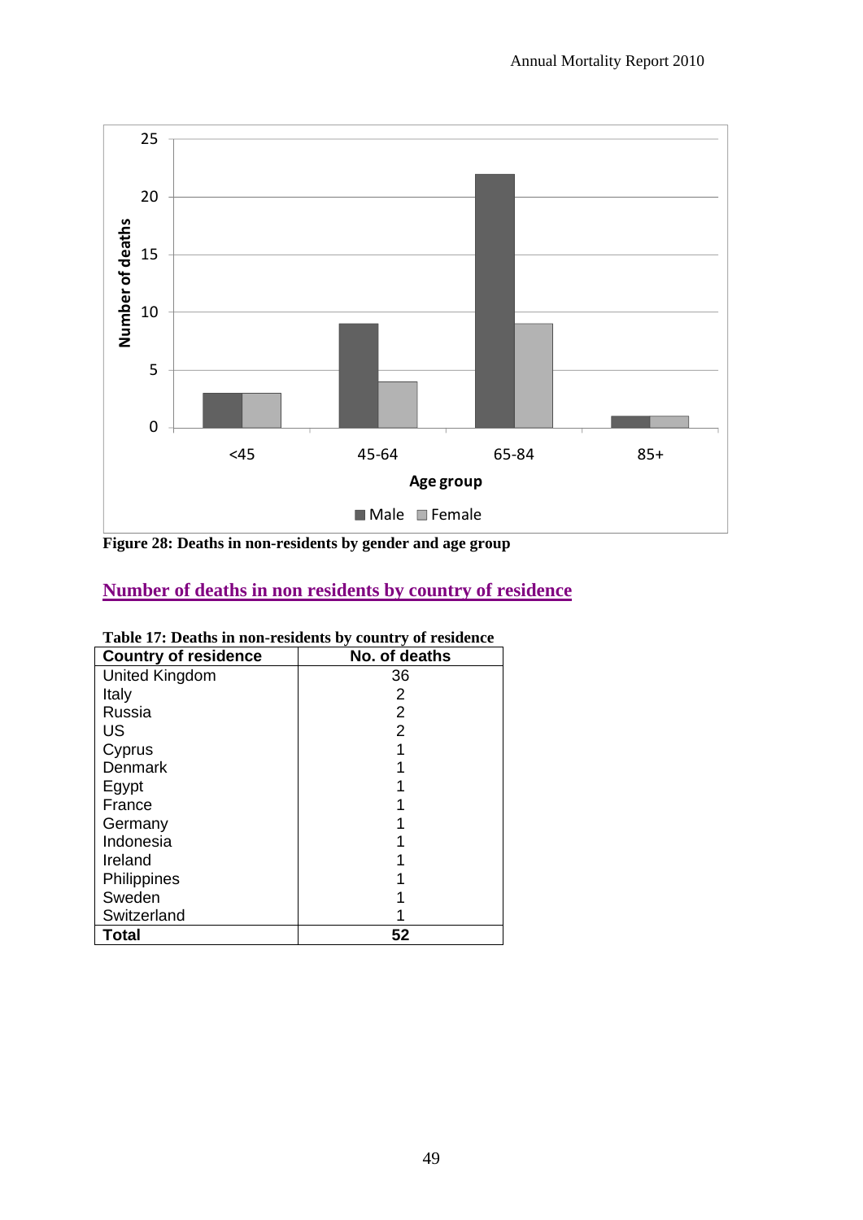25
20
15
10
5
0

Number of deaths

<45
45-64
65-84
85+

Age group

Male
Female

**Figure 28: Deaths in non-residents by gender and age group**

## Number of deaths in non residents by country of residence

**Table 17: Deaths in non-residents by country of residence**

| Country of residence | No. of deaths |
|---|---|
| United Kingdom | 36 |
| Italy | 2 |
| Russia | 2 |
| US | 2 |
| Cyprus | 1 |
| Denmark | 1 |
| Egypt | 1 |
| France | 1 |
| Germany | 1 |
| Indonesia | 1 |
| Ireland | 1 |
| Philippines | 1 |
| Sweden | 1 |
| Switzerland | 1 |
| **Total** | **52** |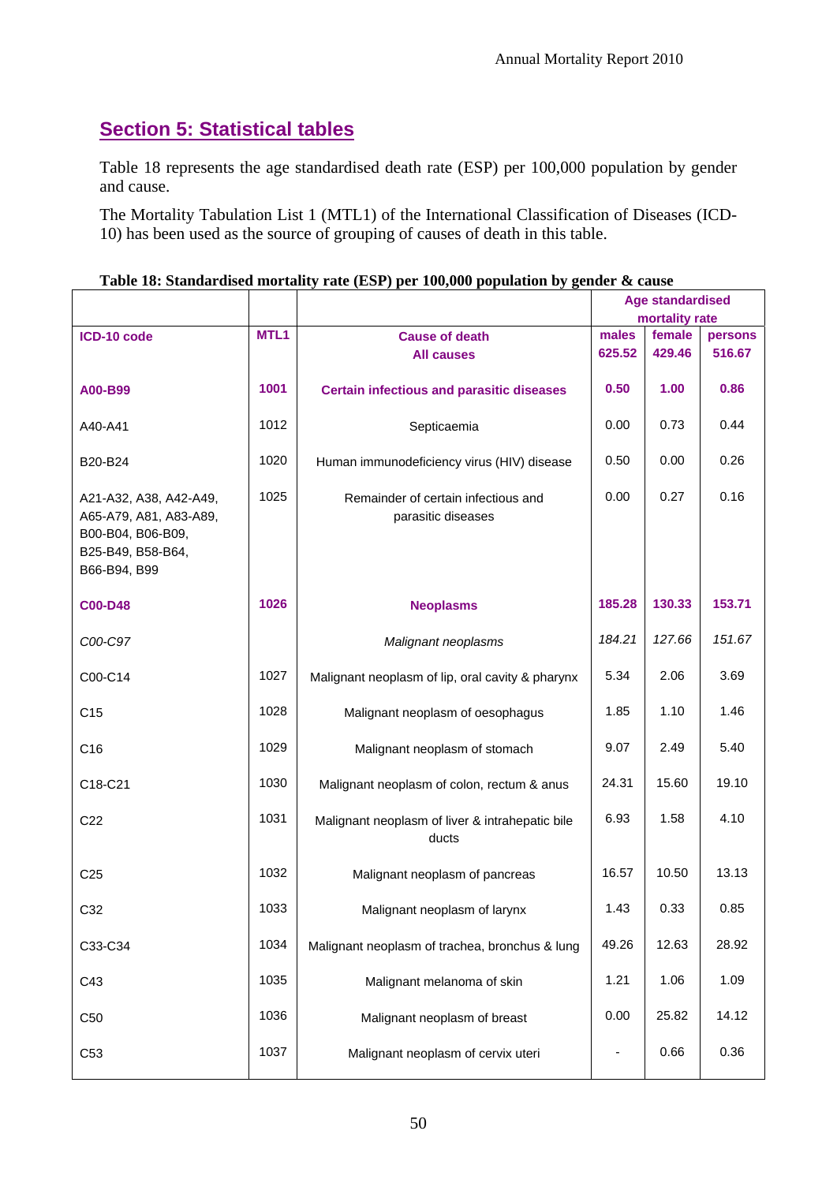## Section 5: Statistical tables

Table 18 represents the age standardised death rate (ESP) per 100,000 population by gender and cause.

The Mortality Tabulation List 1 (MTL1) of the International Classification of Diseases (ICD-10) has been used as the source of grouping of causes of death in this table.

**Table 18: Standardised mortality rate (ESP) per 100,000 population by gender & cause**

| | | | Age standardised mortality rate | | |
|---|---|---|---|---|---|
| **ICD-10 code** | **MTL1** | **Cause of death** | **males** | **female** | **persons** |
| | | **All causes** | **625.52** | **429.46** | **516.67** |
| **A00-B99** | **1001** | **Certain infectious and parasitic diseases** | **0.50** | **1.00** | **0.86** |
| A40-A41 | 1012 | Septicaemia | 0.00 | 0.73 | 0.44 |
| B20-B24 | 1020 | Human immunodeficiency virus (HIV) disease | 0.50 | 0.00 | 0.26 |
| A21-A32, A38, A42-A49, A65-A79, A81, A83-A89, B00-B04, B06-B09, B25-B49, B58-B64, B66-B94, B99 | 1025 | Remainder of certain infectious and parasitic diseases | 0.00 | 0.27 | 0.16 |
| **C00-D48** | **1026** | **Neoplasms** | **185.28** | **130.33** | **153.71** |
| *C00-C97* | | *Malignant neoplasms* | *184.21* | *127.66* | *151.67* |
| C00-C14 | 1027 | Malignant neoplasm of lip, oral cavity & pharynx | 5.34 | 2.06 | 3.69 |
| C15 | 1028 | Malignant neoplasm of oesophagus | 1.85 | 1.10 | 1.46 |
| C16 | 1029 | Malignant neoplasm of stomach | 9.07 | 2.49 | 5.40 |
| C18-C21 | 1030 | Malignant neoplasm of colon, rectum & anus | 24.31 | 15.60 | 19.10 |
| C22 | 1031 | Malignant neoplasm of liver & intrahepatic bile ducts | 6.93 | 1.58 | 4.10 |
| C25 | 1032 | Malignant neoplasm of pancreas | 16.57 | 10.50 | 13.13 |
| C32 | 1033 | Malignant neoplasm of larynx | 1.43 | 0.33 | 0.85 |
| C33-C34 | 1034 | Malignant neoplasm of trachea, bronchus & lung | 49.26 | 12.63 | 28.92 |
| C43 | 1035 | Malignant melanoma of skin | 1.21 | 1.06 | 1.09 |
| C50 | 1036 | Malignant neoplasm of breast | 0.00 | 25.82 | 14.12 |
| C53 | 1037 | Malignant neoplasm of cervix uteri | - | 0.66 | 0.36 |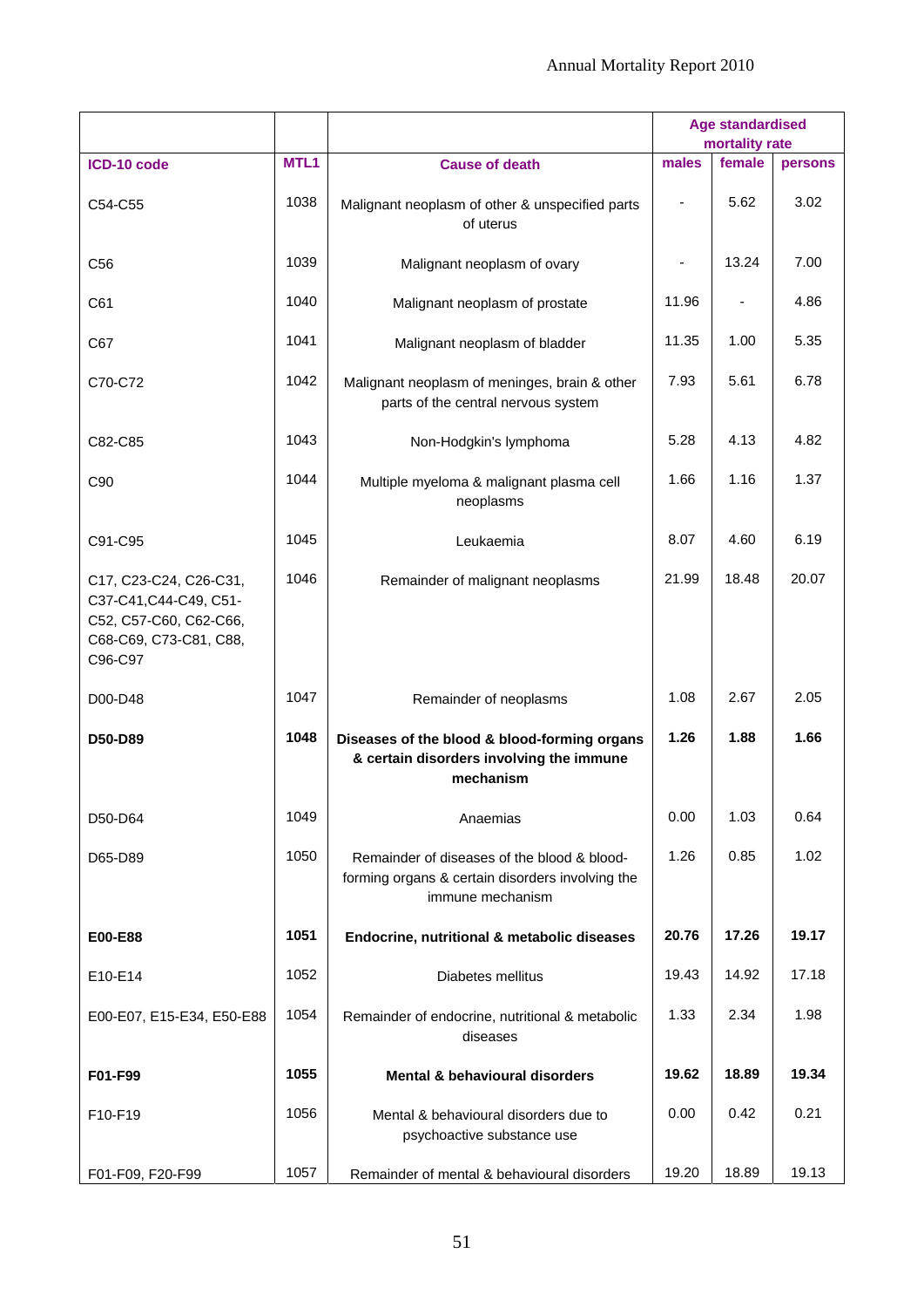| | | | Age standardised mortality rate | | |
|---|---|---|---|---|---|
| **ICD-10 code** | **MTL1** | **Cause of death** | **males** | **female** | **persons** |
| C54-C55 | 1038 | Malignant neoplasm of other & unspecified parts of uterus | - | 5.62 | 3.02 |
| C56 | 1039 | Malignant neoplasm of ovary | - | 13.24 | 7.00 |
| C61 | 1040 | Malignant neoplasm of prostate | 11.96 | - | 4.86 |
| C67 | 1041 | Malignant neoplasm of bladder | 11.35 | 1.00 | 5.35 |
| C70-C72 | 1042 | Malignant neoplasm of meninges, brain & other parts of the central nervous system | 7.93 | 5.61 | 6.78 |
| C82-C85 | 1043 | Non-Hodgkin's lymphoma | 5.28 | 4.13 | 4.82 |
| C90 | 1044 | Multiple myeloma & malignant plasma cell neoplasms | 1.66 | 1.16 | 1.37 |
| C91-C95 | 1045 | Leukaemia | 8.07 | 4.60 | 6.19 |
| C17, C23-C24, C26-C31, C37-C41,C44-C49, C51-C52, C57-C60, C62-C66, C68-C69, C73-C81, C88, C96-C97 | 1046 | Remainder of malignant neoplasms | 21.99 | 18.48 | 20.07 |
| D00-D48 | 1047 | Remainder of neoplasms | 1.08 | 2.67 | 2.05 |
| **D50-D89** | **1048** | **Diseases of the blood & blood-forming organs & certain disorders involving the immune mechanism** | **1.26** | **1.88** | **1.66** |
| D50-D64 | 1049 | Anaemias | 0.00 | 1.03 | 0.64 |
| D65-D89 | 1050 | Remainder of diseases of the blood & blood-forming organs & certain disorders involving the immune mechanism | 1.26 | 0.85 | 1.02 |
| **E00-E88** | **1051** | **Endocrine, nutritional & metabolic diseases** | **20.76** | **17.26** | **19.17** |
| E10-E14 | 1052 | Diabetes mellitus | 19.43 | 14.92 | 17.18 |
| E00-E07, E15-E34, E50-E88 | 1054 | Remainder of endocrine, nutritional & metabolic diseases | 1.33 | 2.34 | 1.98 |
| **F01-F99** | **1055** | **Mental & behavioural disorders** | **19.62** | **18.89** | **19.34** |
| F10-F19 | 1056 | Mental & behavioural disorders due to psychoactive substance use | 0.00 | 0.42 | 0.21 |
| F01-F09, F20-F99 | 1057 | Remainder of mental & behavioural disorders | 19.20 | 18.89 | 19.13 |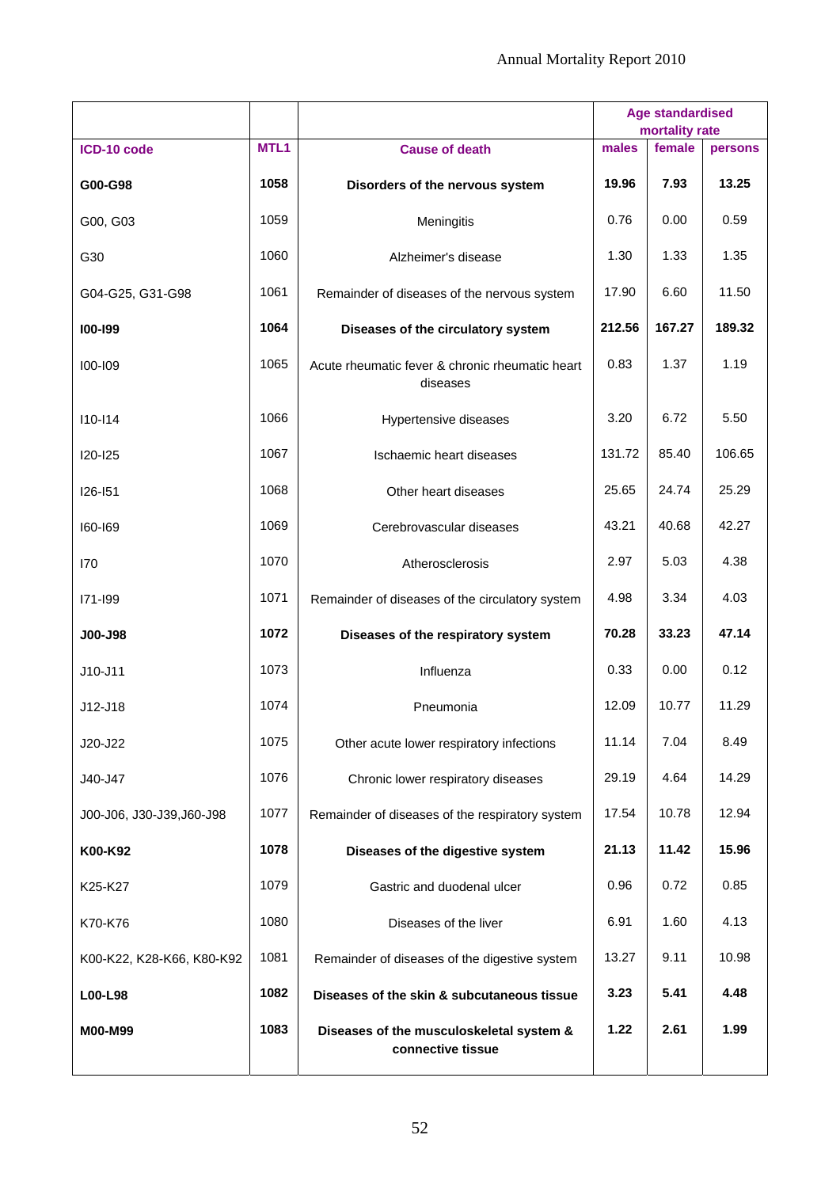| | | | Age standardised mortality rate | | |
|---|---|---|---|---|---|
| **ICD-10 code** | **MTL1** | **Cause of death** | **males** | **female** | **persons** |
| **G00-G98** | **1058** | **Disorders of the nervous system** | **19.96** | **7.93** | **13.25** |
| G00, G03 | 1059 | Meningitis | 0.76 | 0.00 | 0.59 |
| G30 | 1060 | Alzheimer's disease | 1.30 | 1.33 | 1.35 |
| G04-G25, G31-G98 | 1061 | Remainder of diseases of the nervous system | 17.90 | 6.60 | 11.50 |
| **I00-I99** | **1064** | **Diseases of the circulatory system** | **212.56** | **167.27** | **189.32** |
| I00-I09 | 1065 | Acute rheumatic fever & chronic rheumatic heart diseases | 0.83 | 1.37 | 1.19 |
| I10-I14 | 1066 | Hypertensive diseases | 3.20 | 6.72 | 5.50 |
| I20-I25 | 1067 | Ischaemic heart diseases | 131.72 | 85.40 | 106.65 |
| I26-I51 | 1068 | Other heart diseases | 25.65 | 24.74 | 25.29 |
| I60-I69 | 1069 | Cerebrovascular diseases | 43.21 | 40.68 | 42.27 |
| I70 | 1070 | Atherosclerosis | 2.97 | 5.03 | 4.38 |
| I71-I99 | 1071 | Remainder of diseases of the circulatory system | 4.98 | 3.34 | 4.03 |
| **J00-J98** | **1072** | **Diseases of the respiratory system** | **70.28** | **33.23** | **47.14** |
| J10-J11 | 1073 | Influenza | 0.33 | 0.00 | 0.12 |
| J12-J18 | 1074 | Pneumonia | 12.09 | 10.77 | 11.29 |
| J20-J22 | 1075 | Other acute lower respiratory infections | 11.14 | 7.04 | 8.49 |
| J40-J47 | 1076 | Chronic lower respiratory diseases | 29.19 | 4.64 | 14.29 |
| J00-J06, J30-J39,J60-J98 | 1077 | Remainder of diseases of the respiratory system | 17.54 | 10.78 | 12.94 |
| **K00-K92** | **1078** | **Diseases of the digestive system** | **21.13** | **11.42** | **15.96** |
| K25-K27 | 1079 | Gastric and duodenal ulcer | 0.96 | 0.72 | 0.85 |
| K70-K76 | 1080 | Diseases of the liver | 6.91 | 1.60 | 4.13 |
| K00-K22, K28-K66, K80-K92 | 1081 | Remainder of diseases of the digestive system | 13.27 | 9.11 | 10.98 |
| **L00-L98** | **1082** | **Diseases of the skin & subcutaneous tissue** | **3.23** | **5.41** | **4.48** |
| **M00-M99** | **1083** | **Diseases of the musculoskeletal system & connective tissue** | **1.22** | **2.61** | **1.99** |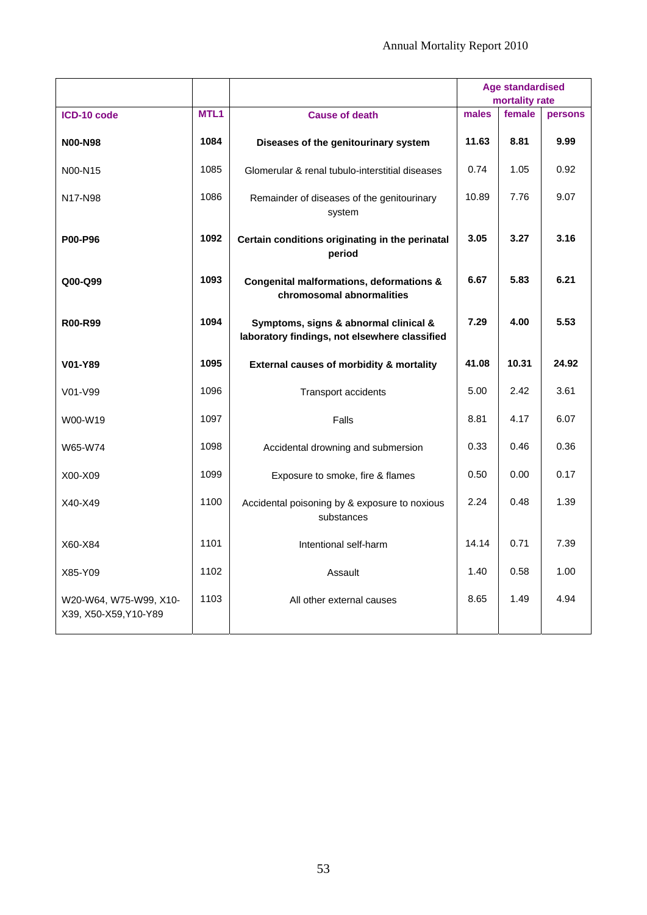| | | | Age standardised mortality rate | | |
|---|---|---|---|---|---|
| **ICD-10 code** | **MTL1** | **Cause of death** | **males** | **female** | **persons** |
| **N00-N98** | **1084** | **Diseases of the genitourinary system** | **11.63** | **8.81** | **9.99** |
| N00-N15 | 1085 | Glomerular & renal tubulo-interstitial diseases | 0.74 | 1.05 | 0.92 |
| N17-N98 | 1086 | Remainder of diseases of the genitourinary system | 10.89 | 7.76 | 9.07 |
| **P00-P96** | **1092** | **Certain conditions originating in the perinatal period** | **3.05** | **3.27** | **3.16** |
| **Q00-Q99** | **1093** | **Congenital malformations, deformations & chromosomal abnormalities** | **6.67** | **5.83** | **6.21** |
| **R00-R99** | **1094** | **Symptoms, signs & abnormal clinical & laboratory findings, not elsewhere classified** | **7.29** | **4.00** | **5.53** |
| **V01-Y89** | **1095** | **External causes of morbidity & mortality** | **41.08** | **10.31** | **24.92** |
| V01-V99 | 1096 | Transport accidents | 5.00 | 2.42 | 3.61 |
| W00-W19 | 1097 | Falls | 8.81 | 4.17 | 6.07 |
| W65-W74 | 1098 | Accidental drowning and submersion | 0.33 | 0.46 | 0.36 |
| X00-X09 | 1099 | Exposure to smoke, fire & flames | 0.50 | 0.00 | 0.17 |
| X40-X49 | 1100 | Accidental poisoning by & exposure to noxious substances | 2.24 | 0.48 | 1.39 |
| X60-X84 | 1101 | Intentional self-harm | 14.14 | 0.71 | 7.39 |
| X85-Y09 | 1102 | Assault | 1.40 | 0.58 | 1.00 |
| W20-W64, W75-W99, X10-X39, X50-X59,Y10-Y89 | 1103 | All other external causes | 8.65 | 1.49 | 4.94 |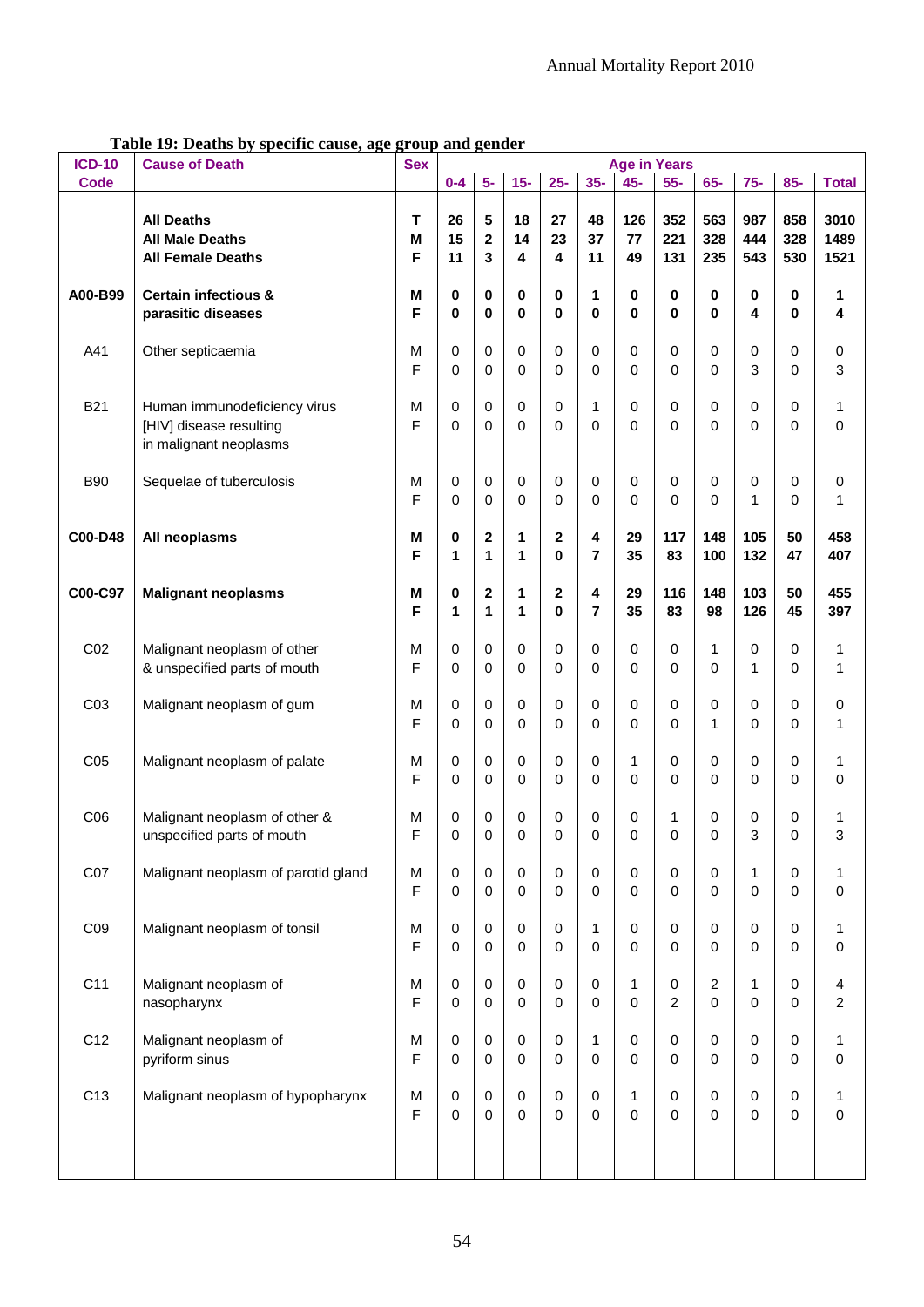**Table 19: Deaths by specific cause, age group and gender**

| ICD-10 Code | Cause of Death | Sex | Age in Years | | | | | | | | | | | |
|---|---|---|---|---|---|---|---|---|---|---|---|---|---|---|
| | | | 0-4 | 5- | 15- | 25- | 35- | 45- | 55- | 65- | 75- | 85- | Total |
| | **All Deaths** | **T** | **26** | **5** | **18** | **27** | **48** | **126** | **352** | **563** | **987** | **858** | **3010** |
| | **All Male Deaths** | **M** | **15** | **2** | **14** | **23** | **37** | **77** | **221** | **328** | **444** | **328** | **1489** |
| | **All Female Deaths** | **F** | **11** | **3** | **4** | **4** | **11** | **49** | **131** | **235** | **543** | **530** | **1521** |
| **A00-B99** | **Certain infectious & parasitic diseases** | **M** | **0** | **0** | **0** | **0** | **1** | **0** | **0** | **0** | **0** | **0** | **1** |
| | | **F** | **0** | **0** | **0** | **0** | **0** | **0** | **0** | **0** | **4** | **0** | **4** |
| A41 | Other septicaemia | M | 0 | 0 | 0 | 0 | 0 | 0 | 0 | 0 | 0 | 0 | 0 |
| | | F | 0 | 0 | 0 | 0 | 0 | 0 | 0 | 0 | 3 | 0 | 3 |
| B21 | Human immunodeficiency virus [HIV] disease resulting in malignant neoplasms | M | 0 | 0 | 0 | 0 | 1 | 0 | 0 | 0 | 0 | 0 | 1 |
| | | F | 0 | 0 | 0 | 0 | 0 | 0 | 0 | 0 | 0 | 0 | 0 |
| B90 | Sequelae of tuberculosis | M | 0 | 0 | 0 | 0 | 0 | 0 | 0 | 0 | 0 | 0 | 0 |
| | | F | 0 | 0 | 0 | 0 | 0 | 0 | 0 | 0 | 1 | 0 | 1 |
| **C00-D48** | **All neoplasms** | **M** | **0** | **2** | **1** | **2** | **4** | **29** | **117** | **148** | **105** | **50** | **458** |
| | | **F** | **1** | **1** | **1** | **0** | **7** | **35** | **83** | **100** | **132** | **47** | **407** |
| **C00-C97** | **Malignant neoplasms** | **M** | **0** | **2** | **1** | **2** | **4** | **29** | **116** | **148** | **103** | **50** | **455** |
| | | **F** | **1** | **1** | **1** | **0** | **7** | **35** | **83** | **98** | **126** | **45** | **397** |
| C02 | Malignant neoplasm of other & unspecified parts of mouth | M | 0 | 0 | 0 | 0 | 0 | 0 | 0 | 1 | 0 | 0 | 1 |
| | | F | 0 | 0 | 0 | 0 | 0 | 0 | 0 | 0 | 1 | 0 | 1 |
| C03 | Malignant neoplasm of gum | M | 0 | 0 | 0 | 0 | 0 | 0 | 0 | 0 | 0 | 0 | 0 |
| | | F | 0 | 0 | 0 | 0 | 0 | 0 | 0 | 1 | 0 | 0 | 1 |
| C05 | Malignant neoplasm of palate | M | 0 | 0 | 0 | 0 | 0 | 1 | 0 | 0 | 0 | 0 | 1 |
| | | F | 0 | 0 | 0 | 0 | 0 | 0 | 0 | 0 | 0 | 0 | 0 |
| C06 | Malignant neoplasm of other & unspecified parts of mouth | M | 0 | 0 | 0 | 0 | 0 | 0 | 1 | 0 | 0 | 0 | 1 |
| | | F | 0 | 0 | 0 | 0 | 0 | 0 | 0 | 0 | 3 | 0 | 3 |
| C07 | Malignant neoplasm of parotid gland | M | 0 | 0 | 0 | 0 | 0 | 0 | 0 | 0 | 1 | 0 | 1 |
| | | F | 0 | 0 | 0 | 0 | 0 | 0 | 0 | 0 | 0 | 0 | 0 |
| C09 | Malignant neoplasm of tonsil | M | 0 | 0 | 0 | 0 | 1 | 0 | 0 | 0 | 0 | 0 | 1 |
| | | F | 0 | 0 | 0 | 0 | 0 | 0 | 0 | 0 | 0 | 0 | 0 |
| C11 | Malignant neoplasm of nasopharynx | M | 0 | 0 | 0 | 0 | 0 | 1 | 0 | 2 | 1 | 0 | 4 |
| | | F | 0 | 0 | 0 | 0 | 0 | 0 | 2 | 0 | 0 | 0 | 2 |
| C12 | Malignant neoplasm of pyriform sinus | M | 0 | 0 | 0 | 0 | 1 | 0 | 0 | 0 | 0 | 0 | 1 |
| | | F | 0 | 0 | 0 | 0 | 0 | 0 | 0 | 0 | 0 | 0 | 0 |
| C13 | Malignant neoplasm of hypopharynx | M | 0 | 0 | 0 | 0 | 0 | 1 | 0 | 0 | 0 | 0 | 1 |
| | | F | 0 | 0 | 0 | 0 | 0 | 0 | 0 | 0 | 0 | 0 | 0 |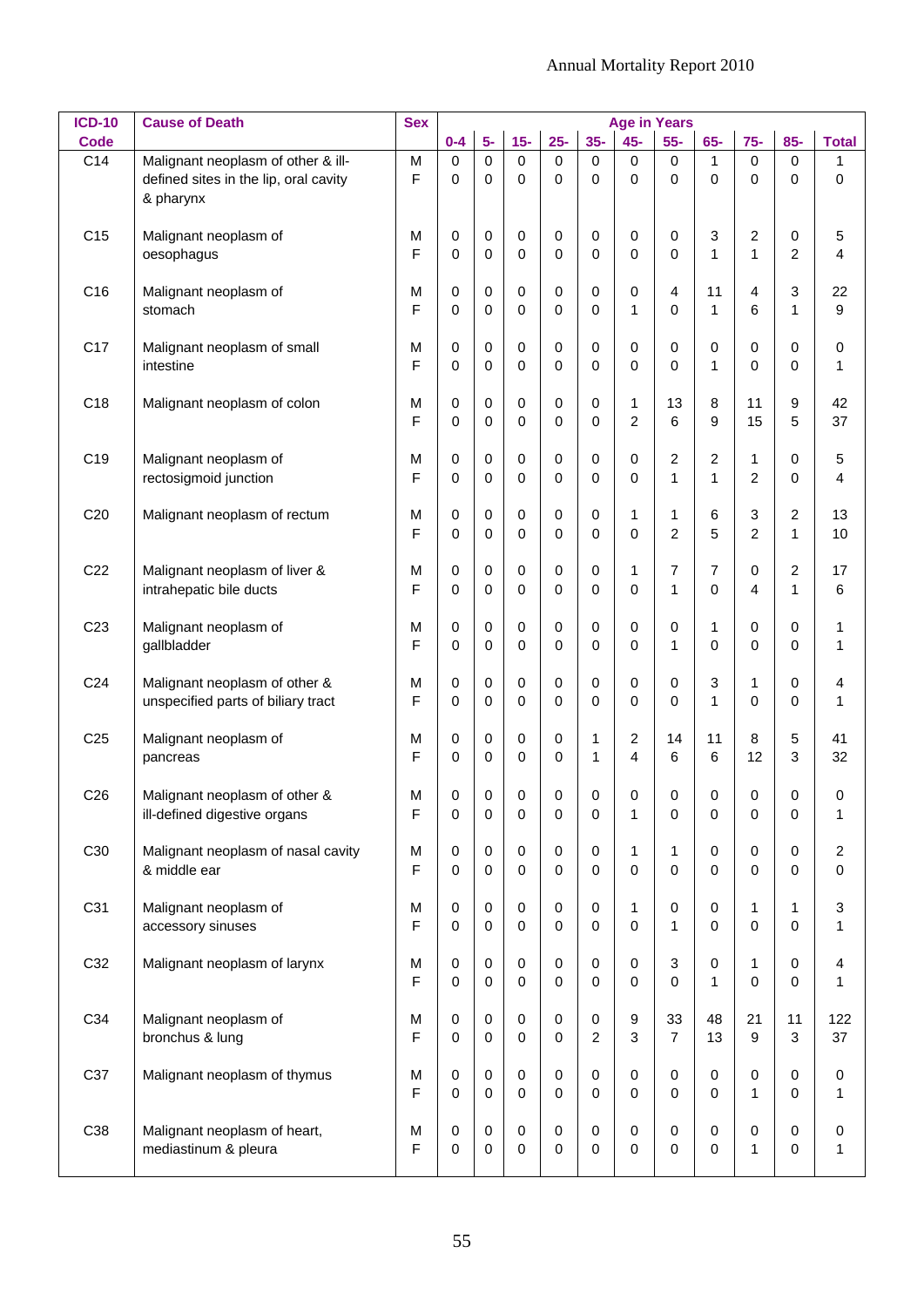| ICD-10 Code | Cause of Death | Sex | Age in Years | | | | | | | | | | |
|---|---|---|---|---|---|---|---|---|---|---|---|---|---|
| | | | 0-4 | 5- | 15- | 25- | 35- | 45- | 55- | 65- | 75- | 85- | Total |
| C14 | Malignant neoplasm of other & ill-defined sites in the lip, oral cavity & pharynx | M | 0 | 0 | 0 | 0 | 0 | 0 | 0 | 1 | 0 | 0 | 1 |
| | | F | 0 | 0 | 0 | 0 | 0 | 0 | 0 | 0 | 0 | 0 | 0 |
| C15 | Malignant neoplasm of oesophagus | M | 0 | 0 | 0 | 0 | 0 | 0 | 0 | 3 | 2 | 0 | 5 |
| | | F | 0 | 0 | 0 | 0 | 0 | 0 | 0 | 1 | 1 | 2 | 4 |
| C16 | Malignant neoplasm of stomach | M | 0 | 0 | 0 | 0 | 0 | 0 | 4 | 11 | 4 | 3 | 22 |
| | | F | 0 | 0 | 0 | 0 | 0 | 1 | 0 | 1 | 6 | 1 | 9 |
| C17 | Malignant neoplasm of small intestine | M | 0 | 0 | 0 | 0 | 0 | 0 | 0 | 0 | 0 | 0 | 0 |
| | | F | 0 | 0 | 0 | 0 | 0 | 0 | 0 | 1 | 0 | 0 | 1 |
| C18 | Malignant neoplasm of colon | M | 0 | 0 | 0 | 0 | 0 | 1 | 13 | 8 | 11 | 9 | 42 |
| | | F | 0 | 0 | 0 | 0 | 0 | 2 | 6 | 9 | 15 | 5 | 37 |
| C19 | Malignant neoplasm of rectosigmoid junction | M | 0 | 0 | 0 | 0 | 0 | 0 | 2 | 2 | 1 | 0 | 5 |
| | | F | 0 | 0 | 0 | 0 | 0 | 0 | 1 | 1 | 2 | 0 | 4 |
| C20 | Malignant neoplasm of rectum | M | 0 | 0 | 0 | 0 | 0 | 1 | 1 | 6 | 3 | 2 | 13 |
| | | F | 0 | 0 | 0 | 0 | 0 | 0 | 2 | 5 | 2 | 1 | 10 |
| C22 | Malignant neoplasm of liver & intrahepatic bile ducts | M | 0 | 0 | 0 | 0 | 0 | 1 | 7 | 7 | 0 | 2 | 17 |
| | | F | 0 | 0 | 0 | 0 | 0 | 0 | 1 | 0 | 4 | 1 | 6 |
| C23 | Malignant neoplasm of gallbladder | M | 0 | 0 | 0 | 0 | 0 | 0 | 0 | 1 | 0 | 0 | 1 |
| | | F | 0 | 0 | 0 | 0 | 0 | 0 | 1 | 0 | 0 | 0 | 1 |
| C24 | Malignant neoplasm of other & unspecified parts of biliary tract | M | 0 | 0 | 0 | 0 | 0 | 0 | 0 | 3 | 1 | 0 | 4 |
| | | F | 0 | 0 | 0 | 0 | 0 | 0 | 0 | 1 | 0 | 0 | 1 |
| C25 | Malignant neoplasm of pancreas | M | 0 | 0 | 0 | 0 | 1 | 2 | 14 | 11 | 8 | 5 | 41 |
| | | F | 0 | 0 | 0 | 0 | 1 | 4 | 6 | 6 | 12 | 3 | 32 |
| C26 | Malignant neoplasm of other & ill-defined digestive organs | M | 0 | 0 | 0 | 0 | 0 | 0 | 0 | 0 | 0 | 0 | 0 |
| | | F | 0 | 0 | 0 | 0 | 0 | 1 | 0 | 0 | 0 | 0 | 1 |
| C30 | Malignant neoplasm of nasal cavity & middle ear | M | 0 | 0 | 0 | 0 | 0 | 1 | 1 | 0 | 0 | 0 | 2 |
| | | F | 0 | 0 | 0 | 0 | 0 | 0 | 0 | 0 | 0 | 0 | 0 |
| C31 | Malignant neoplasm of accessory sinuses | M | 0 | 0 | 0 | 0 | 0 | 1 | 0 | 0 | 1 | 1 | 3 |
| | | F | 0 | 0 | 0 | 0 | 0 | 0 | 1 | 0 | 0 | 0 | 1 |
| C32 | Malignant neoplasm of larynx | M | 0 | 0 | 0 | 0 | 0 | 0 | 3 | 0 | 1 | 0 | 4 |
| | | F | 0 | 0 | 0 | 0 | 0 | 0 | 0 | 1 | 0 | 0 | 1 |
| C34 | Malignant neoplasm of bronchus & lung | M | 0 | 0 | 0 | 0 | 0 | 9 | 33 | 48 | 21 | 11 | 122 |
| | | F | 0 | 0 | 0 | 0 | 2 | 3 | 7 | 13 | 9 | 3 | 37 |
| C37 | Malignant neoplasm of thymus | M | 0 | 0 | 0 | 0 | 0 | 0 | 0 | 0 | 0 | 0 | 0 |
| | | F | 0 | 0 | 0 | 0 | 0 | 0 | 0 | 0 | 1 | 0 | 1 |
| C38 | Malignant neoplasm of heart, mediastinum & pleura | M | 0 | 0 | 0 | 0 | 0 | 0 | 0 | 0 | 0 | 0 | 0 |
| | | F | 0 | 0 | 0 | 0 | 0 | 0 | 0 | 0 | 1 | 0 | 1 |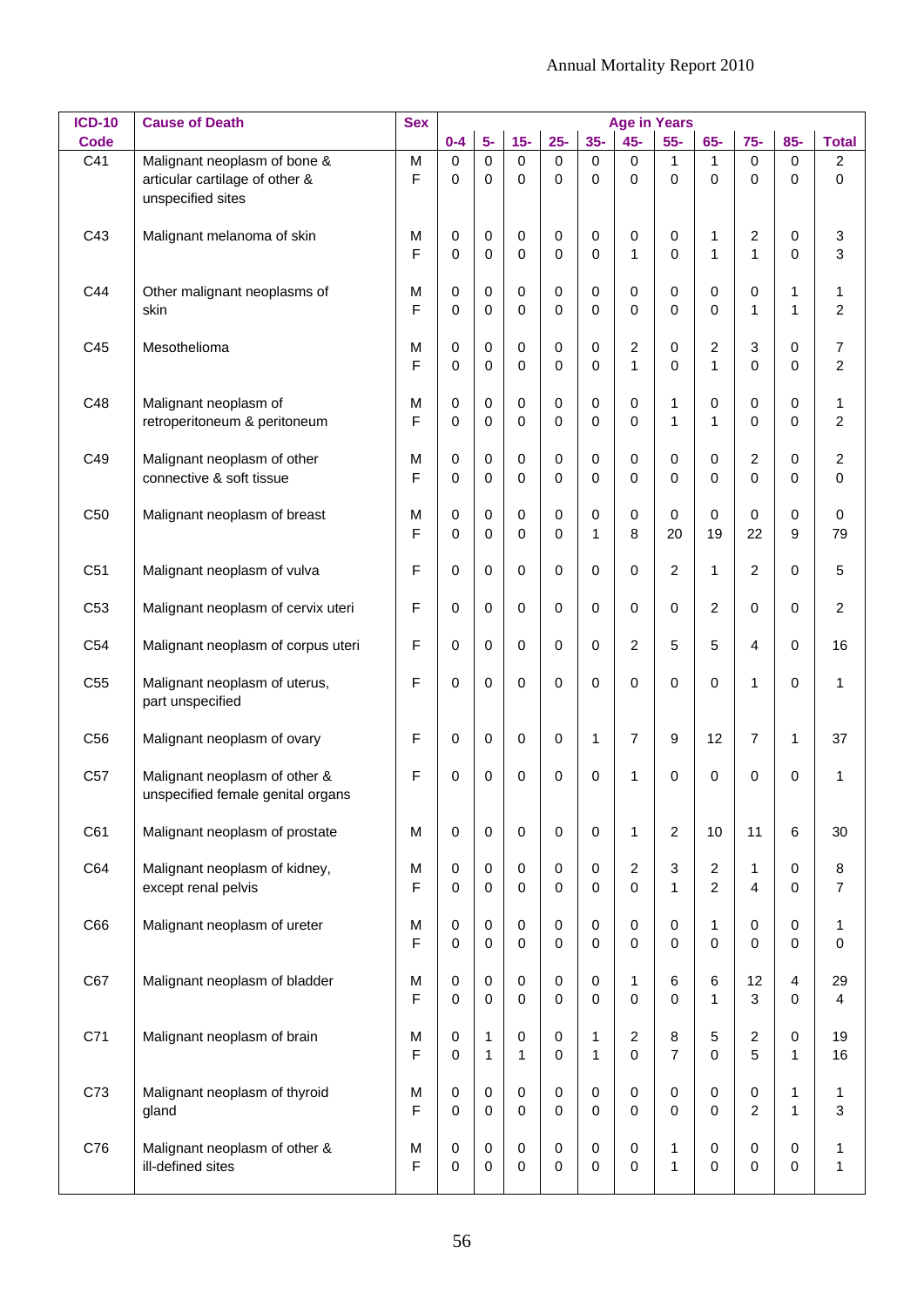| ICD-10 Code | Cause of Death | Sex | Age in Years | | | | | | | | | | |
|---|---|---|---|---|---|---|---|---|---|---|---|---|---|
| | | | 0-4 | 5- | 15- | 25- | 35- | 45- | 55- | 65- | 75- | 85- | Total |
| C41 | Malignant neoplasm of bone & articular cartilage of other & unspecified sites | M | 0 | 0 | 0 | 0 | 0 | 0 | 1 | 1 | 0 | 0 | 2 |
| | | F | 0 | 0 | 0 | 0 | 0 | 0 | 0 | 0 | 0 | 0 | 0 |
| C43 | Malignant melanoma of skin | M | 0 | 0 | 0 | 0 | 0 | 0 | 0 | 1 | 2 | 0 | 3 |
| | | F | 0 | 0 | 0 | 0 | 0 | 1 | 0 | 1 | 1 | 0 | 3 |
| C44 | Other malignant neoplasms of skin | M | 0 | 0 | 0 | 0 | 0 | 0 | 0 | 0 | 0 | 1 | 1 |
| | | F | 0 | 0 | 0 | 0 | 0 | 0 | 0 | 0 | 1 | 1 | 2 |
| C45 | Mesothelioma | M | 0 | 0 | 0 | 0 | 0 | 2 | 0 | 2 | 3 | 0 | 7 |
| | | F | 0 | 0 | 0 | 0 | 0 | 1 | 0 | 1 | 0 | 0 | 2 |
| C48 | Malignant neoplasm of retroperitoneum & peritoneum | M | 0 | 0 | 0 | 0 | 0 | 0 | 1 | 0 | 0 | 0 | 1 |
| | | F | 0 | 0 | 0 | 0 | 0 | 0 | 1 | 1 | 0 | 0 | 2 |
| C49 | Malignant neoplasm of other connective & soft tissue | M | 0 | 0 | 0 | 0 | 0 | 0 | 0 | 0 | 2 | 0 | 2 |
| | | F | 0 | 0 | 0 | 0 | 0 | 0 | 0 | 0 | 0 | 0 | 0 |
| C50 | Malignant neoplasm of breast | M | 0 | 0 | 0 | 0 | 0 | 0 | 0 | 0 | 0 | 0 | 0 |
| | | F | 0 | 0 | 0 | 0 | 1 | 8 | 20 | 19 | 22 | 9 | 79 |
| C51 | Malignant neoplasm of vulva | F | 0 | 0 | 0 | 0 | 0 | 0 | 2 | 1 | 2 | 0 | 5 |
| C53 | Malignant neoplasm of cervix uteri | F | 0 | 0 | 0 | 0 | 0 | 0 | 0 | 2 | 0 | 0 | 2 |
| C54 | Malignant neoplasm of corpus uteri | F | 0 | 0 | 0 | 0 | 0 | 2 | 5 | 5 | 4 | 0 | 16 |
| C55 | Malignant neoplasm of uterus, part unspecified | F | 0 | 0 | 0 | 0 | 0 | 0 | 0 | 0 | 1 | 0 | 1 |
| C56 | Malignant neoplasm of ovary | F | 0 | 0 | 0 | 0 | 1 | 7 | 9 | 12 | 7 | 1 | 37 |
| C57 | Malignant neoplasm of other & unspecified female genital organs | F | 0 | 0 | 0 | 0 | 0 | 1 | 0 | 0 | 0 | 0 | 1 |
| C61 | Malignant neoplasm of prostate | M | 0 | 0 | 0 | 0 | 0 | 1 | 2 | 10 | 11 | 6 | 30 |
| C64 | Malignant neoplasm of kidney, except renal pelvis | M | 0 | 0 | 0 | 0 | 0 | 2 | 3 | 2 | 1 | 0 | 8 |
| | | F | 0 | 0 | 0 | 0 | 0 | 0 | 1 | 2 | 4 | 0 | 7 |
| C66 | Malignant neoplasm of ureter | M | 0 | 0 | 0 | 0 | 0 | 0 | 0 | 1 | 0 | 0 | 1 |
| | | F | 0 | 0 | 0 | 0 | 0 | 0 | 0 | 0 | 0 | 0 | 0 |
| C67 | Malignant neoplasm of bladder | M | 0 | 0 | 0 | 0 | 0 | 1 | 6 | 6 | 12 | 4 | 29 |
| | | F | 0 | 0 | 0 | 0 | 0 | 0 | 0 | 1 | 3 | 0 | 4 |
| C71 | Malignant neoplasm of brain | M | 0 | 1 | 0 | 0 | 1 | 2 | 8 | 5 | 2 | 0 | 19 |
| | | F | 0 | 1 | 1 | 0 | 1 | 0 | 7 | 0 | 5 | 1 | 16 |
| C73 | Malignant neoplasm of thyroid gland | M | 0 | 0 | 0 | 0 | 0 | 0 | 0 | 0 | 0 | 1 | 1 |
| | | F | 0 | 0 | 0 | 0 | 0 | 0 | 0 | 0 | 2 | 1 | 3 |
| C76 | Malignant neoplasm of other & ill-defined sites | M | 0 | 0 | 0 | 0 | 0 | 0 | 1 | 0 | 0 | 0 | 1 |
| | | F | 0 | 0 | 0 | 0 | 0 | 0 | 1 | 0 | 0 | 0 | 1 |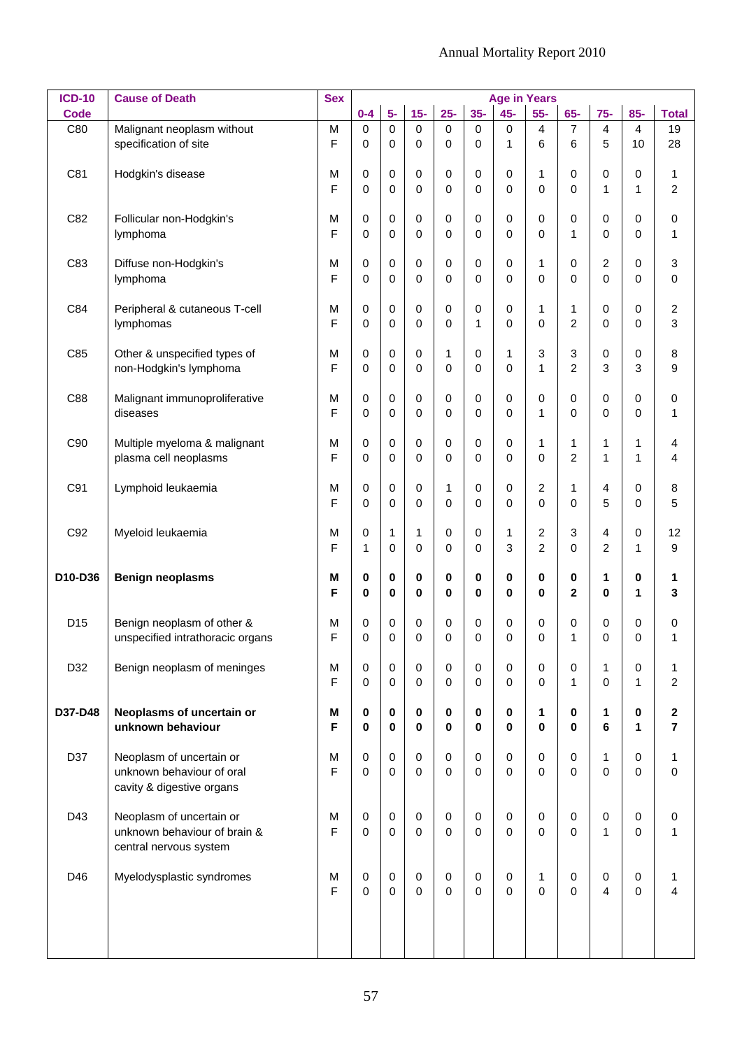| ICD-10 Code | Cause of Death | Sex | Age in Years | | | | | | | | | | |
|---|---|---|---|---|---|---|---|---|---|---|---|---|---|
| | | | 0-4 | 5- | 15- | 25- | 35- | 45- | 55- | 65- | 75- | 85- | Total |
| C80 | Malignant neoplasm without specification of site | M | 0 | 0 | 0 | 0 | 0 | 0 | 4 | 7 | 4 | 4 | 19 |
| | | F | 0 | 0 | 0 | 0 | 0 | 1 | 6 | 6 | 5 | 10 | 28 |
| C81 | Hodgkin's disease | M | 0 | 0 | 0 | 0 | 0 | 0 | 1 | 0 | 0 | 0 | 1 |
| | | F | 0 | 0 | 0 | 0 | 0 | 0 | 0 | 0 | 1 | 1 | 2 |
| C82 | Follicular non-Hodgkin's lymphoma | M | 0 | 0 | 0 | 0 | 0 | 0 | 0 | 0 | 0 | 0 | 0 |
| | | F | 0 | 0 | 0 | 0 | 0 | 0 | 0 | 1 | 0 | 0 | 1 |
| C83 | Diffuse non-Hodgkin's lymphoma | M | 0 | 0 | 0 | 0 | 0 | 0 | 1 | 0 | 2 | 0 | 3 |
| | | F | 0 | 0 | 0 | 0 | 0 | 0 | 0 | 0 | 0 | 0 | 0 |
| C84 | Peripheral & cutaneous T-cell lymphomas | M | 0 | 0 | 0 | 0 | 0 | 0 | 1 | 1 | 0 | 0 | 2 |
| | | F | 0 | 0 | 0 | 0 | 1 | 0 | 0 | 2 | 0 | 0 | 3 |
| C85 | Other & unspecified types of non-Hodgkin's lymphoma | M | 0 | 0 | 0 | 1 | 0 | 1 | 3 | 3 | 0 | 0 | 8 |
| | | F | 0 | 0 | 0 | 0 | 0 | 0 | 1 | 2 | 3 | 3 | 9 |
| C88 | Malignant immunoproliferative diseases | M | 0 | 0 | 0 | 0 | 0 | 0 | 0 | 0 | 0 | 0 | 0 |
| | | F | 0 | 0 | 0 | 0 | 0 | 0 | 1 | 0 | 0 | 0 | 1 |
| C90 | Multiple myeloma & malignant plasma cell neoplasms | M | 0 | 0 | 0 | 0 | 0 | 0 | 1 | 1 | 1 | 1 | 4 |
| | | F | 0 | 0 | 0 | 0 | 0 | 0 | 0 | 2 | 1 | 1 | 4 |
| C91 | Lymphoid leukaemia | M | 0 | 0 | 0 | 1 | 0 | 0 | 2 | 1 | 4 | 0 | 8 |
| | | F | 0 | 0 | 0 | 0 | 0 | 0 | 0 | 0 | 5 | 0 | 5 |
| C92 | Myeloid leukaemia | M | 0 | 1 | 1 | 0 | 0 | 1 | 2 | 3 | 4 | 0 | 12 |
| | | F | 1 | 0 | 0 | 0 | 0 | 3 | 2 | 0 | 2 | 1 | 9 |
| **D10-D36** | **Benign neoplasms** | **M** | **0** | **0** | **0** | **0** | **0** | **0** | **0** | **0** | **1** | **0** | **1** |
| | | **F** | **0** | **0** | **0** | **0** | **0** | **0** | **0** | **2** | **0** | **1** | **3** |
| D15 | Benign neoplasm of other & unspecified intrathoracic organs | M | 0 | 0 | 0 | 0 | 0 | 0 | 0 | 0 | 0 | 0 | 0 |
| | | F | 0 | 0 | 0 | 0 | 0 | 0 | 0 | 1 | 0 | 0 | 1 |
| D32 | Benign neoplasm of meninges | M | 0 | 0 | 0 | 0 | 0 | 0 | 0 | 0 | 1 | 0 | 1 |
| | | F | 0 | 0 | 0 | 0 | 0 | 0 | 0 | 1 | 0 | 1 | 2 |
| **D37-D48** | **Neoplasms of uncertain or unknown behaviour** | **M** | **0** | **0** | **0** | **0** | **0** | **0** | **1** | **0** | **1** | **0** | **2** |
| | | **F** | **0** | **0** | **0** | **0** | **0** | **0** | **0** | **0** | **6** | **1** | **7** |
| D37 | Neoplasm of uncertain or unknown behaviour of oral cavity & digestive organs | M | 0 | 0 | 0 | 0 | 0 | 0 | 0 | 0 | 1 | 0 | 1 |
| | | F | 0 | 0 | 0 | 0 | 0 | 0 | 0 | 0 | 0 | 0 | 0 |
| D43 | Neoplasm of uncertain or unknown behaviour of brain & central nervous system | M | 0 | 0 | 0 | 0 | 0 | 0 | 0 | 0 | 0 | 0 | 0 |
| | | F | 0 | 0 | 0 | 0 | 0 | 0 | 0 | 0 | 1 | 0 | 1 |
| D46 | Myelodysplastic syndromes | M | 0 | 0 | 0 | 0 | 0 | 0 | 1 | 0 | 0 | 0 | 1 |
| | | F | 0 | 0 | 0 | 0 | 0 | 0 | 0 | 0 | 4 | 0 | 4 |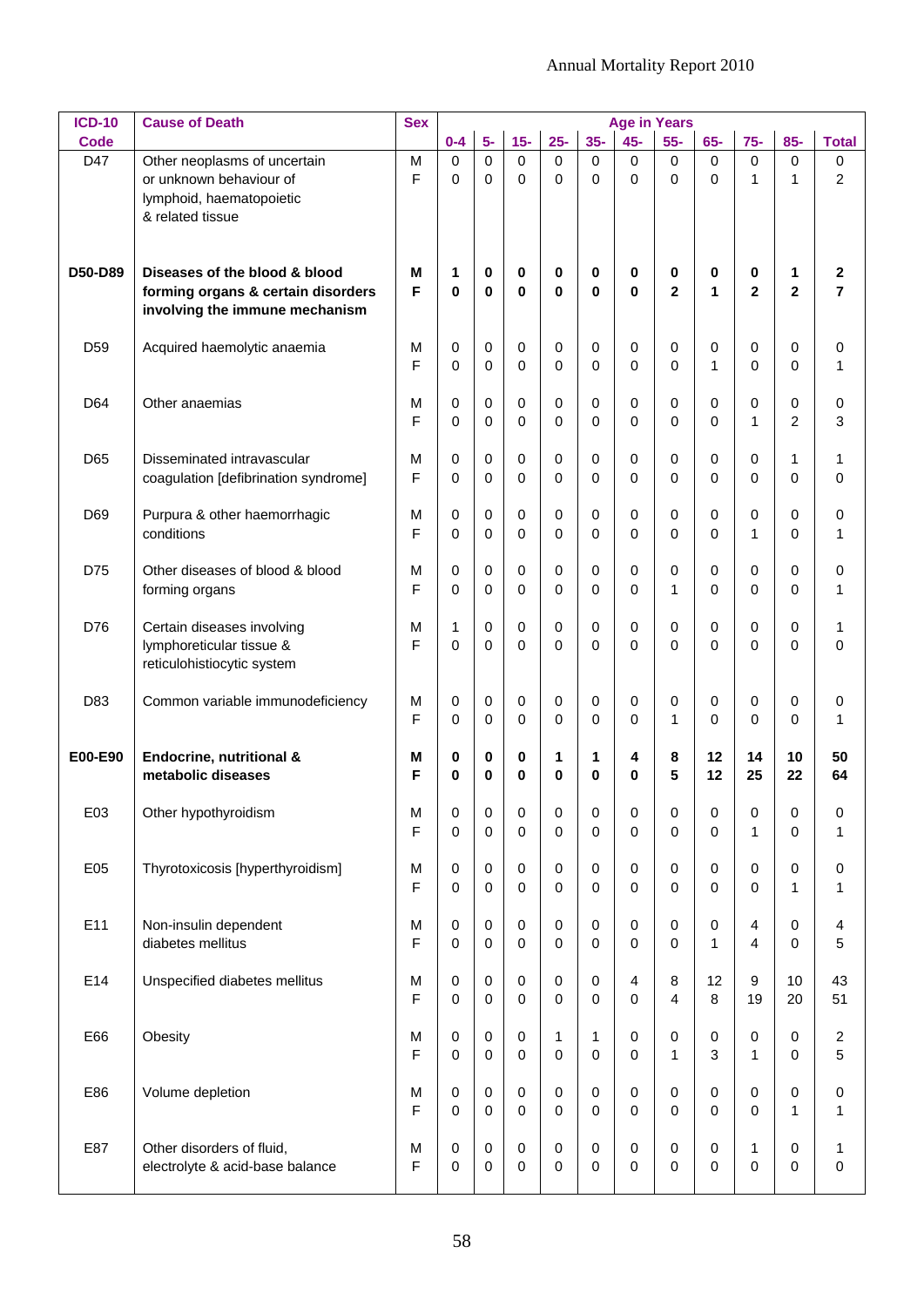| ICD-10 Code | Cause of Death | Sex | Age in Years | | | | | | | | | | |
|---|---|---|---|---|---|---|---|---|---|---|---|---|---|
| | | | 0-4 | 5- | 15- | 25- | 35- | 45- | 55- | 65- | 75- | 85- | Total |
| D47 | Other neoplasms of uncertain or unknown behaviour of lymphoid, haematopoietic & related tissue | M | 0 | 0 | 0 | 0 | 0 | 0 | 0 | 0 | 0 | 0 | 0 |
| | | F | 0 | 0 | 0 | 0 | 0 | 0 | 0 | 0 | 1 | 1 | 2 |
| **D50-D89** | **Diseases of the blood & blood forming organs & certain disorders involving the immune mechanism** | **M** | **1** | **0** | **0** | **0** | **0** | **0** | **0** | **0** | **0** | **1** | **2** |
| | | **F** | **0** | **0** | **0** | **0** | **0** | **0** | **2** | **1** | **2** | **2** | **7** |
| D59 | Acquired haemolytic anaemia | M | 0 | 0 | 0 | 0 | 0 | 0 | 0 | 0 | 0 | 0 | 0 |
| | | F | 0 | 0 | 0 | 0 | 0 | 0 | 0 | 1 | 0 | 0 | 1 |
| D64 | Other anaemias | M | 0 | 0 | 0 | 0 | 0 | 0 | 0 | 0 | 0 | 0 | 0 |
| | | F | 0 | 0 | 0 | 0 | 0 | 0 | 0 | 0 | 1 | 2 | 3 |
| D65 | Disseminated intravascular coagulation [defibrination syndrome] | M | 0 | 0 | 0 | 0 | 0 | 0 | 0 | 0 | 0 | 1 | 1 |
| | | F | 0 | 0 | 0 | 0 | 0 | 0 | 0 | 0 | 0 | 0 | 0 |
| D69 | Purpura & other haemorrhagic conditions | M | 0 | 0 | 0 | 0 | 0 | 0 | 0 | 0 | 0 | 0 | 0 |
| | | F | 0 | 0 | 0 | 0 | 0 | 0 | 0 | 0 | 1 | 0 | 1 |
| D75 | Other diseases of blood & blood forming organs | M | 0 | 0 | 0 | 0 | 0 | 0 | 0 | 0 | 0 | 0 | 0 |
| | | F | 0 | 0 | 0 | 0 | 0 | 0 | 1 | 0 | 0 | 0 | 1 |
| D76 | Certain diseases involving lymphoreticular tissue & reticulohistiocytic system | M | 1 | 0 | 0 | 0 | 0 | 0 | 0 | 0 | 0 | 0 | 1 |
| | | F | 0 | 0 | 0 | 0 | 0 | 0 | 0 | 0 | 0 | 0 | 0 |
| D83 | Common variable immunodeficiency | M | 0 | 0 | 0 | 0 | 0 | 0 | 0 | 0 | 0 | 0 | 0 |
| | | F | 0 | 0 | 0 | 0 | 0 | 0 | 1 | 0 | 0 | 0 | 1 |
| **E00-E90** | **Endocrine, nutritional & metabolic diseases** | **M** | **0** | **0** | **0** | **1** | **1** | **4** | **8** | **12** | **14** | **10** | **50** |
| | | **F** | **0** | **0** | **0** | **0** | **0** | **0** | **5** | **12** | **25** | **22** | **64** |
| E03 | Other hypothyroidism | M | 0 | 0 | 0 | 0 | 0 | 0 | 0 | 0 | 0 | 0 | 0 |
| | | F | 0 | 0 | 0 | 0 | 0 | 0 | 0 | 0 | 1 | 0 | 1 |
| E05 | Thyrotoxicosis [hyperthyroidism] | M | 0 | 0 | 0 | 0 | 0 | 0 | 0 | 0 | 0 | 0 | 0 |
| | | F | 0 | 0 | 0 | 0 | 0 | 0 | 0 | 0 | 0 | 1 | 1 |
| E11 | Non-insulin dependent diabetes mellitus | M | 0 | 0 | 0 | 0 | 0 | 0 | 0 | 0 | 4 | 0 | 4 |
| | | F | 0 | 0 | 0 | 0 | 0 | 0 | 0 | 1 | 4 | 0 | 5 |
| E14 | Unspecified diabetes mellitus | M | 0 | 0 | 0 | 0 | 0 | 4 | 8 | 12 | 9 | 10 | 43 |
| | | F | 0 | 0 | 0 | 0 | 0 | 0 | 4 | 8 | 19 | 20 | 51 |
| E66 | Obesity | M | 0 | 0 | 0 | 1 | 1 | 0 | 0 | 0 | 0 | 0 | 2 |
| | | F | 0 | 0 | 0 | 0 | 0 | 0 | 1 | 3 | 1 | 0 | 5 |
| E86 | Volume depletion | M | 0 | 0 | 0 | 0 | 0 | 0 | 0 | 0 | 0 | 0 | 0 |
| | | F | 0 | 0 | 0 | 0 | 0 | 0 | 0 | 0 | 0 | 1 | 1 |
| E87 | Other disorders of fluid, electrolyte & acid-base balance | M | 0 | 0 | 0 | 0 | 0 | 0 | 0 | 0 | 1 | 0 | 1 |
| | | F | 0 | 0 | 0 | 0 | 0 | 0 | 0 | 0 | 0 | 0 | 0 |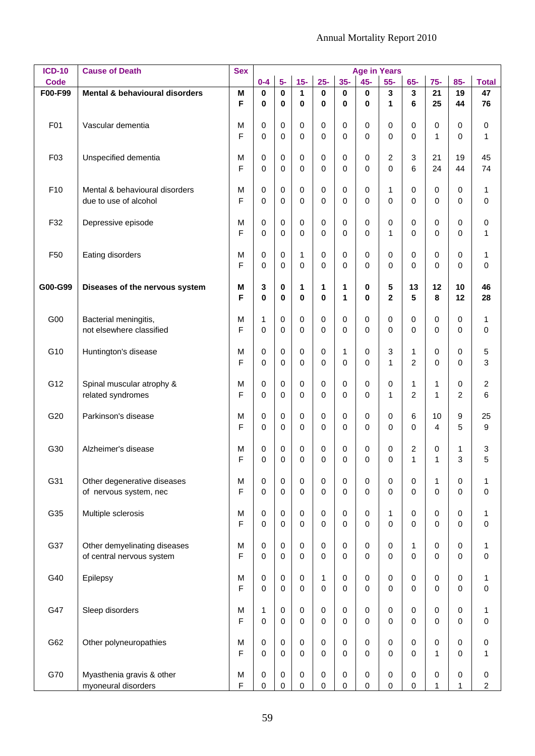| ICD-10 Code | Cause of Death | Sex | Age in Years | | | | | | | | | | | |
|---|---|---|---|---|---|---|---|---|---|---|---|---|---|---|
| | | | 0-4 | 5- | 15- | 25- | 35- | 45- | 55- | 65- | 75- | 85- | Total |
| **F00-F99** | **Mental & behavioural disorders** | **M** | **0** | **0** | **1** | **0** | **0** | **0** | **3** | **3** | **21** | **19** | **47** |
| | | **F** | **0** | **0** | **0** | **0** | **0** | **0** | **1** | **6** | **25** | **44** | **76** |
| F01 | Vascular dementia | M | 0 | 0 | 0 | 0 | 0 | 0 | 0 | 0 | 0 | 0 | 0 |
| | | F | 0 | 0 | 0 | 0 | 0 | 0 | 0 | 0 | 1 | 0 | 1 |
| F03 | Unspecified dementia | M | 0 | 0 | 0 | 0 | 0 | 0 | 2 | 3 | 21 | 19 | 45 |
| | | F | 0 | 0 | 0 | 0 | 0 | 0 | 0 | 6 | 24 | 44 | 74 |
| F10 | Mental & behavioural disorders due to use of alcohol | M | 0 | 0 | 0 | 0 | 0 | 0 | 1 | 0 | 0 | 0 | 1 |
| | | F | 0 | 0 | 0 | 0 | 0 | 0 | 0 | 0 | 0 | 0 | 0 |
| F32 | Depressive episode | M | 0 | 0 | 0 | 0 | 0 | 0 | 0 | 0 | 0 | 0 | 0 |
| | | F | 0 | 0 | 0 | 0 | 0 | 0 | 1 | 0 | 0 | 0 | 1 |
| F50 | Eating disorders | M | 0 | 0 | 1 | 0 | 0 | 0 | 0 | 0 | 0 | 0 | 1 |
| | | F | 0 | 0 | 0 | 0 | 0 | 0 | 0 | 0 | 0 | 0 | 0 |
| **G00-G99** | **Diseases of the nervous system** | **M** | **3** | **0** | **1** | **1** | **1** | **0** | **5** | **13** | **12** | **10** | **46** |
| | | **F** | **0** | **0** | **0** | **0** | **1** | **0** | **2** | **5** | **8** | **12** | **28** |
| G00 | Bacterial meningitis, not elsewhere classified | M | 1 | 0 | 0 | 0 | 0 | 0 | 0 | 0 | 0 | 0 | 1 |
| | | F | 0 | 0 | 0 | 0 | 0 | 0 | 0 | 0 | 0 | 0 | 0 |
| G10 | Huntington's disease | M | 0 | 0 | 0 | 0 | 1 | 0 | 3 | 1 | 0 | 0 | 5 |
| | | F | 0 | 0 | 0 | 0 | 0 | 0 | 1 | 2 | 0 | 0 | 3 |
| G12 | Spinal muscular atrophy & related syndromes | M | 0 | 0 | 0 | 0 | 0 | 0 | 0 | 1 | 1 | 0 | 2 |
| | | F | 0 | 0 | 0 | 0 | 0 | 0 | 1 | 2 | 1 | 2 | 6 |
| G20 | Parkinson's disease | M | 0 | 0 | 0 | 0 | 0 | 0 | 0 | 6 | 10 | 9 | 25 |
| | | F | 0 | 0 | 0 | 0 | 0 | 0 | 0 | 0 | 4 | 5 | 9 |
| G30 | Alzheimer's disease | M | 0 | 0 | 0 | 0 | 0 | 0 | 0 | 2 | 0 | 1 | 3 |
| | | F | 0 | 0 | 0 | 0 | 0 | 0 | 0 | 1 | 1 | 3 | 5 |
| G31 | Other degenerative diseases of nervous system, nec | M | 0 | 0 | 0 | 0 | 0 | 0 | 0 | 0 | 1 | 0 | 1 |
| | | F | 0 | 0 | 0 | 0 | 0 | 0 | 0 | 0 | 0 | 0 | 0 |
| G35 | Multiple sclerosis | M | 0 | 0 | 0 | 0 | 0 | 0 | 1 | 0 | 0 | 0 | 1 |
| | | F | 0 | 0 | 0 | 0 | 0 | 0 | 0 | 0 | 0 | 0 | 0 |
| G37 | Other demyelinating diseases of central nervous system | M | 0 | 0 | 0 | 0 | 0 | 0 | 0 | 1 | 0 | 0 | 1 |
| | | F | 0 | 0 | 0 | 0 | 0 | 0 | 0 | 0 | 0 | 0 | 0 |
| G40 | Epilepsy | M | 0 | 0 | 0 | 1 | 0 | 0 | 0 | 0 | 0 | 0 | 1 |
| | | F | 0 | 0 | 0 | 0 | 0 | 0 | 0 | 0 | 0 | 0 | 0 |
| G47 | Sleep disorders | M | 1 | 0 | 0 | 0 | 0 | 0 | 0 | 0 | 0 | 0 | 1 |
| | | F | 0 | 0 | 0 | 0 | 0 | 0 | 0 | 0 | 0 | 0 | 0 |
| G62 | Other polyneuropathies | M | 0 | 0 | 0 | 0 | 0 | 0 | 0 | 0 | 0 | 0 | 0 |
| | | F | 0 | 0 | 0 | 0 | 0 | 0 | 0 | 0 | 1 | 0 | 1 |
| G70 | Myasthenia gravis & other myoneural disorders | M | 0 | 0 | 0 | 0 | 0 | 0 | 0 | 0 | 0 | 0 | 0 |
| | | F | 0 | 0 | 0 | 0 | 0 | 0 | 0 | 0 | 1 | 1 | 2 |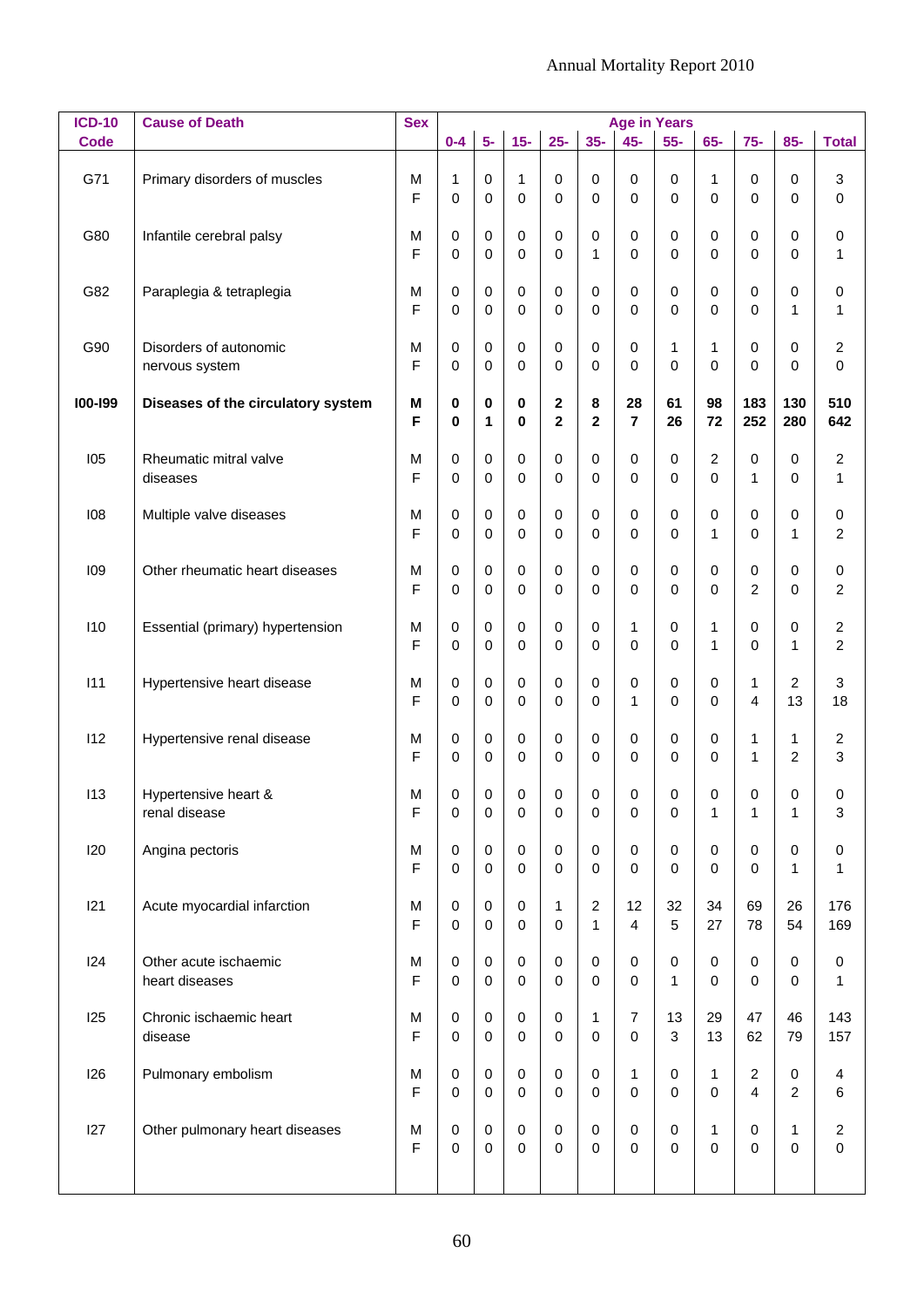| ICD-10 Code | Cause of Death | Sex | Age in Years | | | | | | | | | | |
|---|---|---|---|---|---|---|---|---|---|---|---|---|---|
| | | | 0-4 | 5- | 15- | 25- | 35- | 45- | 55- | 65- | 75- | 85- | Total |
| G71 | Primary disorders of muscles | M | 1 | 0 | 1 | 0 | 0 | 0 | 0 | 1 | 0 | 0 | 3 |
| | | F | 0 | 0 | 0 | 0 | 0 | 0 | 0 | 0 | 0 | 0 | 0 |
| G80 | Infantile cerebral palsy | M | 0 | 0 | 0 | 0 | 0 | 0 | 0 | 0 | 0 | 0 | 0 |
| | | F | 0 | 0 | 0 | 0 | 1 | 0 | 0 | 0 | 0 | 0 | 1 |
| G82 | Paraplegia & tetraplegia | M | 0 | 0 | 0 | 0 | 0 | 0 | 0 | 0 | 0 | 0 | 0 |
| | | F | 0 | 0 | 0 | 0 | 0 | 0 | 0 | 0 | 0 | 1 | 1 |
| G90 | Disorders of autonomic nervous system | M | 0 | 0 | 0 | 0 | 0 | 0 | 1 | 1 | 0 | 0 | 2 |
| | | F | 0 | 0 | 0 | 0 | 0 | 0 | 0 | 0 | 0 | 0 | 0 |
| **I00-I99** | **Diseases of the circulatory system** | **M** | **0** | **0** | **0** | **2** | **8** | **28** | **61** | **98** | **183** | **130** | **510** |
| | | **F** | **0** | **1** | **0** | **2** | **2** | **7** | **26** | **72** | **252** | **280** | **642** |
| I05 | Rheumatic mitral valve diseases | M | 0 | 0 | 0 | 0 | 0 | 0 | 0 | 2 | 0 | 0 | 2 |
| | | F | 0 | 0 | 0 | 0 | 0 | 0 | 0 | 0 | 1 | 0 | 1 |
| I08 | Multiple valve diseases | M | 0 | 0 | 0 | 0 | 0 | 0 | 0 | 0 | 0 | 0 | 0 |
| | | F | 0 | 0 | 0 | 0 | 0 | 0 | 0 | 1 | 0 | 1 | 2 |
| I09 | Other rheumatic heart diseases | M | 0 | 0 | 0 | 0 | 0 | 0 | 0 | 0 | 0 | 0 | 0 |
| | | F | 0 | 0 | 0 | 0 | 0 | 0 | 0 | 0 | 2 | 0 | 2 |
| I10 | Essential (primary) hypertension | M | 0 | 0 | 0 | 0 | 0 | 1 | 0 | 1 | 0 | 0 | 2 |
| | | F | 0 | 0 | 0 | 0 | 0 | 0 | 0 | 1 | 0 | 1 | 2 |
| I11 | Hypertensive heart disease | M | 0 | 0 | 0 | 0 | 0 | 0 | 0 | 0 | 1 | 2 | 3 |
| | | F | 0 | 0 | 0 | 0 | 0 | 1 | 0 | 0 | 4 | 13 | 18 |
| I12 | Hypertensive renal disease | M | 0 | 0 | 0 | 0 | 0 | 0 | 0 | 0 | 1 | 1 | 2 |
| | | F | 0 | 0 | 0 | 0 | 0 | 0 | 0 | 0 | 1 | 2 | 3 |
| I13 | Hypertensive heart & renal disease | M | 0 | 0 | 0 | 0 | 0 | 0 | 0 | 0 | 0 | 0 | 0 |
| | | F | 0 | 0 | 0 | 0 | 0 | 0 | 0 | 1 | 1 | 1 | 3 |
| I20 | Angina pectoris | M | 0 | 0 | 0 | 0 | 0 | 0 | 0 | 0 | 0 | 0 | 0 |
| | | F | 0 | 0 | 0 | 0 | 0 | 0 | 0 | 0 | 0 | 1 | 1 |
| I21 | Acute myocardial infarction | M | 0 | 0 | 0 | 1 | 2 | 12 | 32 | 34 | 69 | 26 | 176 |
| | | F | 0 | 0 | 0 | 0 | 1 | 4 | 5 | 27 | 78 | 54 | 169 |
| I24 | Other acute ischaemic heart diseases | M | 0 | 0 | 0 | 0 | 0 | 0 | 0 | 0 | 0 | 0 | 0 |
| | | F | 0 | 0 | 0 | 0 | 0 | 0 | 1 | 0 | 0 | 0 | 1 |
| I25 | Chronic ischaemic heart disease | M | 0 | 0 | 0 | 0 | 1 | 7 | 13 | 29 | 47 | 46 | 143 |
| | | F | 0 | 0 | 0 | 0 | 0 | 0 | 3 | 13 | 62 | 79 | 157 |
| I26 | Pulmonary embolism | M | 0 | 0 | 0 | 0 | 0 | 1 | 0 | 1 | 2 | 0 | 4 |
| | | F | 0 | 0 | 0 | 0 | 0 | 0 | 0 | 0 | 4 | 2 | 6 |
| I27 | Other pulmonary heart diseases | M | 0 | 0 | 0 | 0 | 0 | 0 | 0 | 1 | 0 | 1 | 2 |
| | | F | 0 | 0 | 0 | 0 | 0 | 0 | 0 | 0 | 0 | 0 | 0 |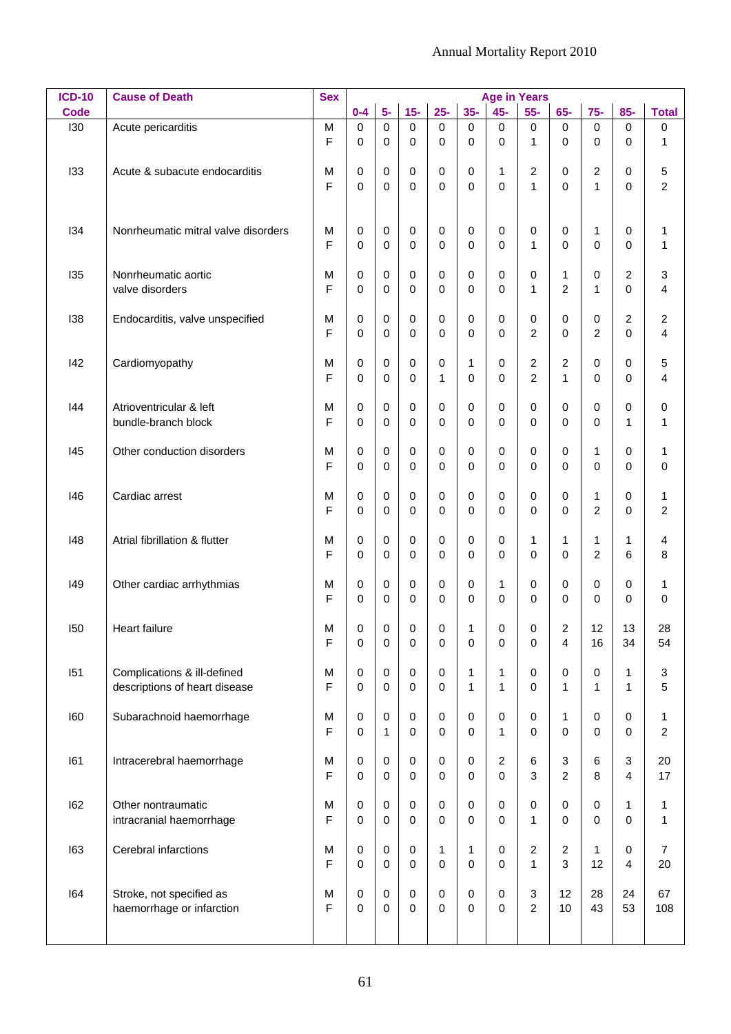| ICD-10 Code | Cause of Death | Sex | Age in Years | | | | | | | | | | | |
|---|---|---|---|---|---|---|---|---|---|---|---|---|---|---|
| | | | 0-4 | 5- | 15- | 25- | 35- | 45- | 55- | 65- | 75- | 85- | Total |
| I30 | Acute pericarditis | M | 0 | 0 | 0 | 0 | 0 | 0 | 0 | 0 | 0 | 0 | 0 |
| | | F | 0 | 0 | 0 | 0 | 0 | 0 | 1 | 0 | 0 | 0 | 1 |
| I33 | Acute & subacute endocarditis | M | 0 | 0 | 0 | 0 | 0 | 1 | 2 | 0 | 2 | 0 | 5 |
| | | F | 0 | 0 | 0 | 0 | 0 | 0 | 1 | 0 | 1 | 0 | 2 |
| I34 | Nonrheumatic mitral valve disorders | M | 0 | 0 | 0 | 0 | 0 | 0 | 0 | 0 | 1 | 0 | 1 |
| | | F | 0 | 0 | 0 | 0 | 0 | 0 | 1 | 0 | 0 | 0 | 1 |
| I35 | Nonrheumatic aortic valve disorders | M | 0 | 0 | 0 | 0 | 0 | 0 | 0 | 1 | 0 | 2 | 3 |
| | | F | 0 | 0 | 0 | 0 | 0 | 0 | 1 | 2 | 1 | 0 | 4 |
| I38 | Endocarditis, valve unspecified | M | 0 | 0 | 0 | 0 | 0 | 0 | 0 | 0 | 0 | 2 | 2 |
| | | F | 0 | 0 | 0 | 0 | 0 | 0 | 2 | 0 | 2 | 0 | 4 |
| I42 | Cardiomyopathy | M | 0 | 0 | 0 | 0 | 1 | 0 | 2 | 2 | 0 | 0 | 5 |
| | | F | 0 | 0 | 0 | 1 | 0 | 0 | 2 | 1 | 0 | 0 | 4 |
| I44 | Atrioventricular & left bundle-branch block | M | 0 | 0 | 0 | 0 | 0 | 0 | 0 | 0 | 0 | 0 | 0 |
| | | F | 0 | 0 | 0 | 0 | 0 | 0 | 0 | 0 | 0 | 1 | 1 |
| I45 | Other conduction disorders | M | 0 | 0 | 0 | 0 | 0 | 0 | 0 | 0 | 1 | 0 | 1 |
| | | F | 0 | 0 | 0 | 0 | 0 | 0 | 0 | 0 | 0 | 0 | 0 |
| I46 | Cardiac arrest | M | 0 | 0 | 0 | 0 | 0 | 0 | 0 | 0 | 1 | 0 | 1 |
| | | F | 0 | 0 | 0 | 0 | 0 | 0 | 0 | 0 | 2 | 0 | 2 |
| I48 | Atrial fibrillation & flutter | M | 0 | 0 | 0 | 0 | 0 | 0 | 1 | 1 | 1 | 1 | 4 |
| | | F | 0 | 0 | 0 | 0 | 0 | 0 | 0 | 0 | 2 | 6 | 8 |
| I49 | Other cardiac arrhythmias | M | 0 | 0 | 0 | 0 | 0 | 1 | 0 | 0 | 0 | 0 | 1 |
| | | F | 0 | 0 | 0 | 0 | 0 | 0 | 0 | 0 | 0 | 0 | 0 |
| I50 | Heart failure | M | 0 | 0 | 0 | 0 | 1 | 0 | 0 | 2 | 12 | 13 | 28 |
| | | F | 0 | 0 | 0 | 0 | 0 | 0 | 0 | 4 | 16 | 34 | 54 |
| I51 | Complications & ill-defined descriptions of heart disease | M | 0 | 0 | 0 | 0 | 1 | 1 | 0 | 0 | 0 | 1 | 3 |
| | | F | 0 | 0 | 0 | 0 | 1 | 1 | 0 | 1 | 1 | 1 | 5 |
| I60 | Subarachnoid haemorrhage | M | 0 | 0 | 0 | 0 | 0 | 0 | 0 | 1 | 0 | 0 | 1 |
| | | F | 0 | 1 | 0 | 0 | 0 | 1 | 0 | 0 | 0 | 0 | 2 |
| I61 | Intracerebral haemorrhage | M | 0 | 0 | 0 | 0 | 0 | 2 | 6 | 3 | 6 | 3 | 20 |
| | | F | 0 | 0 | 0 | 0 | 0 | 0 | 3 | 2 | 8 | 4 | 17 |
| I62 | Other nontraumatic intracranial haemorrhage | M | 0 | 0 | 0 | 0 | 0 | 0 | 0 | 0 | 0 | 1 | 1 |
| | | F | 0 | 0 | 0 | 0 | 0 | 0 | 1 | 0 | 0 | 0 | 1 |
| I63 | Cerebral infarctions | M | 0 | 0 | 0 | 1 | 1 | 0 | 2 | 2 | 1 | 0 | 7 |
| | | F | 0 | 0 | 0 | 0 | 0 | 0 | 1 | 3 | 12 | 4 | 20 |
| I64 | Stroke, not specified as haemorrhage or infarction | M | 0 | 0 | 0 | 0 | 0 | 0 | 3 | 12 | 28 | 24 | 67 |
| | | F | 0 | 0 | 0 | 0 | 0 | 0 | 2 | 10 | 43 | 53 | 108 |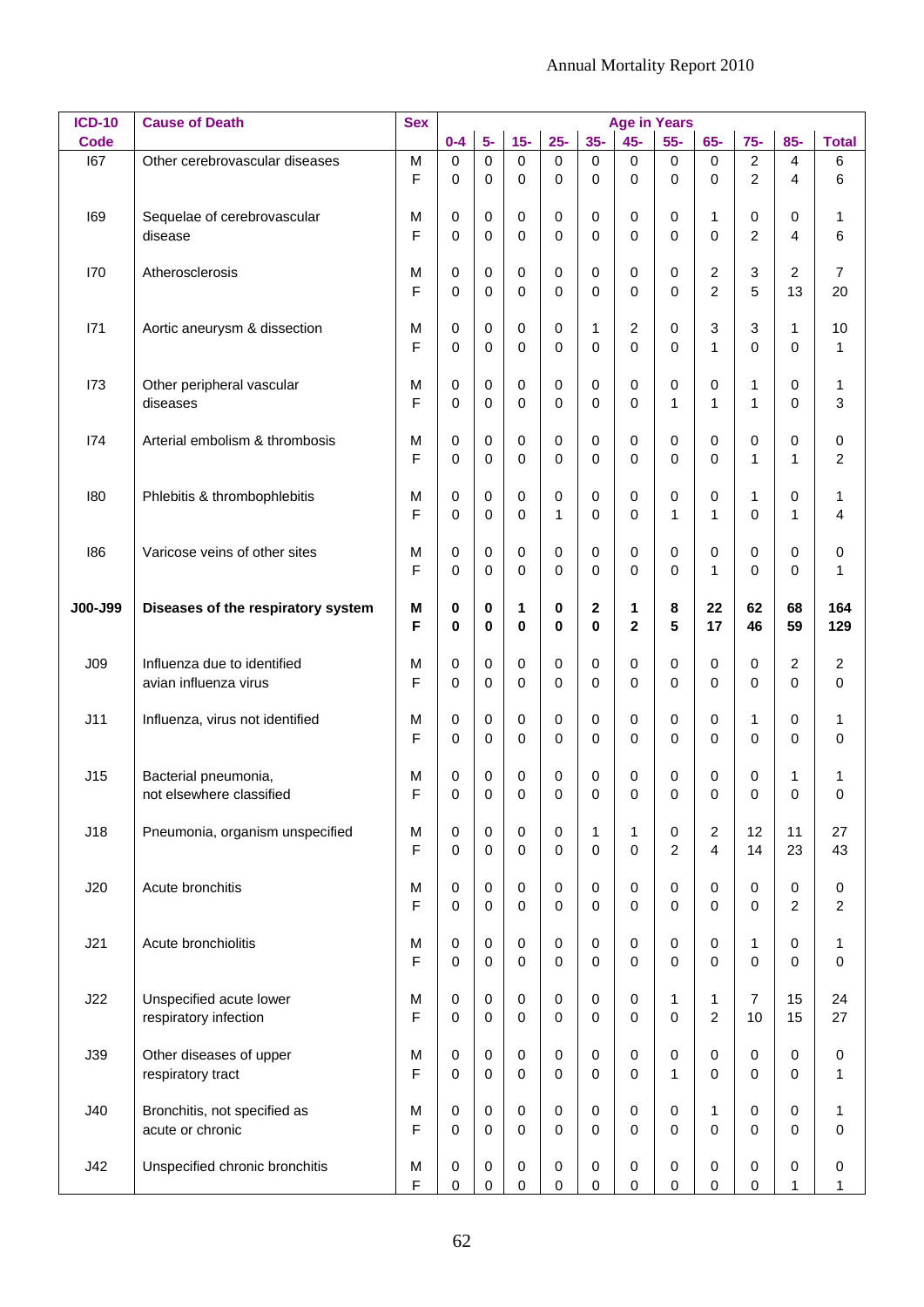| ICD-10 Code | Cause of Death | Sex | Age in Years | | | | | | | | | | | |
|---|---|---|---|---|---|---|---|---|---|---|---|---|---|---|
| | | | 0-4 | 5- | 15- | 25- | 35- | 45- | 55- | 65- | 75- | 85- | Total |
| I67 | Other cerebrovascular diseases | M | 0 | 0 | 0 | 0 | 0 | 0 | 0 | 0 | 2 | 4 | 6 |
| | | F | 0 | 0 | 0 | 0 | 0 | 0 | 0 | 0 | 2 | 4 | 6 |
| I69 | Sequelae of cerebrovascular disease | M | 0 | 0 | 0 | 0 | 0 | 0 | 0 | 1 | 0 | 0 | 1 |
| | | F | 0 | 0 | 0 | 0 | 0 | 0 | 0 | 0 | 2 | 4 | 6 |
| I70 | Atherosclerosis | M | 0 | 0 | 0 | 0 | 0 | 0 | 0 | 2 | 3 | 2 | 7 |
| | | F | 0 | 0 | 0 | 0 | 0 | 0 | 0 | 2 | 5 | 13 | 20 |
| I71 | Aortic aneurysm & dissection | M | 0 | 0 | 0 | 0 | 1 | 2 | 0 | 3 | 3 | 1 | 10 |
| | | F | 0 | 0 | 0 | 0 | 0 | 0 | 0 | 1 | 0 | 0 | 1 |
| I73 | Other peripheral vascular diseases | M | 0 | 0 | 0 | 0 | 0 | 0 | 0 | 0 | 1 | 0 | 1 |
| | | F | 0 | 0 | 0 | 0 | 0 | 0 | 1 | 1 | 1 | 0 | 3 |
| I74 | Arterial embolism & thrombosis | M | 0 | 0 | 0 | 0 | 0 | 0 | 0 | 0 | 0 | 0 | 0 |
| | | F | 0 | 0 | 0 | 0 | 0 | 0 | 0 | 0 | 1 | 1 | 2 |
| I80 | Phlebitis & thrombophlebitis | M | 0 | 0 | 0 | 0 | 0 | 0 | 0 | 0 | 1 | 0 | 1 |
| | | F | 0 | 0 | 0 | 1 | 0 | 0 | 1 | 1 | 0 | 1 | 4 |
| I86 | Varicose veins of other sites | M | 0 | 0 | 0 | 0 | 0 | 0 | 0 | 0 | 0 | 0 | 0 |
| | | F | 0 | 0 | 0 | 0 | 0 | 0 | 0 | 1 | 0 | 0 | 1 |
| **J00-J99** | **Diseases of the respiratory system** | **M** | **0** | **0** | **1** | **0** | **2** | **1** | **8** | **22** | **62** | **68** | **164** |
| | | **F** | **0** | **0** | **0** | **0** | **0** | **2** | **5** | **17** | **46** | **59** | **129** |
| J09 | Influenza due to identified avian influenza virus | M | 0 | 0 | 0 | 0 | 0 | 0 | 0 | 0 | 0 | 2 | 2 |
| | | F | 0 | 0 | 0 | 0 | 0 | 0 | 0 | 0 | 0 | 0 | 0 |
| J11 | Influenza, virus not identified | M | 0 | 0 | 0 | 0 | 0 | 0 | 0 | 0 | 1 | 0 | 1 |
| | | F | 0 | 0 | 0 | 0 | 0 | 0 | 0 | 0 | 0 | 0 | 0 |
| J15 | Bacterial pneumonia, not elsewhere classified | M | 0 | 0 | 0 | 0 | 0 | 0 | 0 | 0 | 0 | 1 | 1 |
| | | F | 0 | 0 | 0 | 0 | 0 | 0 | 0 | 0 | 0 | 0 | 0 |
| J18 | Pneumonia, organism unspecified | M | 0 | 0 | 0 | 0 | 1 | 1 | 0 | 2 | 12 | 11 | 27 |
| | | F | 0 | 0 | 0 | 0 | 0 | 0 | 2 | 4 | 14 | 23 | 43 |
| J20 | Acute bronchitis | M | 0 | 0 | 0 | 0 | 0 | 0 | 0 | 0 | 0 | 0 | 0 |
| | | F | 0 | 0 | 0 | 0 | 0 | 0 | 0 | 0 | 0 | 2 | 2 |
| J21 | Acute bronchiolitis | M | 0 | 0 | 0 | 0 | 0 | 0 | 0 | 0 | 1 | 0 | 1 |
| | | F | 0 | 0 | 0 | 0 | 0 | 0 | 0 | 0 | 0 | 0 | 0 |
| J22 | Unspecified acute lower respiratory infection | M | 0 | 0 | 0 | 0 | 0 | 0 | 1 | 1 | 7 | 15 | 24 |
| | | F | 0 | 0 | 0 | 0 | 0 | 0 | 0 | 2 | 10 | 15 | 27 |
| J39 | Other diseases of upper respiratory tract | M | 0 | 0 | 0 | 0 | 0 | 0 | 0 | 0 | 0 | 0 | 0 |
| | | F | 0 | 0 | 0 | 0 | 0 | 0 | 1 | 0 | 0 | 0 | 1 |
| J40 | Bronchitis, not specified as acute or chronic | M | 0 | 0 | 0 | 0 | 0 | 0 | 0 | 1 | 0 | 0 | 1 |
| | | F | 0 | 0 | 0 | 0 | 0 | 0 | 0 | 0 | 0 | 0 | 0 |
| J42 | Unspecified chronic bronchitis | M | 0 | 0 | 0 | 0 | 0 | 0 | 0 | 0 | 0 | 0 | 0 |
| | | F | 0 | 0 | 0 | 0 | 0 | 0 | 0 | 0 | 0 | 1 | 1 |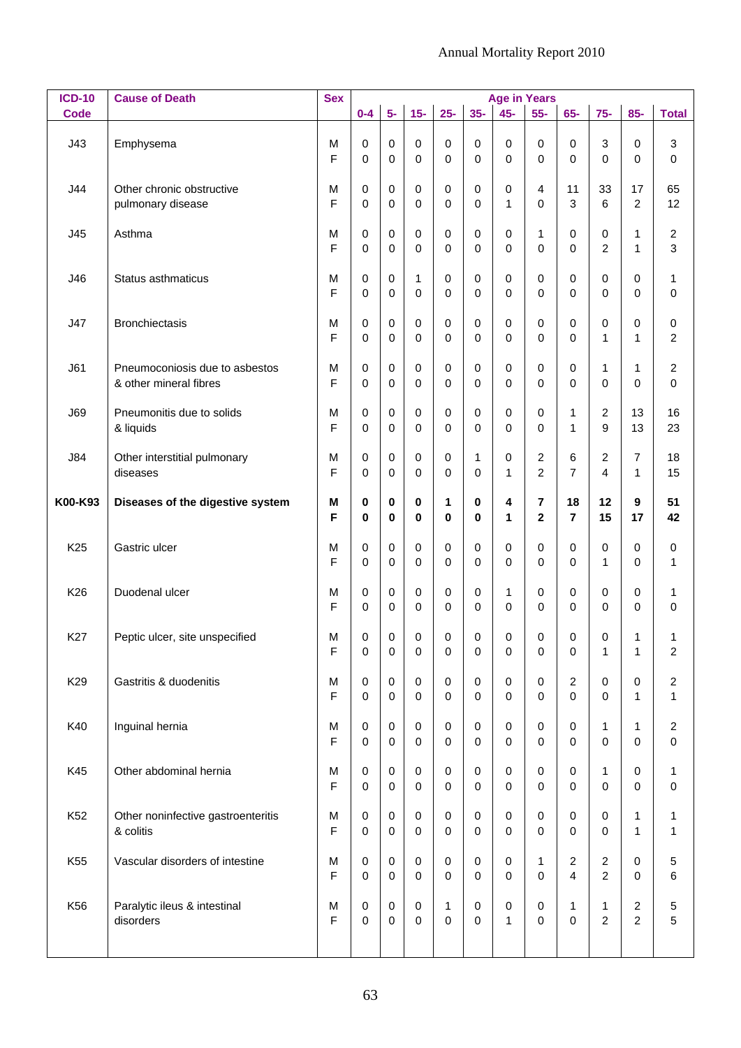| ICD-10 Code | Cause of Death | Sex | Age in Years | | | | | | | | | | |
|---|---|---|---|---|---|---|---|---|---|---|---|---|---|
| | | | 0-4 | 5- | 15- | 25- | 35- | 45- | 55- | 65- | 75- | 85- | Total |
| J43 | Emphysema | M | 0 | 0 | 0 | 0 | 0 | 0 | 0 | 0 | 3 | 0 | 3 |
| | | F | 0 | 0 | 0 | 0 | 0 | 0 | 0 | 0 | 0 | 0 | 0 |
| J44 | Other chronic obstructive pulmonary disease | M | 0 | 0 | 0 | 0 | 0 | 0 | 4 | 11 | 33 | 17 | 65 |
| | | F | 0 | 0 | 0 | 0 | 0 | 1 | 0 | 3 | 6 | 2 | 12 |
| J45 | Asthma | M | 0 | 0 | 0 | 0 | 0 | 0 | 1 | 0 | 0 | 1 | 2 |
| | | F | 0 | 0 | 0 | 0 | 0 | 0 | 0 | 0 | 2 | 1 | 3 |
| J46 | Status asthmaticus | M | 0 | 0 | 1 | 0 | 0 | 0 | 0 | 0 | 0 | 0 | 1 |
| | | F | 0 | 0 | 0 | 0 | 0 | 0 | 0 | 0 | 0 | 0 | 0 |
| J47 | Bronchiectasis | M | 0 | 0 | 0 | 0 | 0 | 0 | 0 | 0 | 0 | 0 | 0 |
| | | F | 0 | 0 | 0 | 0 | 0 | 0 | 0 | 0 | 1 | 1 | 2 |
| J61 | Pneumoconiosis due to asbestos & other mineral fibres | M | 0 | 0 | 0 | 0 | 0 | 0 | 0 | 0 | 1 | 1 | 2 |
| | | F | 0 | 0 | 0 | 0 | 0 | 0 | 0 | 0 | 0 | 0 | 0 |
| J69 | Pneumonitis due to solids & liquids | M | 0 | 0 | 0 | 0 | 0 | 0 | 0 | 1 | 2 | 13 | 16 |
| | | F | 0 | 0 | 0 | 0 | 0 | 0 | 0 | 1 | 9 | 13 | 23 |
| J84 | Other interstitial pulmonary diseases | M | 0 | 0 | 0 | 0 | 1 | 0 | 2 | 6 | 2 | 7 | 18 |
| | | F | 0 | 0 | 0 | 0 | 0 | 1 | 2 | 7 | 4 | 1 | 15 |
| **K00-K93** | **Diseases of the digestive system** | **M** | **0** | **0** | **0** | **1** | **0** | **4** | **7** | **18** | **12** | **9** | **51** |
| | | **F** | **0** | **0** | **0** | **0** | **0** | **1** | **2** | **7** | **15** | **17** | **42** |
| K25 | Gastric ulcer | M | 0 | 0 | 0 | 0 | 0 | 0 | 0 | 0 | 0 | 0 | 0 |
| | | F | 0 | 0 | 0 | 0 | 0 | 0 | 0 | 0 | 1 | 0 | 1 |
| K26 | Duodenal ulcer | M | 0 | 0 | 0 | 0 | 0 | 1 | 0 | 0 | 0 | 0 | 1 |
| | | F | 0 | 0 | 0 | 0 | 0 | 0 | 0 | 0 | 0 | 0 | 0 |
| K27 | Peptic ulcer, site unspecified | M | 0 | 0 | 0 | 0 | 0 | 0 | 0 | 0 | 0 | 1 | 1 |
| | | F | 0 | 0 | 0 | 0 | 0 | 0 | 0 | 0 | 1 | 1 | 2 |
| K29 | Gastritis & duodenitis | M | 0 | 0 | 0 | 0 | 0 | 0 | 0 | 2 | 0 | 0 | 2 |
| | | F | 0 | 0 | 0 | 0 | 0 | 0 | 0 | 0 | 0 | 1 | 1 |
| K40 | Inguinal hernia | M | 0 | 0 | 0 | 0 | 0 | 0 | 0 | 0 | 1 | 1 | 2 |
| | | F | 0 | 0 | 0 | 0 | 0 | 0 | 0 | 0 | 0 | 0 | 0 |
| K45 | Other abdominal hernia | M | 0 | 0 | 0 | 0 | 0 | 0 | 0 | 0 | 1 | 0 | 1 |
| | | F | 0 | 0 | 0 | 0 | 0 | 0 | 0 | 0 | 0 | 0 | 0 |
| K52 | Other noninfective gastroenteritis & colitis | M | 0 | 0 | 0 | 0 | 0 | 0 | 0 | 0 | 0 | 1 | 1 |
| | | F | 0 | 0 | 0 | 0 | 0 | 0 | 0 | 0 | 0 | 1 | 1 |
| K55 | Vascular disorders of intestine | M | 0 | 0 | 0 | 0 | 0 | 0 | 1 | 2 | 2 | 0 | 5 |
| | | F | 0 | 0 | 0 | 0 | 0 | 0 | 0 | 4 | 2 | 0 | 6 |
| K56 | Paralytic ileus & intestinal disorders | M | 0 | 0 | 0 | 1 | 0 | 0 | 0 | 1 | 1 | 2 | 5 |
| | | F | 0 | 0 | 0 | 0 | 0 | 1 | 0 | 0 | 2 | 2 | 5 |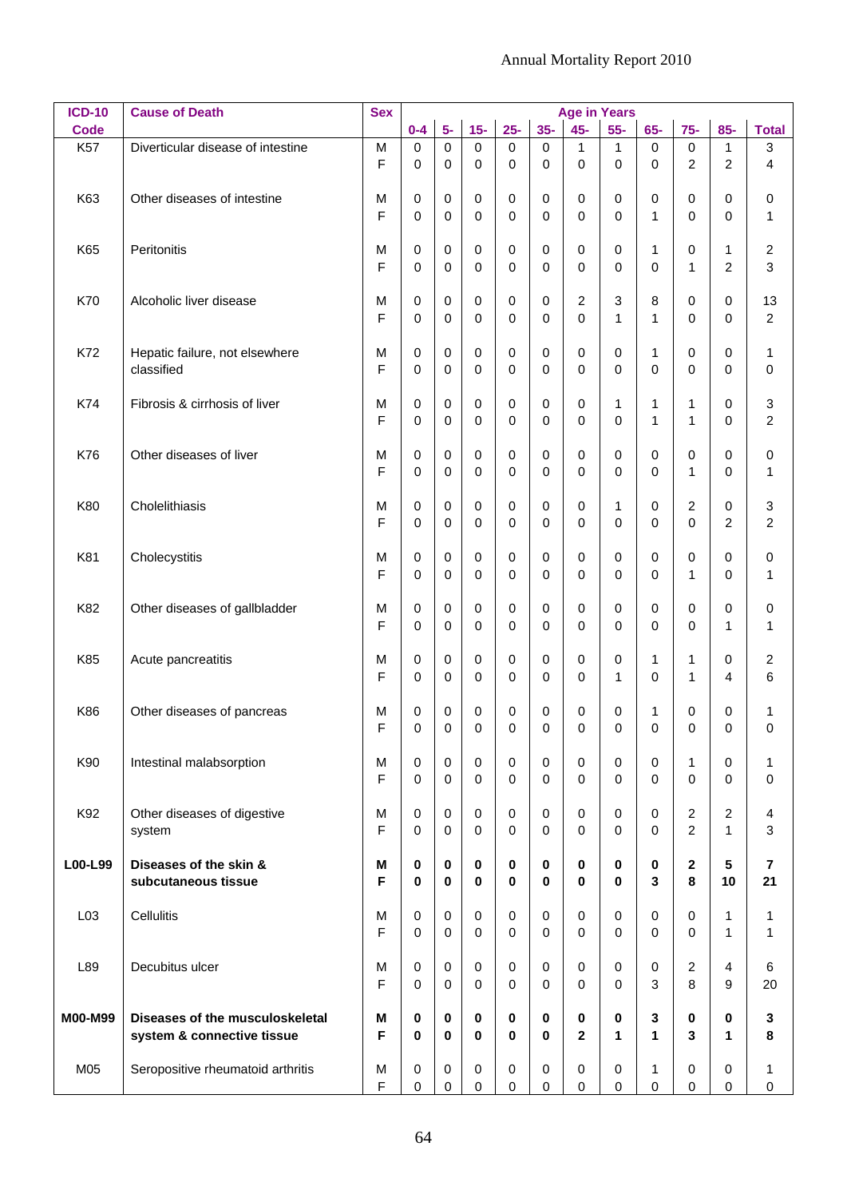| ICD-10 Code | Cause of Death | Sex | Age in Years | | | | | | | | | | |
|---|---|---|---|---|---|---|---|---|---|---|---|---|---|
| | | | 0-4 | 5- | 15- | 25- | 35- | 45- | 55- | 65- | 75- | 85- | Total |
| K57 | Diverticular disease of intestine | M | 0 | 0 | 0 | 0 | 0 | 1 | 1 | 0 | 0 | 1 | 3 |
| | | F | 0 | 0 | 0 | 0 | 0 | 0 | 0 | 0 | 2 | 2 | 4 |
| K63 | Other diseases of intestine | M | 0 | 0 | 0 | 0 | 0 | 0 | 0 | 0 | 0 | 0 | 0 |
| | | F | 0 | 0 | 0 | 0 | 0 | 0 | 0 | 1 | 0 | 0 | 1 |
| K65 | Peritonitis | M | 0 | 0 | 0 | 0 | 0 | 0 | 0 | 1 | 0 | 1 | 2 |
| | | F | 0 | 0 | 0 | 0 | 0 | 0 | 0 | 0 | 1 | 2 | 3 |
| K70 | Alcoholic liver disease | M | 0 | 0 | 0 | 0 | 0 | 2 | 3 | 8 | 0 | 0 | 13 |
| | | F | 0 | 0 | 0 | 0 | 0 | 0 | 1 | 1 | 0 | 0 | 2 |
| K72 | Hepatic failure, not elsewhere classified | M | 0 | 0 | 0 | 0 | 0 | 0 | 0 | 1 | 0 | 0 | 1 |
| | | F | 0 | 0 | 0 | 0 | 0 | 0 | 0 | 0 | 0 | 0 | 0 |
| K74 | Fibrosis & cirrhosis of liver | M | 0 | 0 | 0 | 0 | 0 | 0 | 1 | 1 | 1 | 0 | 3 |
| | | F | 0 | 0 | 0 | 0 | 0 | 0 | 0 | 1 | 1 | 0 | 2 |
| K76 | Other diseases of liver | M | 0 | 0 | 0 | 0 | 0 | 0 | 0 | 0 | 0 | 0 | 0 |
| | | F | 0 | 0 | 0 | 0 | 0 | 0 | 0 | 0 | 1 | 0 | 1 |
| K80 | Cholelithiasis | M | 0 | 0 | 0 | 0 | 0 | 0 | 1 | 0 | 2 | 0 | 3 |
| | | F | 0 | 0 | 0 | 0 | 0 | 0 | 0 | 0 | 0 | 2 | 2 |
| K81 | Cholecystitis | M | 0 | 0 | 0 | 0 | 0 | 0 | 0 | 0 | 0 | 0 | 0 |
| | | F | 0 | 0 | 0 | 0 | 0 | 0 | 0 | 0 | 1 | 0 | 1 |
| K82 | Other diseases of gallbladder | M | 0 | 0 | 0 | 0 | 0 | 0 | 0 | 0 | 0 | 0 | 0 |
| | | F | 0 | 0 | 0 | 0 | 0 | 0 | 0 | 0 | 0 | 1 | 1 |
| K85 | Acute pancreatitis | M | 0 | 0 | 0 | 0 | 0 | 0 | 0 | 1 | 1 | 0 | 2 |
| | | F | 0 | 0 | 0 | 0 | 0 | 0 | 1 | 0 | 1 | 4 | 6 |
| K86 | Other diseases of pancreas | M | 0 | 0 | 0 | 0 | 0 | 0 | 0 | 1 | 0 | 0 | 1 |
| | | F | 0 | 0 | 0 | 0 | 0 | 0 | 0 | 0 | 0 | 0 | 0 |
| K90 | Intestinal malabsorption | M | 0 | 0 | 0 | 0 | 0 | 0 | 0 | 0 | 1 | 0 | 1 |
| | | F | 0 | 0 | 0 | 0 | 0 | 0 | 0 | 0 | 0 | 0 | 0 |
| K92 | Other diseases of digestive system | M | 0 | 0 | 0 | 0 | 0 | 0 | 0 | 0 | 2 | 2 | 4 |
| | | F | 0 | 0 | 0 | 0 | 0 | 0 | 0 | 0 | 2 | 1 | 3 |
| **L00-L99** | **Diseases of the skin & subcutaneous tissue** | **M** | **0** | **0** | **0** | **0** | **0** | **0** | **0** | **0** | **2** | **5** | **7** |
| | | **F** | **0** | **0** | **0** | **0** | **0** | **0** | **0** | **3** | **8** | **10** | **21** |
| L03 | Cellulitis | M | 0 | 0 | 0 | 0 | 0 | 0 | 0 | 0 | 0 | 1 | 1 |
| | | F | 0 | 0 | 0 | 0 | 0 | 0 | 0 | 0 | 0 | 1 | 1 |
| L89 | Decubitus ulcer | M | 0 | 0 | 0 | 0 | 0 | 0 | 0 | 0 | 2 | 4 | 6 |
| | | F | 0 | 0 | 0 | 0 | 0 | 0 | 0 | 3 | 8 | 9 | 20 |
| **M00-M99** | **Diseases of the musculoskeletal system & connective tissue** | **M** | **0** | **0** | **0** | **0** | **0** | **0** | **0** | **3** | **0** | **0** | **3** |
| | | **F** | **0** | **0** | **0** | **0** | **0** | **2** | **1** | **1** | **3** | **1** | **8** |
| M05 | Seropositive rheumatoid arthritis | M | 0 | 0 | 0 | 0 | 0 | 0 | 0 | 1 | 0 | 0 | 1 |
| | | F | 0 | 0 | 0 | 0 | 0 | 0 | 0 | 0 | 0 | 0 | 0 |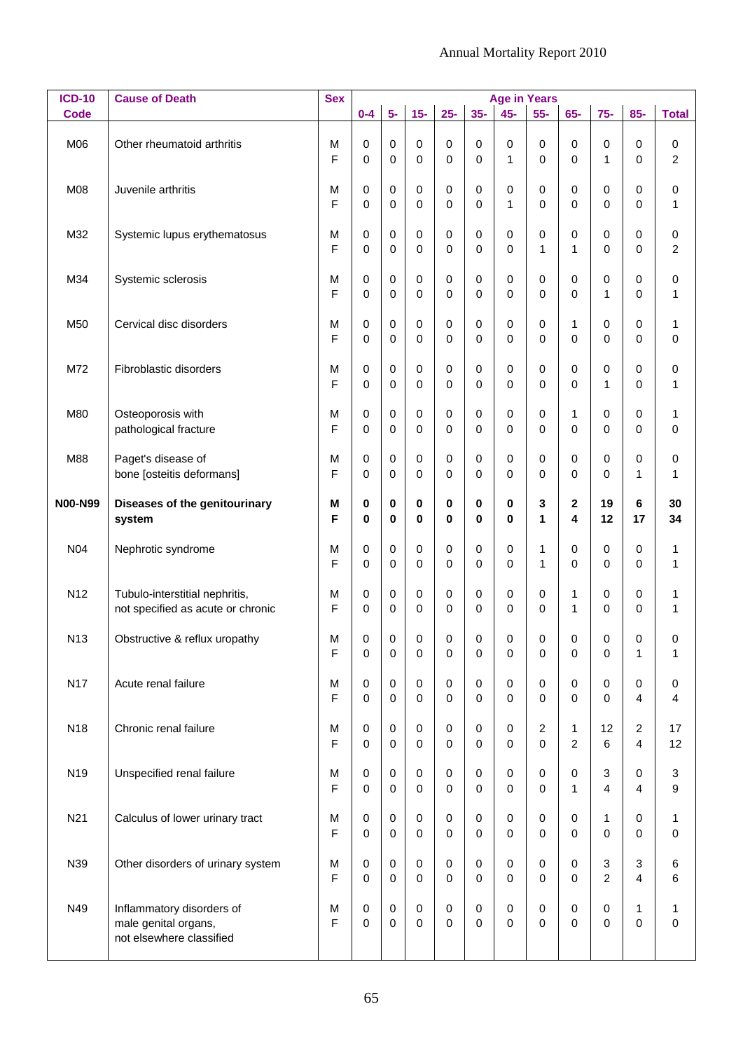| ICD-10 Code | Cause of Death | Sex | Age in Years | | | | | | | | | | |
|---|---|---|---|---|---|---|---|---|---|---|---|---|---|
| | | | 0-4 | 5- | 15- | 25- | 35- | 45- | 55- | 65- | 75- | 85- | Total |
| M06 | Other rheumatoid arthritis | M | 0 | 0 | 0 | 0 | 0 | 0 | 0 | 0 | 0 | 0 | 0 |
| | | F | 0 | 0 | 0 | 0 | 0 | 1 | 0 | 0 | 1 | 0 | 2 |
| M08 | Juvenile arthritis | M | 0 | 0 | 0 | 0 | 0 | 0 | 0 | 0 | 0 | 0 | 0 |
| | | F | 0 | 0 | 0 | 0 | 0 | 1 | 0 | 0 | 0 | 0 | 1 |
| M32 | Systemic lupus erythematosus | M | 0 | 0 | 0 | 0 | 0 | 0 | 0 | 0 | 0 | 0 | 0 |
| | | F | 0 | 0 | 0 | 0 | 0 | 0 | 1 | 1 | 0 | 0 | 2 |
| M34 | Systemic sclerosis | M | 0 | 0 | 0 | 0 | 0 | 0 | 0 | 0 | 0 | 0 | 0 |
| | | F | 0 | 0 | 0 | 0 | 0 | 0 | 0 | 0 | 1 | 0 | 1 |
| M50 | Cervical disc disorders | M | 0 | 0 | 0 | 0 | 0 | 0 | 0 | 1 | 0 | 0 | 1 |
| | | F | 0 | 0 | 0 | 0 | 0 | 0 | 0 | 0 | 0 | 0 | 0 |
| M72 | Fibroblastic disorders | M | 0 | 0 | 0 | 0 | 0 | 0 | 0 | 0 | 0 | 0 | 0 |
| | | F | 0 | 0 | 0 | 0 | 0 | 0 | 0 | 0 | 1 | 0 | 1 |
| M80 | Osteoporosis with pathological fracture | M | 0 | 0 | 0 | 0 | 0 | 0 | 0 | 1 | 0 | 0 | 1 |
| | | F | 0 | 0 | 0 | 0 | 0 | 0 | 0 | 0 | 0 | 0 | 0 |
| M88 | Paget's disease of bone [osteitis deformans] | M | 0 | 0 | 0 | 0 | 0 | 0 | 0 | 0 | 0 | 0 | 0 |
| | | F | 0 | 0 | 0 | 0 | 0 | 0 | 0 | 0 | 0 | 1 | 1 |
| **N00-N99** | **Diseases of the genitourinary system** | **M** | **0** | **0** | **0** | **0** | **0** | **0** | **3** | **2** | **19** | **6** | **30** |
| | | **F** | **0** | **0** | **0** | **0** | **0** | **0** | **1** | **4** | **12** | **17** | **34** |
| N04 | Nephrotic syndrome | M | 0 | 0 | 0 | 0 | 0 | 0 | 1 | 0 | 0 | 0 | 1 |
| | | F | 0 | 0 | 0 | 0 | 0 | 0 | 1 | 0 | 0 | 0 | 1 |
| N12 | Tubulo-interstitial nephritis, not specified as acute or chronic | M | 0 | 0 | 0 | 0 | 0 | 0 | 0 | 1 | 0 | 0 | 1 |
| | | F | 0 | 0 | 0 | 0 | 0 | 0 | 0 | 1 | 0 | 0 | 1 |
| N13 | Obstructive & reflux uropathy | M | 0 | 0 | 0 | 0 | 0 | 0 | 0 | 0 | 0 | 0 | 0 |
| | | F | 0 | 0 | 0 | 0 | 0 | 0 | 0 | 0 | 0 | 1 | 1 |
| N17 | Acute renal failure | M | 0 | 0 | 0 | 0 | 0 | 0 | 0 | 0 | 0 | 0 | 0 |
| | | F | 0 | 0 | 0 | 0 | 0 | 0 | 0 | 0 | 0 | 4 | 4 |
| N18 | Chronic renal failure | M | 0 | 0 | 0 | 0 | 0 | 0 | 2 | 1 | 12 | 2 | 17 |
| | | F | 0 | 0 | 0 | 0 | 0 | 0 | 0 | 2 | 6 | 4 | 12 |
| N19 | Unspecified renal failure | M | 0 | 0 | 0 | 0 | 0 | 0 | 0 | 0 | 3 | 0 | 3 |
| | | F | 0 | 0 | 0 | 0 | 0 | 0 | 0 | 1 | 4 | 4 | 9 |
| N21 | Calculus of lower urinary tract | M | 0 | 0 | 0 | 0 | 0 | 0 | 0 | 0 | 1 | 0 | 1 |
| | | F | 0 | 0 | 0 | 0 | 0 | 0 | 0 | 0 | 0 | 0 | 0 |
| N39 | Other disorders of urinary system | M | 0 | 0 | 0 | 0 | 0 | 0 | 0 | 0 | 3 | 3 | 6 |
| | | F | 0 | 0 | 0 | 0 | 0 | 0 | 0 | 0 | 2 | 4 | 6 |
| N49 | Inflammatory disorders of male genital organs, not elsewhere classified | M | 0 | 0 | 0 | 0 | 0 | 0 | 0 | 0 | 0 | 1 | 1 |
| | | F | 0 | 0 | 0 | 0 | 0 | 0 | 0 | 0 | 0 | 0 | 0 |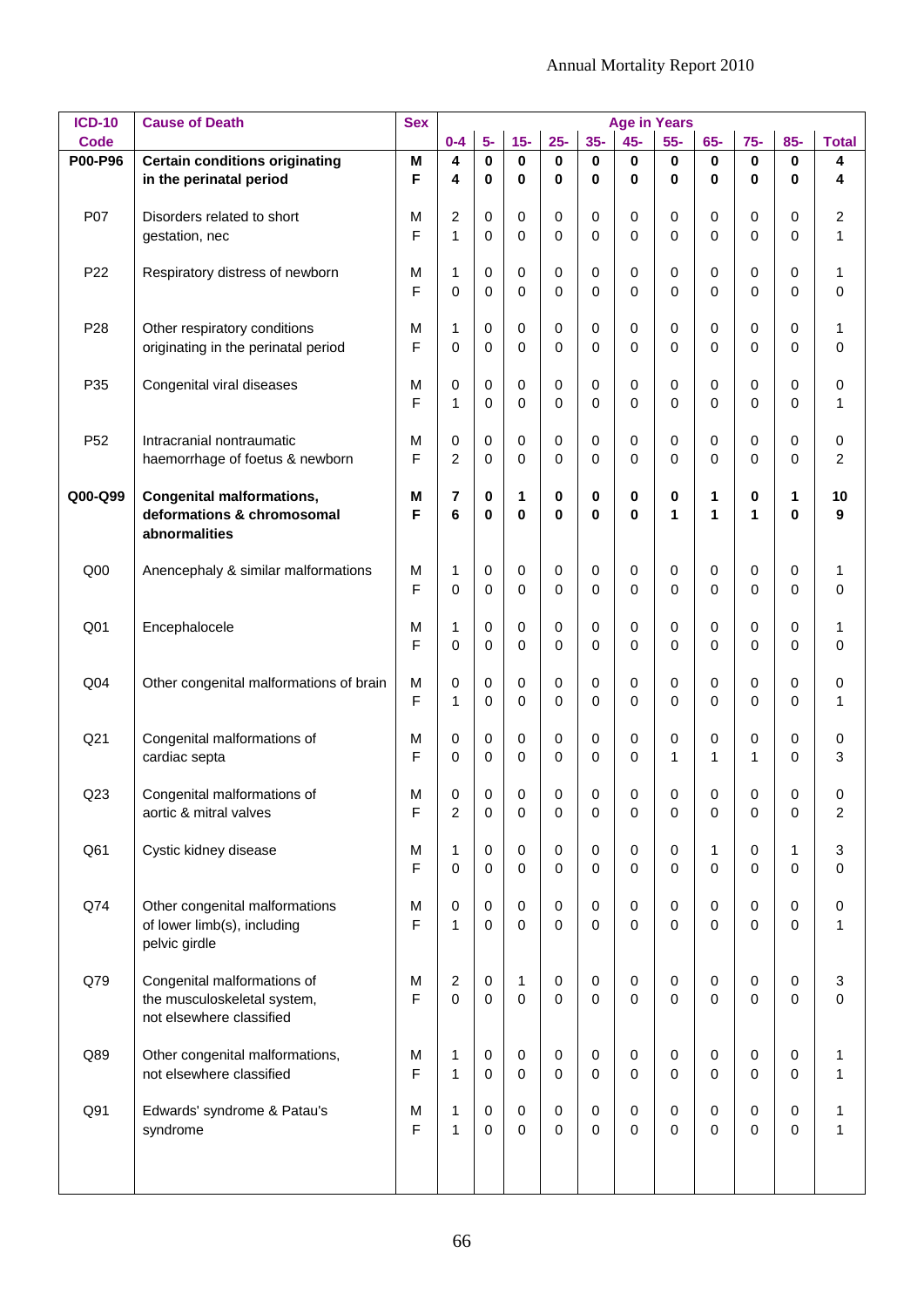| ICD-10 Code | Cause of Death | Sex | Age in Years | | | | | | | | | | | |
|---|---|---|---|---|---|---|---|---|---|---|---|---|---|---|
| | | | 0-4 | 5- | 15- | 25- | 35- | 45- | 55- | 65- | 75- | 85- | Total |
| **P00-P96** | **Certain conditions originating in the perinatal period** | **M** | **4** | **0** | **0** | **0** | **0** | **0** | **0** | **0** | **0** | **0** | **4** |
| | | **F** | **4** | **0** | **0** | **0** | **0** | **0** | **0** | **0** | **0** | **0** | **4** |
| P07 | Disorders related to short gestation, nec | M | 2 | 0 | 0 | 0 | 0 | 0 | 0 | 0 | 0 | 0 | 2 |
| | | F | 1 | 0 | 0 | 0 | 0 | 0 | 0 | 0 | 0 | 0 | 1 |
| P22 | Respiratory distress of newborn | M | 1 | 0 | 0 | 0 | 0 | 0 | 0 | 0 | 0 | 0 | 1 |
| | | F | 0 | 0 | 0 | 0 | 0 | 0 | 0 | 0 | 0 | 0 | 0 |
| P28 | Other respiratory conditions originating in the perinatal period | M | 1 | 0 | 0 | 0 | 0 | 0 | 0 | 0 | 0 | 0 | 1 |
| | | F | 0 | 0 | 0 | 0 | 0 | 0 | 0 | 0 | 0 | 0 | 0 |
| P35 | Congenital viral diseases | M | 0 | 0 | 0 | 0 | 0 | 0 | 0 | 0 | 0 | 0 | 0 |
| | | F | 1 | 0 | 0 | 0 | 0 | 0 | 0 | 0 | 0 | 0 | 1 |
| P52 | Intracranial nontraumatic haemorrhage of foetus & newborn | M | 0 | 0 | 0 | 0 | 0 | 0 | 0 | 0 | 0 | 0 | 0 |
| | | F | 2 | 0 | 0 | 0 | 0 | 0 | 0 | 0 | 0 | 0 | 2 |
| **Q00-Q99** | **Congenital malformations, deformations & chromosomal abnormalities** | **M** | **7** | **0** | **1** | **0** | **0** | **0** | **0** | **1** | **0** | **1** | **10** |
| | | **F** | **6** | **0** | **0** | **0** | **0** | **0** | **1** | **1** | **1** | **0** | **9** |
| Q00 | Anencephaly & similar malformations | M | 1 | 0 | 0 | 0 | 0 | 0 | 0 | 0 | 0 | 0 | 1 |
| | | F | 0 | 0 | 0 | 0 | 0 | 0 | 0 | 0 | 0 | 0 | 0 |
| Q01 | Encephalocele | M | 1 | 0 | 0 | 0 | 0 | 0 | 0 | 0 | 0 | 0 | 1 |
| | | F | 0 | 0 | 0 | 0 | 0 | 0 | 0 | 0 | 0 | 0 | 0 |
| Q04 | Other congenital malformations of brain | M | 0 | 0 | 0 | 0 | 0 | 0 | 0 | 0 | 0 | 0 | 0 |
| | | F | 1 | 0 | 0 | 0 | 0 | 0 | 0 | 0 | 0 | 0 | 1 |
| Q21 | Congenital malformations of cardiac septa | M | 0 | 0 | 0 | 0 | 0 | 0 | 0 | 0 | 0 | 0 | 0 |
| | | F | 0 | 0 | 0 | 0 | 0 | 0 | 1 | 1 | 1 | 0 | 3 |
| Q23 | Congenital malformations of aortic & mitral valves | M | 0 | 0 | 0 | 0 | 0 | 0 | 0 | 0 | 0 | 0 | 0 |
| | | F | 2 | 0 | 0 | 0 | 0 | 0 | 0 | 0 | 0 | 0 | 2 |
| Q61 | Cystic kidney disease | M | 1 | 0 | 0 | 0 | 0 | 0 | 0 | 1 | 0 | 1 | 3 |
| | | F | 0 | 0 | 0 | 0 | 0 | 0 | 0 | 0 | 0 | 0 | 0 |
| Q74 | Other congenital malformations of lower limb(s), including pelvic girdle | M | 0 | 0 | 0 | 0 | 0 | 0 | 0 | 0 | 0 | 0 | 0 |
| | | F | 1 | 0 | 0 | 0 | 0 | 0 | 0 | 0 | 0 | 0 | 1 |
| Q79 | Congenital malformations of the musculoskeletal system, not elsewhere classified | M | 2 | 0 | 1 | 0 | 0 | 0 | 0 | 0 | 0 | 0 | 3 |
| | | F | 0 | 0 | 0 | 0 | 0 | 0 | 0 | 0 | 0 | 0 | 0 |
| Q89 | Other congenital malformations, not elsewhere classified | M | 1 | 0 | 0 | 0 | 0 | 0 | 0 | 0 | 0 | 0 | 1 |
| | | F | 1 | 0 | 0 | 0 | 0 | 0 | 0 | 0 | 0 | 0 | 1 |
| Q91 | Edwards' syndrome & Patau's syndrome | M | 1 | 0 | 0 | 0 | 0 | 0 | 0 | 0 | 0 | 0 | 1 |
| | | F | 1 | 0 | 0 | 0 | 0 | 0 | 0 | 0 | 0 | 0 | 1 |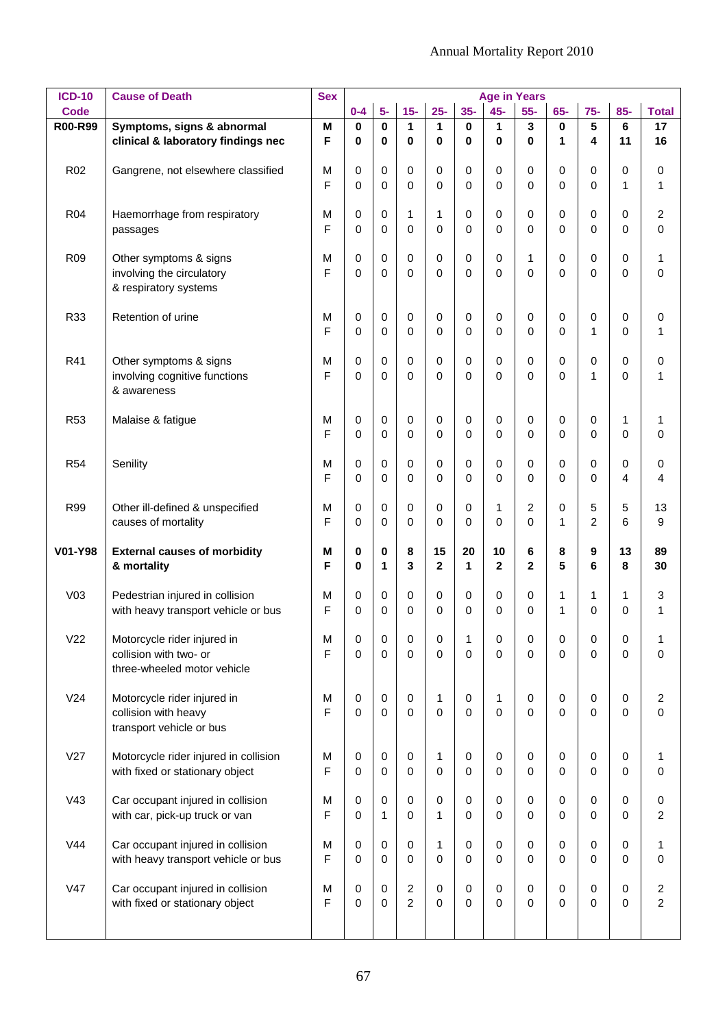| ICD-10 Code | Cause of Death | Sex | Age in Years | | | | | | | | | | Total |
|---|---|---|---|---|---|---|---|---|---|---|---|---|---|
| | | | 0-4 | 5- | 15- | 25- | 35- | 45- | 55- | 65- | 75- | 85- | |
| **R00-R99** | **Symptoms, signs & abnormal clinical & laboratory findings nec** | **M** | **0** | **0** | **1** | **1** | **0** | **1** | **3** | **0** | **5** | **6** | **17** |
| | | **F** | **0** | **0** | **0** | **0** | **0** | **0** | **0** | **1** | **4** | **11** | **16** |
| R02 | Gangrene, not elsewhere classified | M | 0 | 0 | 0 | 0 | 0 | 0 | 0 | 0 | 0 | 0 | 0 |
| | | F | 0 | 0 | 0 | 0 | 0 | 0 | 0 | 0 | 0 | 1 | 1 |
| R04 | Haemorrhage from respiratory passages | M | 0 | 0 | 1 | 1 | 0 | 0 | 0 | 0 | 0 | 0 | 2 |
| | | F | 0 | 0 | 0 | 0 | 0 | 0 | 0 | 0 | 0 | 0 | 0 |
| R09 | Other symptoms & signs involving the circulatory & respiratory systems | M | 0 | 0 | 0 | 0 | 0 | 0 | 1 | 0 | 0 | 0 | 1 |
| | | F | 0 | 0 | 0 | 0 | 0 | 0 | 0 | 0 | 0 | 0 | 0 |
| R33 | Retention of urine | M | 0 | 0 | 0 | 0 | 0 | 0 | 0 | 0 | 0 | 0 | 0 |
| | | F | 0 | 0 | 0 | 0 | 0 | 0 | 0 | 0 | 1 | 0 | 1 |
| R41 | Other symptoms & signs involving cognitive functions & awareness | M | 0 | 0 | 0 | 0 | 0 | 0 | 0 | 0 | 0 | 0 | 0 |
| | | F | 0 | 0 | 0 | 0 | 0 | 0 | 0 | 0 | 1 | 0 | 1 |
| R53 | Malaise & fatigue | M | 0 | 0 | 0 | 0 | 0 | 0 | 0 | 0 | 0 | 1 | 1 |
| | | F | 0 | 0 | 0 | 0 | 0 | 0 | 0 | 0 | 0 | 0 | 0 |
| R54 | Senility | M | 0 | 0 | 0 | 0 | 0 | 0 | 0 | 0 | 0 | 0 | 0 |
| | | F | 0 | 0 | 0 | 0 | 0 | 0 | 0 | 0 | 0 | 4 | 4 |
| R99 | Other ill-defined & unspecified causes of mortality | M | 0 | 0 | 0 | 0 | 0 | 1 | 2 | 0 | 5 | 5 | 13 |
| | | F | 0 | 0 | 0 | 0 | 0 | 0 | 0 | 1 | 2 | 6 | 9 |
| **V01-Y98** | **External causes of morbidity & mortality** | **M** | **0** | **0** | **8** | **15** | **20** | **10** | **6** | **8** | **9** | **13** | **89** |
| | | **F** | **0** | **1** | **3** | **2** | **1** | **2** | **2** | **5** | **6** | **8** | **30** |
| V03 | Pedestrian injured in collision with heavy transport vehicle or bus | M | 0 | 0 | 0 | 0 | 0 | 0 | 0 | 1 | 1 | 1 | 3 |
| | | F | 0 | 0 | 0 | 0 | 0 | 0 | 0 | 1 | 0 | 0 | 1 |
| V22 | Motorcycle rider injured in collision with two- or three-wheeled motor vehicle | M | 0 | 0 | 0 | 0 | 1 | 0 | 0 | 0 | 0 | 0 | 1 |
| | | F | 0 | 0 | 0 | 0 | 0 | 0 | 0 | 0 | 0 | 0 | 0 |
| V24 | Motorcycle rider injured in collision with heavy transport vehicle or bus | M | 0 | 0 | 0 | 1 | 0 | 1 | 0 | 0 | 0 | 0 | 2 |
| | | F | 0 | 0 | 0 | 0 | 0 | 0 | 0 | 0 | 0 | 0 | 0 |
| V27 | Motorcycle rider injured in collision with fixed or stationary object | M | 0 | 0 | 0 | 1 | 0 | 0 | 0 | 0 | 0 | 0 | 1 |
| | | F | 0 | 0 | 0 | 0 | 0 | 0 | 0 | 0 | 0 | 0 | 0 |
| V43 | Car occupant injured in collision with car, pick-up truck or van | M | 0 | 0 | 0 | 0 | 0 | 0 | 0 | 0 | 0 | 0 | 0 |
| | | F | 0 | 1 | 0 | 1 | 0 | 0 | 0 | 0 | 0 | 0 | 2 |
| V44 | Car occupant injured in collision with heavy transport vehicle or bus | M | 0 | 0 | 0 | 1 | 0 | 0 | 0 | 0 | 0 | 0 | 1 |
| | | F | 0 | 0 | 0 | 0 | 0 | 0 | 0 | 0 | 0 | 0 | 0 |
| V47 | Car occupant injured in collision with fixed or stationary object | M | 0 | 0 | 2 | 0 | 0 | 0 | 0 | 0 | 0 | 0 | 2 |
| | | F | 0 | 0 | 2 | 0 | 0 | 0 | 0 | 0 | 0 | 0 | 2 |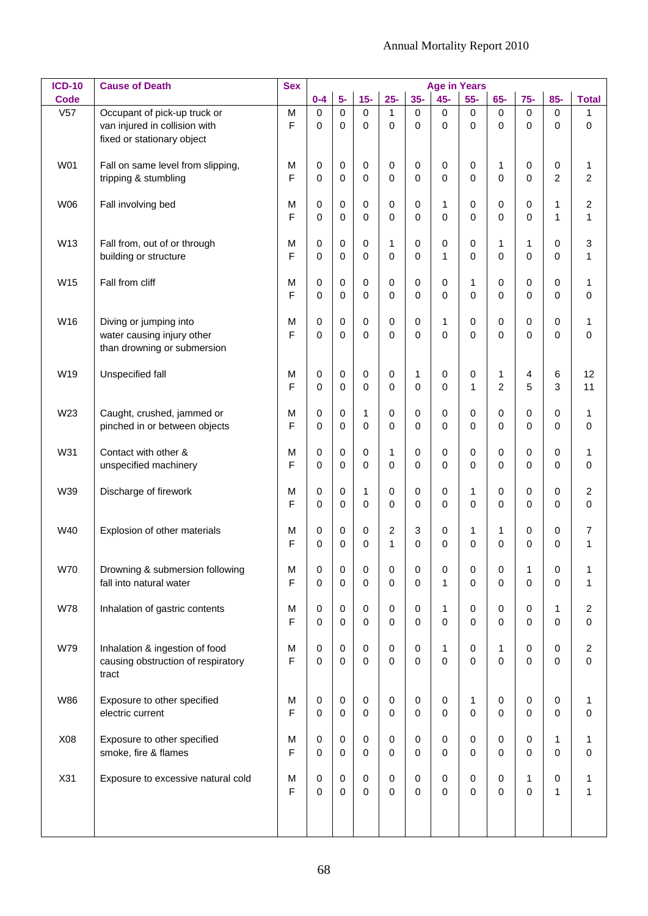| ICD-10 Code | Cause of Death | Sex | Age in Years | | | | | | | | | | Total |
|---|---|---|---|---|---|---|---|---|---|---|---|---|---|
| | | | 0-4 | 5- | 15- | 25- | 35- | 45- | 55- | 65- | 75- | 85- | |
| V57 | Occupant of pick-up truck or van injured in collision with fixed or stationary object | M | 0 | 0 | 0 | 1 | 0 | 0 | 0 | 0 | 0 | 0 | 1 |
| | | F | 0 | 0 | 0 | 0 | 0 | 0 | 0 | 0 | 0 | 0 | 0 |
| W01 | Fall on same level from slipping, tripping & stumbling | M | 0 | 0 | 0 | 0 | 0 | 0 | 0 | 1 | 0 | 0 | 1 |
| | | F | 0 | 0 | 0 | 0 | 0 | 0 | 0 | 0 | 0 | 2 | 2 |
| W06 | Fall involving bed | M | 0 | 0 | 0 | 0 | 0 | 1 | 0 | 0 | 0 | 1 | 2 |
| | | F | 0 | 0 | 0 | 0 | 0 | 0 | 0 | 0 | 0 | 1 | 1 |
| W13 | Fall from, out of or through building or structure | M | 0 | 0 | 0 | 1 | 0 | 0 | 0 | 1 | 1 | 0 | 3 |
| | | F | 0 | 0 | 0 | 0 | 0 | 1 | 0 | 0 | 0 | 0 | 1 |
| W15 | Fall from cliff | M | 0 | 0 | 0 | 0 | 0 | 0 | 1 | 0 | 0 | 0 | 1 |
| | | F | 0 | 0 | 0 | 0 | 0 | 0 | 0 | 0 | 0 | 0 | 0 |
| W16 | Diving or jumping into water causing injury other than drowning or submersion | M | 0 | 0 | 0 | 0 | 0 | 1 | 0 | 0 | 0 | 0 | 1 |
| | | F | 0 | 0 | 0 | 0 | 0 | 0 | 0 | 0 | 0 | 0 | 0 |
| W19 | Unspecified fall | M | 0 | 0 | 0 | 0 | 1 | 0 | 0 | 1 | 4 | 6 | 12 |
| | | F | 0 | 0 | 0 | 0 | 0 | 0 | 1 | 2 | 5 | 3 | 11 |
| W23 | Caught, crushed, jammed or pinched in or between objects | M | 0 | 0 | 1 | 0 | 0 | 0 | 0 | 0 | 0 | 0 | 1 |
| | | F | 0 | 0 | 0 | 0 | 0 | 0 | 0 | 0 | 0 | 0 | 0 |
| W31 | Contact with other & unspecified machinery | M | 0 | 0 | 0 | 1 | 0 | 0 | 0 | 0 | 0 | 0 | 1 |
| | | F | 0 | 0 | 0 | 0 | 0 | 0 | 0 | 0 | 0 | 0 | 0 |
| W39 | Discharge of firework | M | 0 | 0 | 1 | 0 | 0 | 0 | 1 | 0 | 0 | 0 | 2 |
| | | F | 0 | 0 | 0 | 0 | 0 | 0 | 0 | 0 | 0 | 0 | 0 |
| W40 | Explosion of other materials | M | 0 | 0 | 0 | 2 | 3 | 0 | 1 | 1 | 0 | 0 | 7 |
| | | F | 0 | 0 | 0 | 1 | 0 | 0 | 0 | 0 | 0 | 0 | 1 |
| W70 | Drowning & submersion following fall into natural water | M | 0 | 0 | 0 | 0 | 0 | 0 | 0 | 0 | 1 | 0 | 1 |
| | | F | 0 | 0 | 0 | 0 | 0 | 1 | 0 | 0 | 0 | 0 | 1 |
| W78 | Inhalation of gastric contents | M | 0 | 0 | 0 | 0 | 0 | 1 | 0 | 0 | 0 | 1 | 2 |
| | | F | 0 | 0 | 0 | 0 | 0 | 0 | 0 | 0 | 0 | 0 | 0 |
| W79 | Inhalation & ingestion of food causing obstruction of respiratory tract | M | 0 | 0 | 0 | 0 | 0 | 1 | 0 | 1 | 0 | 0 | 2 |
| | | F | 0 | 0 | 0 | 0 | 0 | 0 | 0 | 0 | 0 | 0 | 0 |
| W86 | Exposure to other specified electric current | M | 0 | 0 | 0 | 0 | 0 | 0 | 1 | 0 | 0 | 0 | 1 |
| | | F | 0 | 0 | 0 | 0 | 0 | 0 | 0 | 0 | 0 | 0 | 0 |
| X08 | Exposure to other specified smoke, fire & flames | M | 0 | 0 | 0 | 0 | 0 | 0 | 0 | 0 | 0 | 1 | 1 |
| | | F | 0 | 0 | 0 | 0 | 0 | 0 | 0 | 0 | 0 | 0 | 0 |
| X31 | Exposure to excessive natural cold | M | 0 | 0 | 0 | 0 | 0 | 0 | 0 | 0 | 1 | 0 | 1 |
| | | F | 0 | 0 | 0 | 0 | 0 | 0 | 0 | 0 | 0 | 1 | 1 |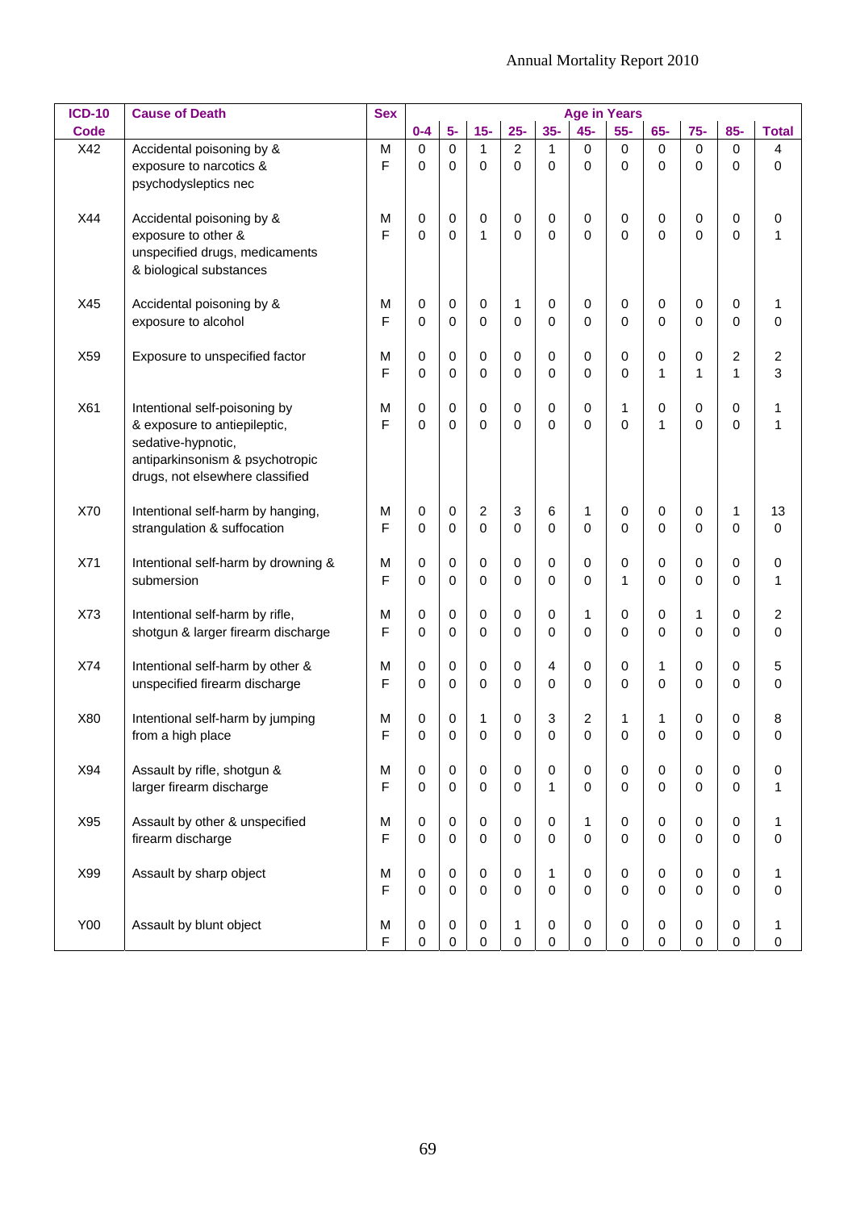| ICD-10 Code | Cause of Death | Sex | Age in Years | | | | | | | | | | | |
|---|---|---|---|---|---|---|---|---|---|---|---|---|---|---|
| | | | 0-4 | 5- | 15- | 25- | 35- | 45- | 55- | 65- | 75- | 85- | Total |
| X42 | Accidental poisoning by & exposure to narcotics & psychodysleptics nec | M | 0 | 0 | 1 | 2 | 1 | 0 | 0 | 0 | 0 | 0 | 4 |
| | | F | 0 | 0 | 0 | 0 | 0 | 0 | 0 | 0 | 0 | 0 | 0 |
| X44 | Accidental poisoning by & exposure to other & unspecified drugs, medicaments & biological substances | M | 0 | 0 | 0 | 0 | 0 | 0 | 0 | 0 | 0 | 0 | 0 |
| | | F | 0 | 0 | 1 | 0 | 0 | 0 | 0 | 0 | 0 | 0 | 1 |
| X45 | Accidental poisoning by & exposure to alcohol | M | 0 | 0 | 0 | 1 | 0 | 0 | 0 | 0 | 0 | 0 | 1 |
| | | F | 0 | 0 | 0 | 0 | 0 | 0 | 0 | 0 | 0 | 0 | 0 |
| X59 | Exposure to unspecified factor | M | 0 | 0 | 0 | 0 | 0 | 0 | 0 | 0 | 0 | 2 | 2 |
| | | F | 0 | 0 | 0 | 0 | 0 | 0 | 0 | 1 | 1 | 1 | 3 |
| X61 | Intentional self-poisoning by & exposure to antiepileptic, sedative-hypnotic, antiparkinsonism & psychotropic drugs, not elsewhere classified | M | 0 | 0 | 0 | 0 | 0 | 0 | 1 | 0 | 0 | 0 | 1 |
| | | F | 0 | 0 | 0 | 0 | 0 | 0 | 0 | 1 | 0 | 0 | 1 |
| X70 | Intentional self-harm by hanging, strangulation & suffocation | M | 0 | 0 | 2 | 3 | 6 | 1 | 0 | 0 | 0 | 1 | 13 |
| | | F | 0 | 0 | 0 | 0 | 0 | 0 | 0 | 0 | 0 | 0 | 0 |
| X71 | Intentional self-harm by drowning & submersion | M | 0 | 0 | 0 | 0 | 0 | 0 | 0 | 0 | 0 | 0 | 0 |
| | | F | 0 | 0 | 0 | 0 | 0 | 0 | 1 | 0 | 0 | 0 | 1 |
| X73 | Intentional self-harm by rifle, shotgun & larger firearm discharge | M | 0 | 0 | 0 | 0 | 0 | 1 | 0 | 0 | 1 | 0 | 2 |
| | | F | 0 | 0 | 0 | 0 | 0 | 0 | 0 | 0 | 0 | 0 | 0 |
| X74 | Intentional self-harm by other & unspecified firearm discharge | M | 0 | 0 | 0 | 0 | 4 | 0 | 0 | 1 | 0 | 0 | 5 |
| | | F | 0 | 0 | 0 | 0 | 0 | 0 | 0 | 0 | 0 | 0 | 0 |
| X80 | Intentional self-harm by jumping from a high place | M | 0 | 0 | 1 | 0 | 3 | 2 | 1 | 1 | 0 | 0 | 8 |
| | | F | 0 | 0 | 0 | 0 | 0 | 0 | 0 | 0 | 0 | 0 | 0 |
| X94 | Assault by rifle, shotgun & larger firearm discharge | M | 0 | 0 | 0 | 0 | 0 | 0 | 0 | 0 | 0 | 0 | 0 |
| | | F | 0 | 0 | 0 | 0 | 1 | 0 | 0 | 0 | 0 | 0 | 1 |
| X95 | Assault by other & unspecified firearm discharge | M | 0 | 0 | 0 | 0 | 0 | 1 | 0 | 0 | 0 | 0 | 1 |
| | | F | 0 | 0 | 0 | 0 | 0 | 0 | 0 | 0 | 0 | 0 | 0 |
| X99 | Assault by sharp object | M | 0 | 0 | 0 | 0 | 1 | 0 | 0 | 0 | 0 | 0 | 1 |
| | | F | 0 | 0 | 0 | 0 | 0 | 0 | 0 | 0 | 0 | 0 | 0 |
| Y00 | Assault by blunt object | M | 0 | 0 | 0 | 1 | 0 | 0 | 0 | 0 | 0 | 0 | 1 |
| | | F | 0 | 0 | 0 | 0 | 0 | 0 | 0 | 0 | 0 | 0 | 0 |